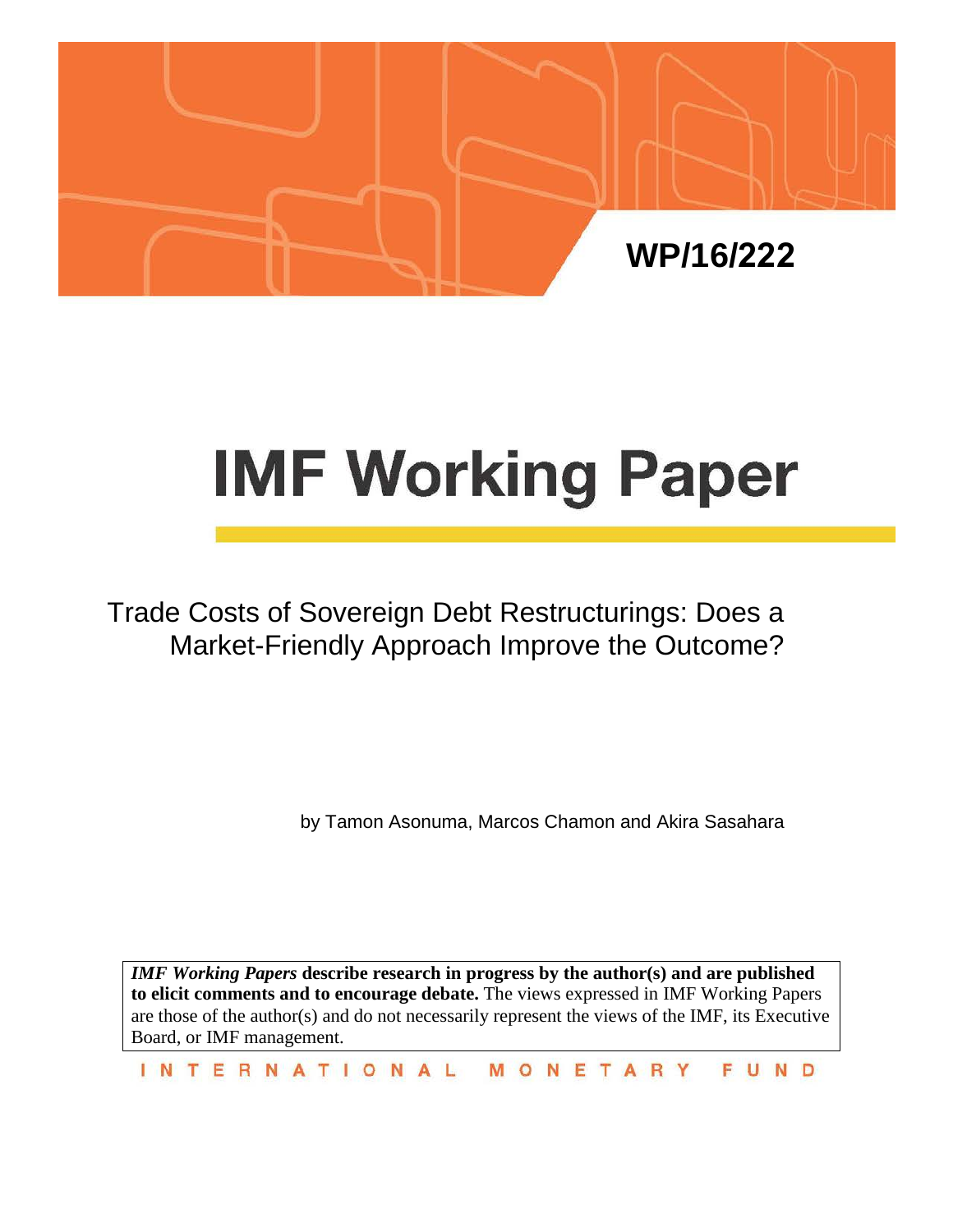WP/16/222

# IMF Working Paper

Trade Costs of Sovereign Debt Restructurings: Does a Market-Friendly Approach Improve the Outcome?

by Tamon Asonuma, Marcos Chamon and Akira Sasahara

***IMF Working Papers* describe research in progress by the author(s) and are published to elicit comments and to encourage debate.** The views expressed in IMF Working Papers are those of the author(s) and do not necessarily represent the views of the IMF, its Executive Board, or IMF management.

INTERNATIONAL MONETARY FUND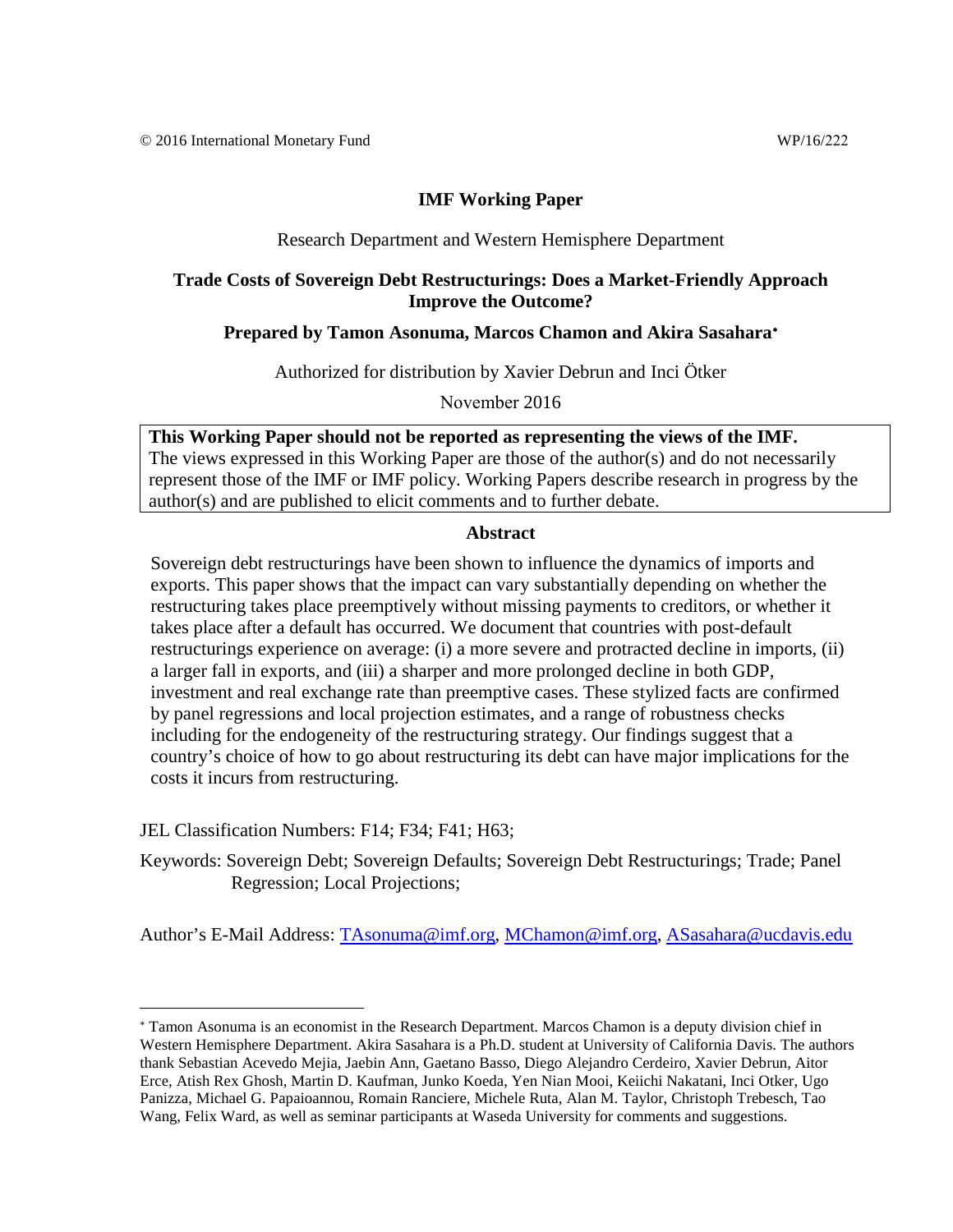© 2016 International Monetary Fund WP/16/222

**IMF Working Paper**

Research Department and Western Hemisphere Department

**Trade Costs of Sovereign Debt Restructurings: Does a Market-Friendly Approach Improve the Outcome?**

**Prepared by Tamon Asonuma, Marcos Chamon and Akira Sasahara**[*]

Authorized for distribution by Xavier Debrun and Inci Ötker

November 2016

**This Working Paper should not be reported as representing the views of the IMF.**
The views expressed in this Working Paper are those of the author(s) and do not necessarily represent those of the IMF or IMF policy. Working Papers describe research in progress by the author(s) and are published to elicit comments and to further debate.

**Abstract**

Sovereign debt restructurings have been shown to influence the dynamics of imports and exports. This paper shows that the impact can vary substantially depending on whether the restructuring takes place preemptively without missing payments to creditors, or whether it takes place after a default has occurred. We document that countries with post-default restructurings experience on average: (i) a more severe and protracted decline in imports, (ii) a larger fall in exports, and (iii) a sharper and more prolonged decline in both GDP, investment and real exchange rate than preemptive cases. These stylized facts are confirmed by panel regressions and local projection estimates, and a range of robustness checks including for the endogeneity of the restructuring strategy. Our findings suggest that a country's choice of how to go about restructuring its debt can have major implications for the costs it incurs from restructuring.

JEL Classification Numbers: F14; F34; F41; H63;

Keywords: Sovereign Debt; Sovereign Defaults; Sovereign Debt Restructurings; Trade; Panel Regression; Local Projections;

Author's E-Mail Address: TAsonuma@imf.org, MChamon@imf.org, ASasahara@ucdavis.edu

---

[*] Tamon Asonuma is an economist in the Research Department. Marcos Chamon is a deputy division chief in Western Hemisphere Department. Akira Sasahara is a Ph.D. student at University of California Davis. The authors thank Sebastian Acevedo Mejia, Jaebin Ann, Gaetano Basso, Diego Alejandro Cerdeiro, Xavier Debrun, Aitor Erce, Atish Rex Ghosh, Martin D. Kaufman, Junko Koeda, Yen Nian Mooi, Keiichi Nakatani, Inci Otker, Ugo Panizza, Michael G. Papaioannou, Romain Ranciere, Michele Ruta, Alan M. Taylor, Christoph Trebesch, Tao Wang, Felix Ward, as well as seminar participants at Waseda University for comments and suggestions.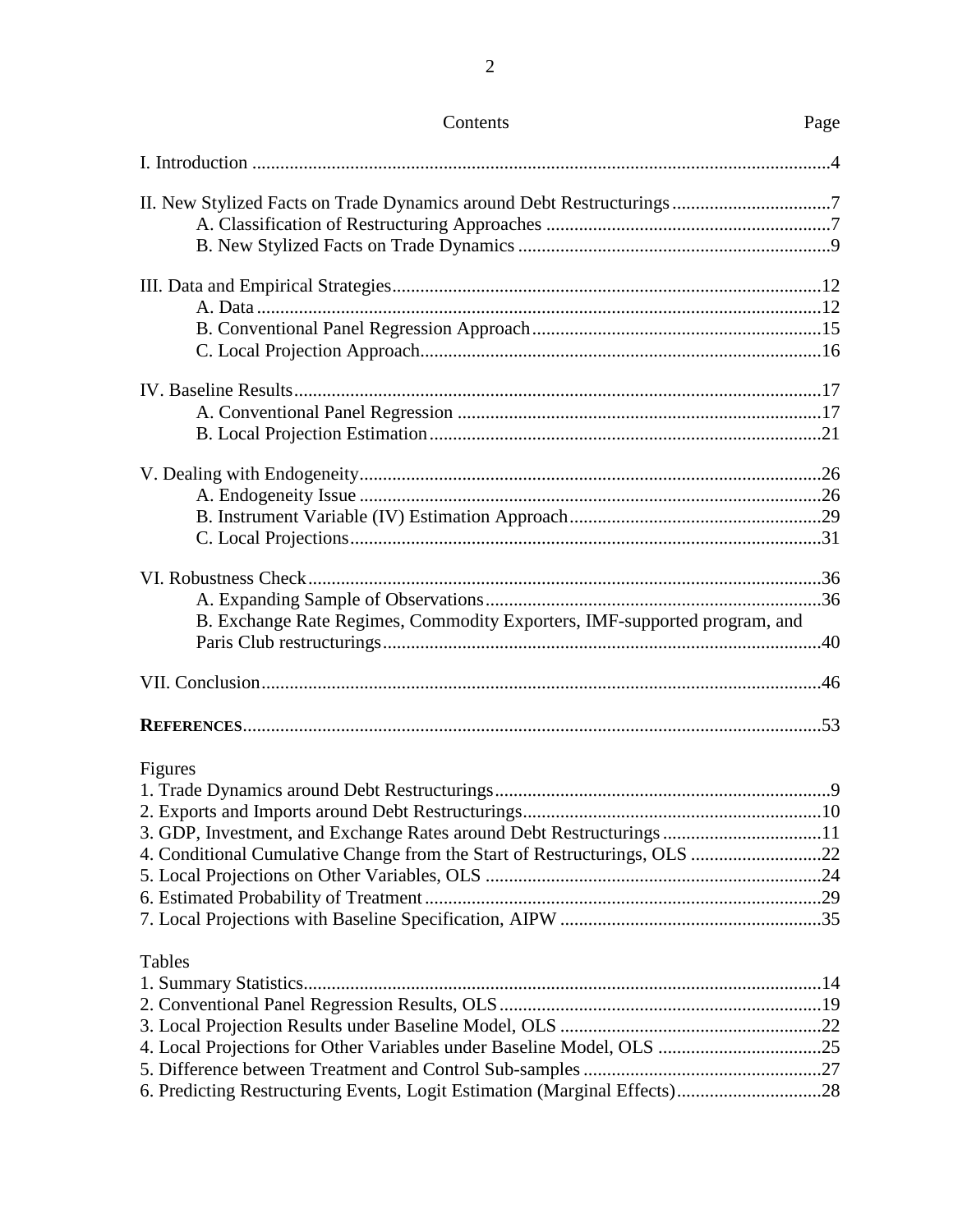## Contents

| Contents | Page |
|---|---|
| I. Introduction | 4 |
| II. New Stylized Facts on Trade Dynamics around Debt Restructurings | 7 |
| A. Classification of Restructuring Approaches | 7 |
| B. New Stylized Facts on Trade Dynamics | 9 |
| III. Data and Empirical Strategies | 12 |
| A. Data | 12 |
| B. Conventional Panel Regression Approach | 15 |
| C. Local Projection Approach | 16 |
| IV. Baseline Results | 17 |
| A. Conventional Panel Regression | 17 |
| B. Local Projection Estimation | 21 |
| V. Dealing with Endogeneity | 26 |
| A. Endogeneity Issue | 26 |
| B. Instrument Variable (IV) Estimation Approach | 29 |
| C. Local Projections | 31 |
| VI. Robustness Check | 36 |
| A. Expanding Sample of Observations | 36 |
| B. Exchange Rate Regimes, Commodity Exporters, IMF-supported program, and Paris Club restructurings | 40 |
| VII. Conclusion | 46 |
| **REFERENCES** | 53 |

Figures

| | |
|---|---|
| 1. Trade Dynamics around Debt Restructurings | 9 |
| 2. Exports and Imports around Debt Restructurings | 10 |
| 3. GDP, Investment, and Exchange Rates around Debt Restructurings | 11 |
| 4. Conditional Cumulative Change from the Start of Restructurings, OLS | 22 |
| 5. Local Projections on Other Variables, OLS | 24 |
| 6. Estimated Probability of Treatment | 29 |
| 7. Local Projections with Baseline Specification, AIPW | 35 |

Tables

| | |
|---|---|
| 1. Summary Statistics | 14 |
| 2. Conventional Panel Regression Results, OLS | 19 |
| 3. Local Projection Results under Baseline Model, OLS | 22 |
| 4. Local Projections for Other Variables under Baseline Model, OLS | 25 |
| 5. Difference between Treatment and Control Sub-samples | 27 |
| 6. Predicting Restructuring Events, Logit Estimation (Marginal Effects) | 28 |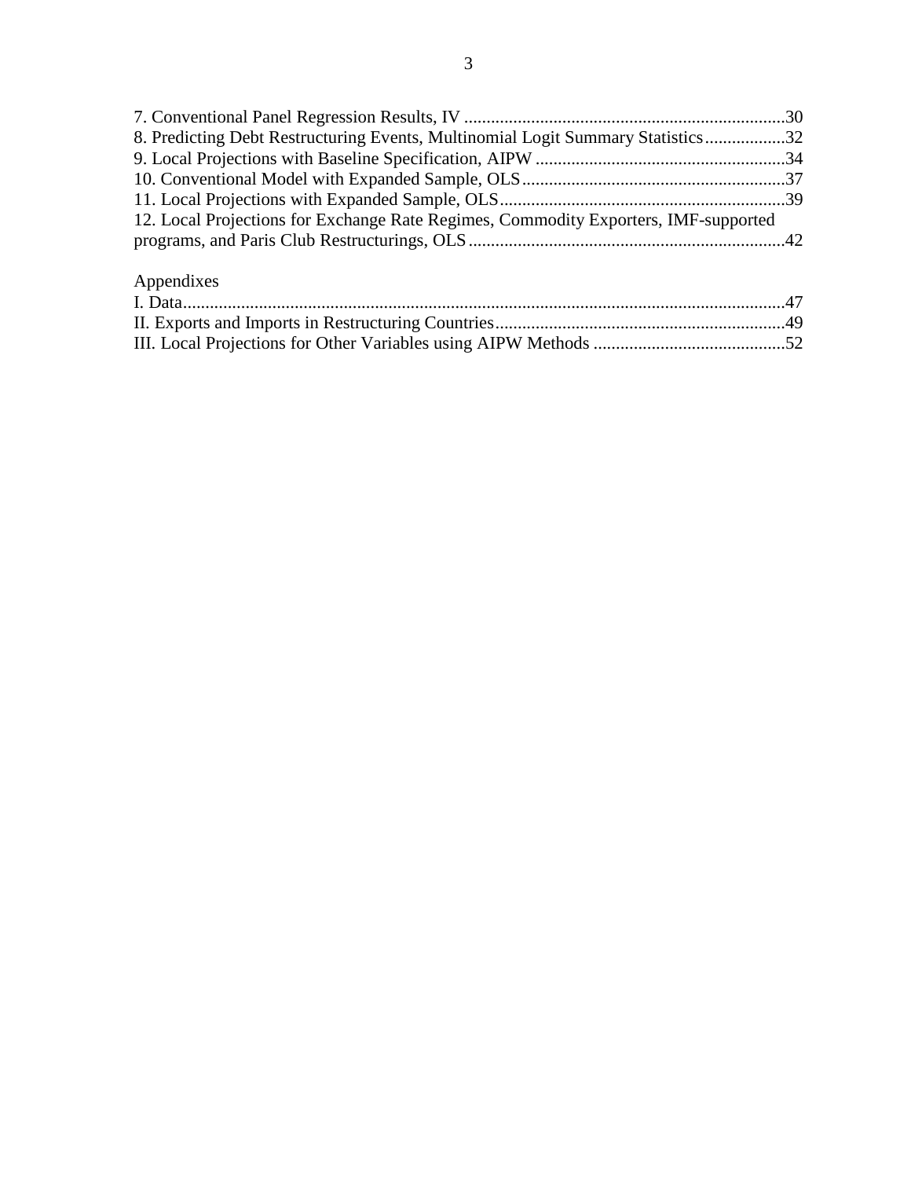7. Conventional Panel Regression Results, IV ........................................................................30
8. Predicting Debt Restructuring Events, Multinomial Logit Summary Statistics..................32
9. Local Projections with Baseline Specification, AIPW ........................................................34
10. Conventional Model with Expanded Sample, OLS...........................................................37
11. Local Projections with Expanded Sample, OLS................................................................39
12. Local Projections for Exchange Rate Regimes, Commodity Exporters, IMF-supported programs, and Paris Club Restructurings, OLS......................................................................42

Appendixes

I. Data.......................................................................................................................................47
II. Exports and Imports in Restructuring Countries.................................................................49
III. Local Projections for Other Variables using AIPW Methods ...........................................52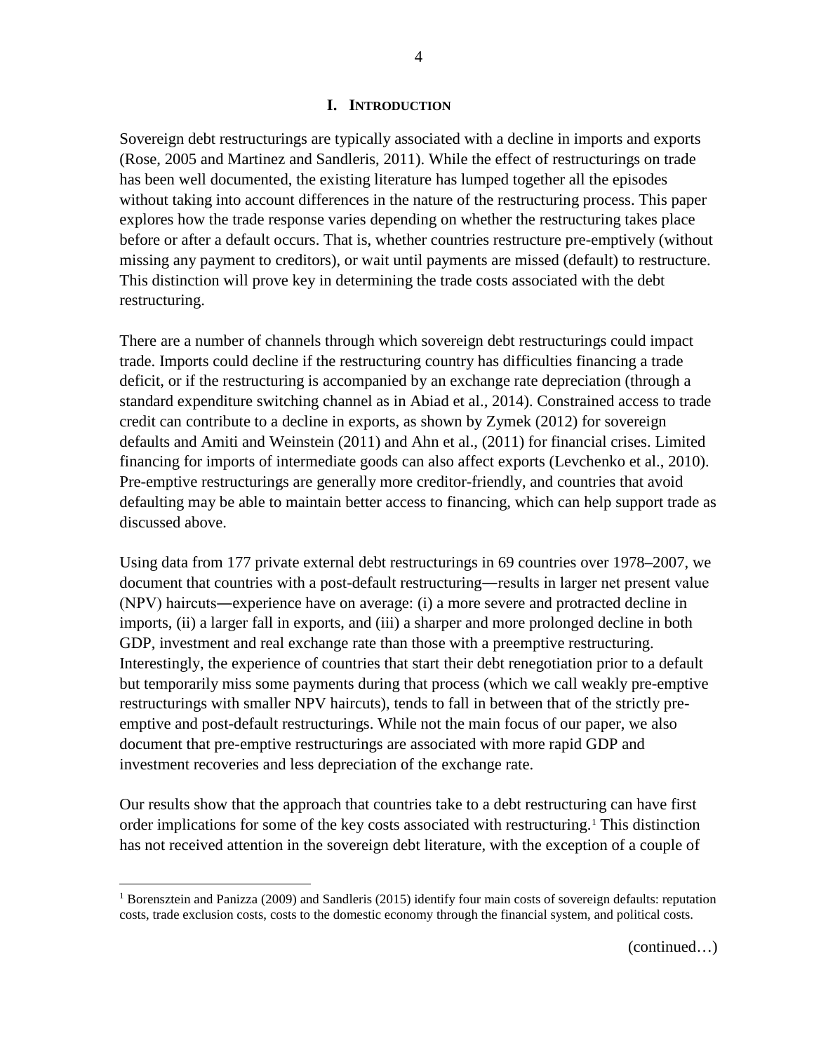# I. INTRODUCTION

Sovereign debt restructurings are typically associated with a decline in imports and exports (Rose, 2005 and Martinez and Sandleris, 2011). While the effect of restructurings on trade has been well documented, the existing literature has lumped together all the episodes without taking into account differences in the nature of the restructuring process. This paper explores how the trade response varies depending on whether the restructuring takes place before or after a default occurs. That is, whether countries restructure pre-emptively (without missing any payment to creditors), or wait until payments are missed (default) to restructure. This distinction will prove key in determining the trade costs associated with the debt restructuring.

There are a number of channels through which sovereign debt restructurings could impact trade. Imports could decline if the restructuring country has difficulties financing a trade deficit, or if the restructuring is accompanied by an exchange rate depreciation (through a standard expenditure switching channel as in Abiad et al., 2014). Constrained access to trade credit can contribute to a decline in exports, as shown by Zymek (2012) for sovereign defaults and Amiti and Weinstein (2011) and Ahn et al., (2011) for financial crises. Limited financing for imports of intermediate goods can also affect exports (Levchenko et al., 2010). Pre-emptive restructurings are generally more creditor-friendly, and countries that avoid defaulting may be able to maintain better access to financing, which can help support trade as discussed above.

Using data from 177 private external debt restructurings in 69 countries over 1978–2007, we document that countries with a post-default restructuring—results in larger net present value (NPV) haircuts—experience have on average: (i) a more severe and protracted decline in imports, (ii) a larger fall in exports, and (iii) a sharper and more prolonged decline in both GDP, investment and real exchange rate than those with a preemptive restructuring. Interestingly, the experience of countries that start their debt renegotiation prior to a default but temporarily miss some payments during that process (which we call weakly pre-emptive restructurings with smaller NPV haircuts), tends to fall in between that of the strictly pre-emptive and post-default restructurings. While not the main focus of our paper, we also document that pre-emptive restructurings are associated with more rapid GDP and investment recoveries and less depreciation of the exchange rate.

Our results show that the approach that countries take to a debt restructuring can have first order implications for some of the key costs associated with restructuring.[1] This distinction has not received attention in the sovereign debt literature, with the exception of a couple of

[1] Borensztein and Panizza (2009) and Sandleris (2015) identify four main costs of sovereign defaults: reputation costs, trade exclusion costs, costs to the domestic economy through the financial system, and political costs.

(continued…)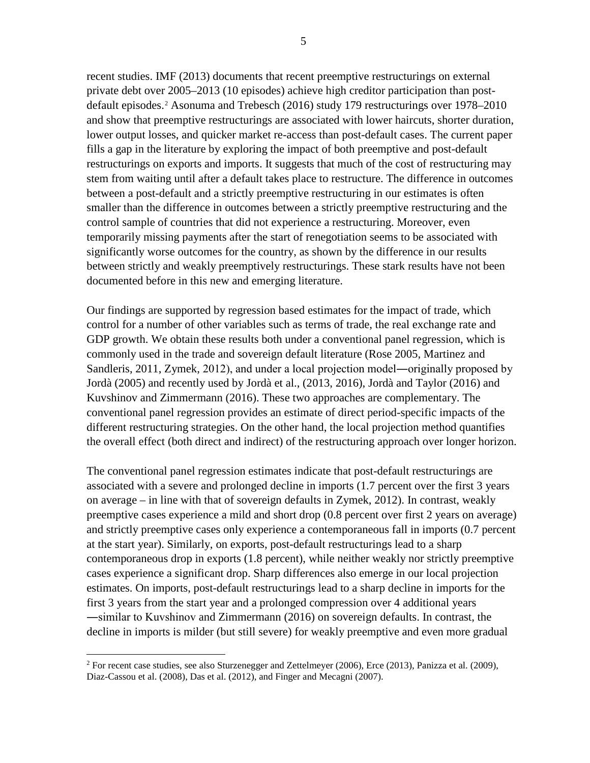recent studies. IMF (2013) documents that recent preemptive restructurings on external private debt over 2005–2013 (10 episodes) achieve high creditor participation than post-default episodes.[2] Asonuma and Trebesch (2016) study 179 restructurings over 1978–2010 and show that preemptive restructurings are associated with lower haircuts, shorter duration, lower output losses, and quicker market re-access than post-default cases. The current paper fills a gap in the literature by exploring the impact of both preemptive and post-default restructurings on exports and imports. It suggests that much of the cost of restructuring may stem from waiting until after a default takes place to restructure. The difference in outcomes between a post-default and a strictly preemptive restructuring in our estimates is often smaller than the difference in outcomes between a strictly preemptive restructuring and the control sample of countries that did not experience a restructuring. Moreover, even temporarily missing payments after the start of renegotiation seems to be associated with significantly worse outcomes for the country, as shown by the difference in our results between strictly and weakly preemptively restructurings. These stark results have not been documented before in this new and emerging literature.

Our findings are supported by regression based estimates for the impact of trade, which control for a number of other variables such as terms of trade, the real exchange rate and GDP growth. We obtain these results both under a conventional panel regression, which is commonly used in the trade and sovereign default literature (Rose 2005, Martinez and Sandleris, 2011, Zymek, 2012), and under a local projection model―originally proposed by Jordà (2005) and recently used by Jordà et al., (2013, 2016), Jordà and Taylor (2016) and Kuvshinov and Zimmermann (2016). These two approaches are complementary. The conventional panel regression provides an estimate of direct period-specific impacts of the different restructuring strategies. On the other hand, the local projection method quantifies the overall effect (both direct and indirect) of the restructuring approach over longer horizon.

The conventional panel regression estimates indicate that post-default restructurings are associated with a severe and prolonged decline in imports (1.7 percent over the first 3 years on average – in line with that of sovereign defaults in Zymek, 2012). In contrast, weakly preemptive cases experience a mild and short drop (0.8 percent over first 2 years on average) and strictly preemptive cases only experience a contemporaneous fall in imports (0.7 percent at the start year). Similarly, on exports, post-default restructurings lead to a sharp contemporaneous drop in exports (1.8 percent), while neither weakly nor strictly preemptive cases experience a significant drop. Sharp differences also emerge in our local projection estimates. On imports, post-default restructurings lead to a sharp decline in imports for the first 3 years from the start year and a prolonged compression over 4 additional years ―similar to Kuvshinov and Zimmermann (2016) on sovereign defaults. In contrast, the decline in imports is milder (but still severe) for weakly preemptive and even more gradual

[2] For recent case studies, see also Sturzenegger and Zettelmeyer (2006), Erce (2013), Panizza et al. (2009), Diaz-Cassou et al. (2008), Das et al. (2012), and Finger and Mecagni (2007).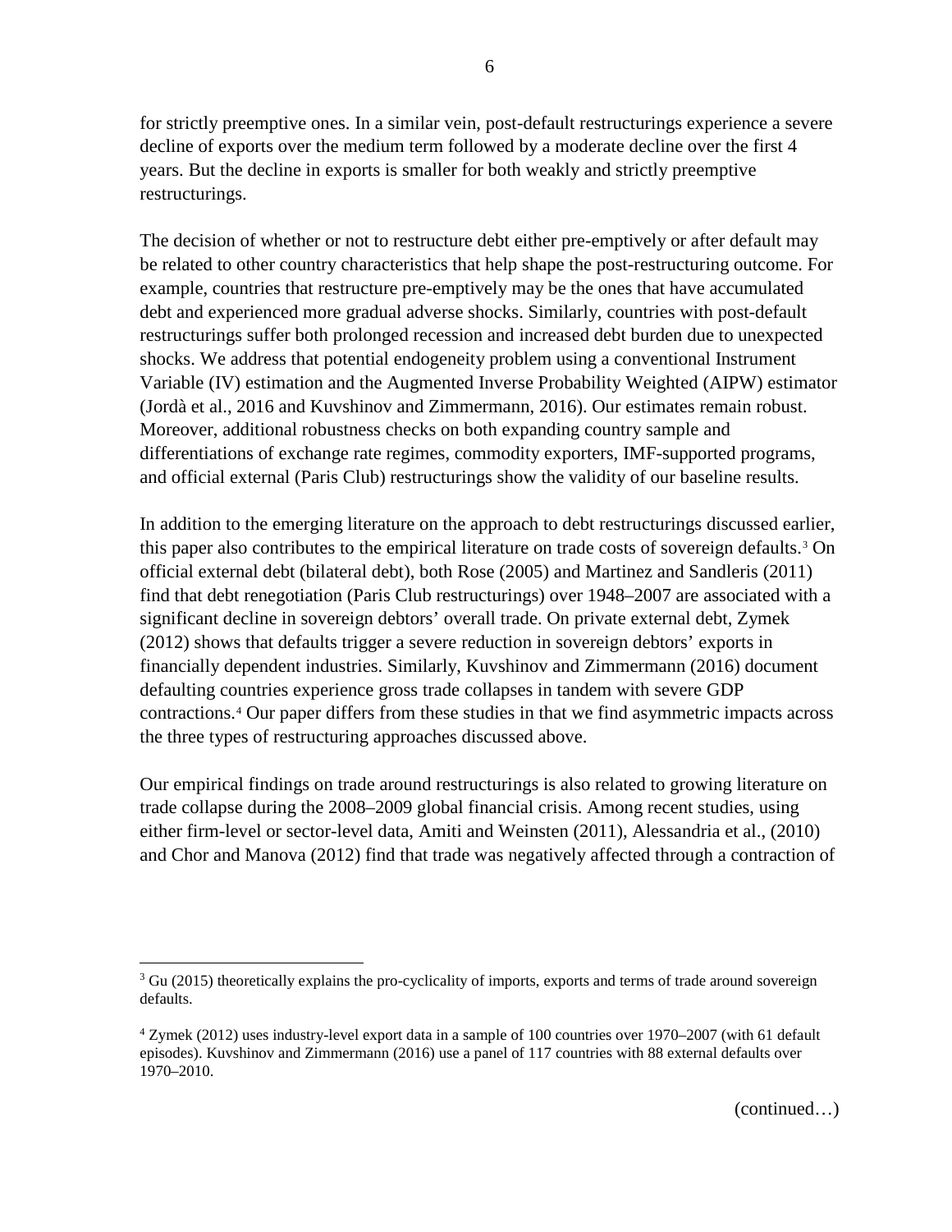for strictly preemptive ones. In a similar vein, post-default restructurings experience a severe decline of exports over the medium term followed by a moderate decline over the first 4 years. But the decline in exports is smaller for both weakly and strictly preemptive restructurings.

The decision of whether or not to restructure debt either pre-emptively or after default may be related to other country characteristics that help shape the post-restructuring outcome. For example, countries that restructure pre-emptively may be the ones that have accumulated debt and experienced more gradual adverse shocks. Similarly, countries with post-default restructurings suffer both prolonged recession and increased debt burden due to unexpected shocks. We address that potential endogeneity problem using a conventional Instrument Variable (IV) estimation and the Augmented Inverse Probability Weighted (AIPW) estimator (Jordà et al., 2016 and Kuvshinov and Zimmermann, 2016). Our estimates remain robust. Moreover, additional robustness checks on both expanding country sample and differentiations of exchange rate regimes, commodity exporters, IMF-supported programs, and official external (Paris Club) restructurings show the validity of our baseline results.

In addition to the emerging literature on the approach to debt restructurings discussed earlier, this paper also contributes to the empirical literature on trade costs of sovereign defaults.[3] On official external debt (bilateral debt), both Rose (2005) and Martinez and Sandleris (2011) find that debt renegotiation (Paris Club restructurings) over 1948–2007 are associated with a significant decline in sovereign debtors' overall trade. On private external debt, Zymek (2012) shows that defaults trigger a severe reduction in sovereign debtors' exports in financially dependent industries. Similarly, Kuvshinov and Zimmermann (2016) document defaulting countries experience gross trade collapses in tandem with severe GDP contractions.[4] Our paper differs from these studies in that we find asymmetric impacts across the three types of restructuring approaches discussed above.

Our empirical findings on trade around restructurings is also related to growing literature on trade collapse during the 2008–2009 global financial crisis. Among recent studies, using either firm-level or sector-level data, Amiti and Weinsten (2011), Alessandria et al., (2010) and Chor and Manova (2012) find that trade was negatively affected through a contraction of

---

[3] Gu (2015) theoretically explains the pro-cyclicality of imports, exports and terms of trade around sovereign defaults.

[4] Zymek (2012) uses industry-level export data in a sample of 100 countries over 1970–2007 (with 61 default episodes). Kuvshinov and Zimmermann (2016) use a panel of 117 countries with 88 external defaults over 1970–2010.

(continued…)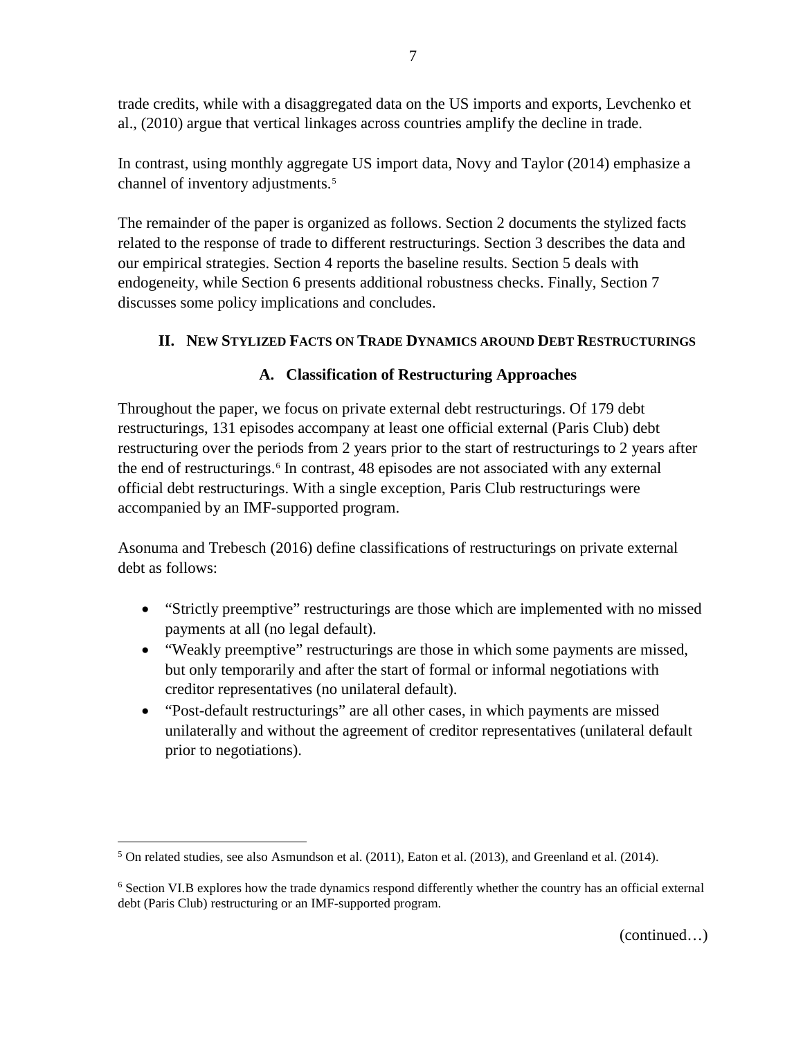trade credits, while with a disaggregated data on the US imports and exports, Levchenko et al., (2010) argue that vertical linkages across countries amplify the decline in trade.

In contrast, using monthly aggregate US import data, Novy and Taylor (2014) emphasize a channel of inventory adjustments.[5]

The remainder of the paper is organized as follows. Section 2 documents the stylized facts related to the response of trade to different restructurings. Section 3 describes the data and our empirical strategies. Section 4 reports the baseline results. Section 5 deals with endogeneity, while Section 6 presents additional robustness checks. Finally, Section 7 discusses some policy implications and concludes.

## II. New Stylized Facts on Trade Dynamics around Debt Restructurings

### A. Classification of Restructuring Approaches

Throughout the paper, we focus on private external debt restructurings. Of 179 debt restructurings, 131 episodes accompany at least one official external (Paris Club) debt restructuring over the periods from 2 years prior to the start of restructurings to 2 years after the end of restructurings.[6] In contrast, 48 episodes are not associated with any external official debt restructurings. With a single exception, Paris Club restructurings were accompanied by an IMF-supported program.

Asonuma and Trebesch (2016) define classifications of restructurings on private external debt as follows:

- "Strictly preemptive" restructurings are those which are implemented with no missed payments at all (no legal default).
- "Weakly preemptive" restructurings are those in which some payments are missed, but only temporarily and after the start of formal or informal negotiations with creditor representatives (no unilateral default).
- "Post-default restructurings" are all other cases, in which payments are missed unilaterally and without the agreement of creditor representatives (unilateral default prior to negotiations).

[5] On related studies, see also Asmundson et al. (2011), Eaton et al. (2013), and Greenland et al. (2014).

[6] Section VI.B explores how the trade dynamics respond differently whether the country has an official external debt (Paris Club) restructuring or an IMF-supported program.

(continued…)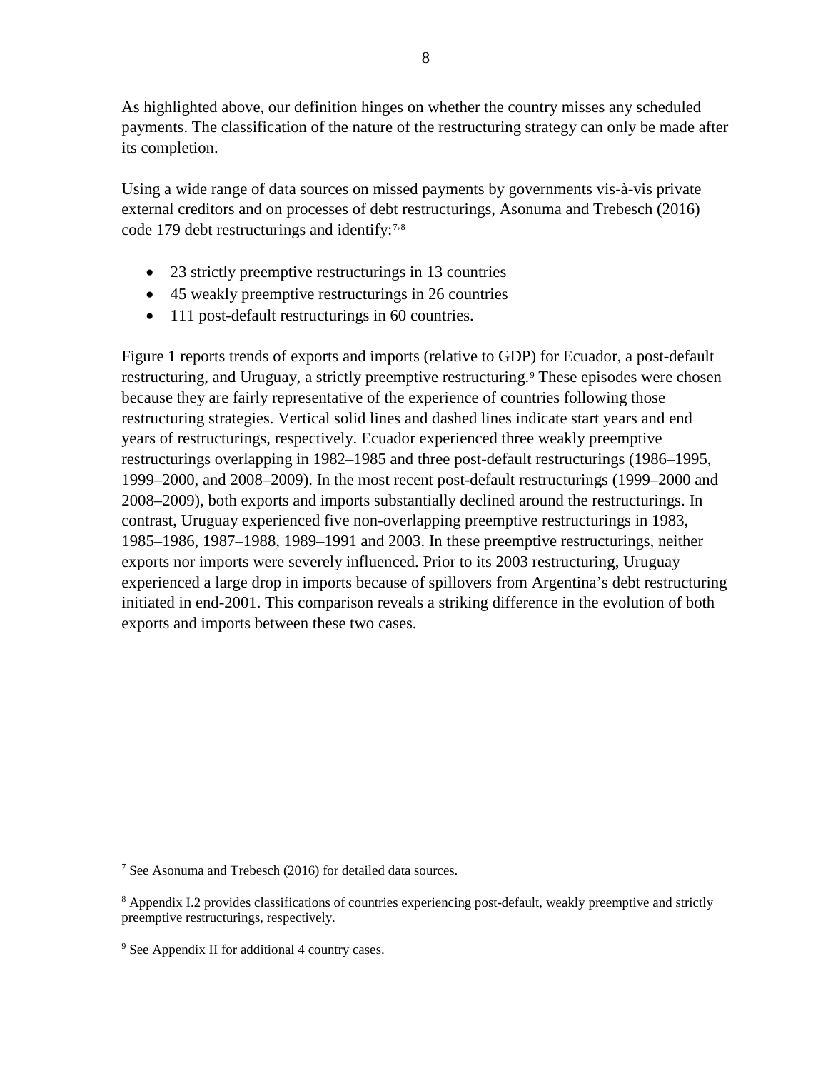As highlighted above, our definition hinges on whether the country misses any scheduled payments. The classification of the nature of the restructuring strategy can only be made after its completion.

Using a wide range of data sources on missed payments by governments vis-à-vis private external creditors and on processes of debt restructurings, Asonuma and Trebesch (2016) code 179 debt restructurings and identify:[7,8]

- 23 strictly preemptive restructurings in 13 countries
- 45 weakly preemptive restructurings in 26 countries
- 111 post-default restructurings in 60 countries.

Figure 1 reports trends of exports and imports (relative to GDP) for Ecuador, a post-default restructuring, and Uruguay, a strictly preemptive restructuring.[9] These episodes were chosen because they are fairly representative of the experience of countries following those restructuring strategies. Vertical solid lines and dashed lines indicate start years and end years of restructurings, respectively. Ecuador experienced three weakly preemptive restructurings overlapping in 1982–1985 and three post-default restructurings (1986–1995, 1999–2000, and 2008–2009). In the most recent post-default restructurings (1999–2000 and 2008–2009), both exports and imports substantially declined around the restructurings. In contrast, Uruguay experienced five non-overlapping preemptive restructurings in 1983, 1985–1986, 1987–1988, 1989–1991 and 2003. In these preemptive restructurings, neither exports nor imports were severely influenced. Prior to its 2003 restructuring, Uruguay experienced a large drop in imports because of spillovers from Argentina's debt restructuring initiated in end-2001. This comparison reveals a striking difference in the evolution of both exports and imports between these two cases.

---

[7] See Asonuma and Trebesch (2016) for detailed data sources.

[8] Appendix I.2 provides classifications of countries experiencing post-default, weakly preemptive and strictly preemptive restructurings, respectively.

[9] See Appendix II for additional 4 country cases.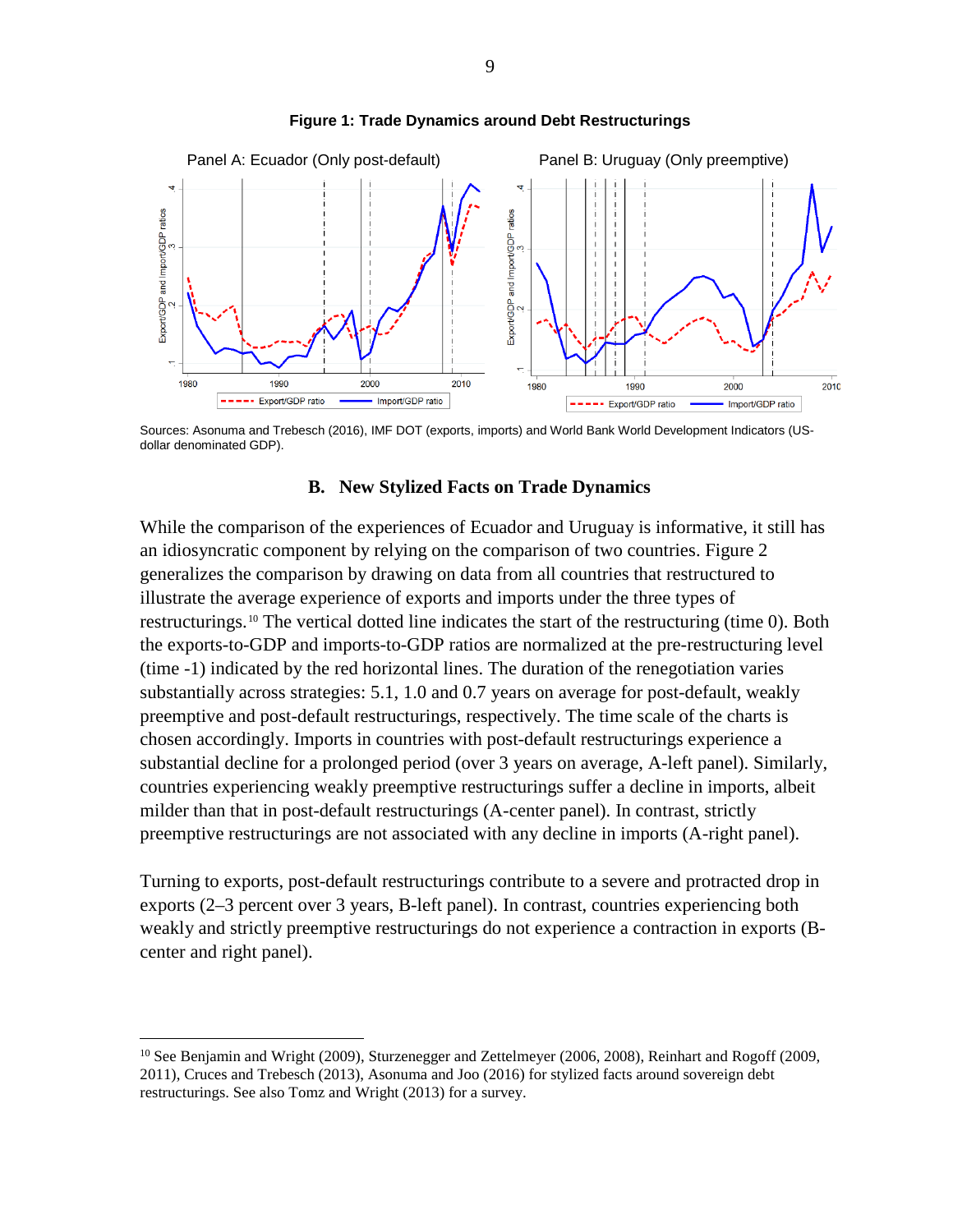**Figure 1: Trade Dynamics around Debt Restructurings**

Sources: Asonuma and Trebesch (2016), IMF DOT (exports, imports) and World Bank World Development Indicators (US-dollar denominated GDP).

## B. New Stylized Facts on Trade Dynamics

While the comparison of the experiences of Ecuador and Uruguay is informative, it still has an idiosyncratic component by relying on the comparison of two countries. Figure 2 generalizes the comparison by drawing on data from all countries that restructured to illustrate the average experience of exports and imports under the three types of restructurings.[10] The vertical dotted line indicates the start of the restructuring (time 0). Both the exports-to-GDP and imports-to-GDP ratios are normalized at the pre-restructuring level (time -1) indicated by the red horizontal lines. The duration of the renegotiation varies substantially across strategies: 5.1, 1.0 and 0.7 years on average for post-default, weakly preemptive and post-default restructurings, respectively. The time scale of the charts is chosen accordingly. Imports in countries with post-default restructurings experience a substantial decline for a prolonged period (over 3 years on average, A-left panel). Similarly, countries experiencing weakly preemptive restructurings suffer a decline in imports, albeit milder than that in post-default restructurings (A-center panel). In contrast, strictly preemptive restructurings are not associated with any decline in imports (A-right panel).

Turning to exports, post-default restructurings contribute to a severe and protracted drop in exports (2–3 percent over 3 years, B-left panel). In contrast, countries experiencing both weakly and strictly preemptive restructurings do not experience a contraction in exports (B-center and right panel).

[10] See Benjamin and Wright (2009), Sturzenegger and Zettelmeyer (2006, 2008), Reinhart and Rogoff (2009, 2011), Cruces and Trebesch (2013), Asonuma and Joo (2016) for stylized facts around sovereign debt restructurings. See also Tomz and Wright (2013) for a survey.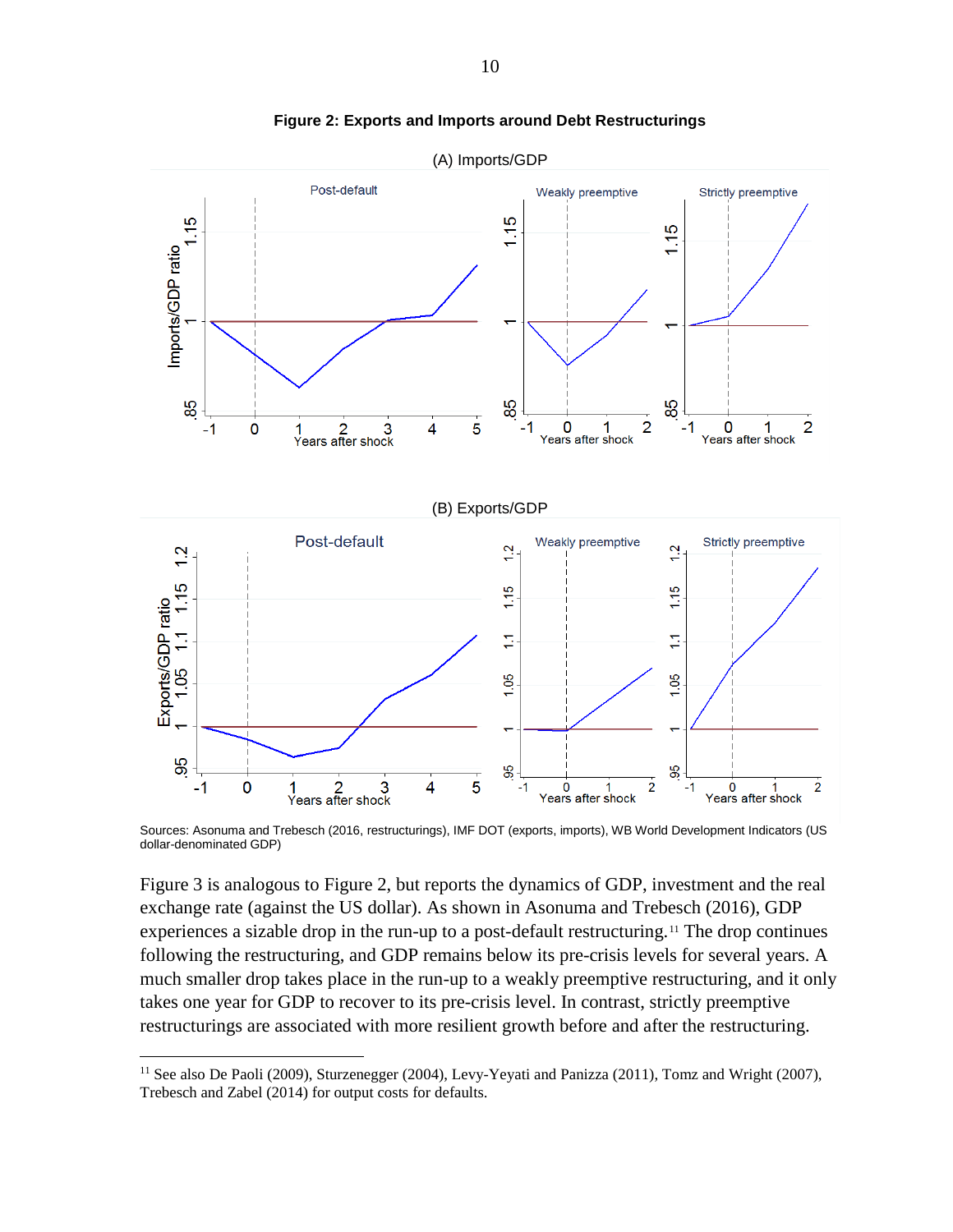**Figure 2: Exports and Imports around Debt Restructurings**

Sources: Asonuma and Trebesch (2016, restructurings), IMF DOT (exports, imports), WB World Development Indicators (US dollar-denominated GDP)

Figure 3 is analogous to Figure 2, but reports the dynamics of GDP, investment and the real exchange rate (against the US dollar). As shown in Asonuma and Trebesch (2016), GDP experiences a sizable drop in the run-up to a post-default restructuring.[11] The drop continues following the restructuring, and GDP remains below its pre-crisis levels for several years. A much smaller drop takes place in the run-up to a weakly preemptive restructuring, and it only takes one year for GDP to recover to its pre-crisis level. In contrast, strictly preemptive restructurings are associated with more resilient growth before and after the restructuring.

[11] See also De Paoli (2009), Sturzenegger (2004), Levy-Yeyati and Panizza (2011), Tomz and Wright (2007), Trebesch and Zabel (2014) for output costs for defaults.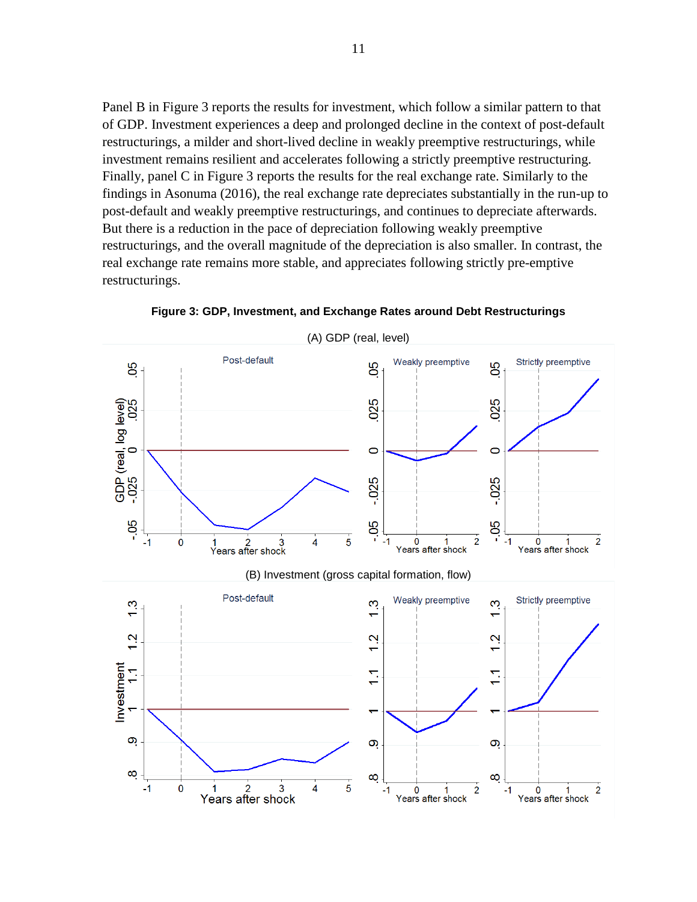Panel B in Figure 3 reports the results for investment, which follow a similar pattern to that of GDP. Investment experiences a deep and prolonged decline in the context of post-default restructurings, a milder and short-lived decline in weakly preemptive restructurings, while investment remains resilient and accelerates following a strictly preemptive restructuring. Finally, panel C in Figure 3 reports the results for the real exchange rate. Similarly to the findings in Asonuma (2016), the real exchange rate depreciates substantially in the run-up to post-default and weakly preemptive restructurings, and continues to depreciate afterwards. But there is a reduction in the pace of depreciation following weakly preemptive restructurings, and the overall magnitude of the depreciation is also smaller. In contrast, the real exchange rate remains more stable, and appreciates following strictly pre-emptive restructurings.

**Figure 3: GDP, Investment, and Exchange Rates around Debt Restructurings**

(A) GDP (real, level)

(B) Investment (gross capital formation, flow)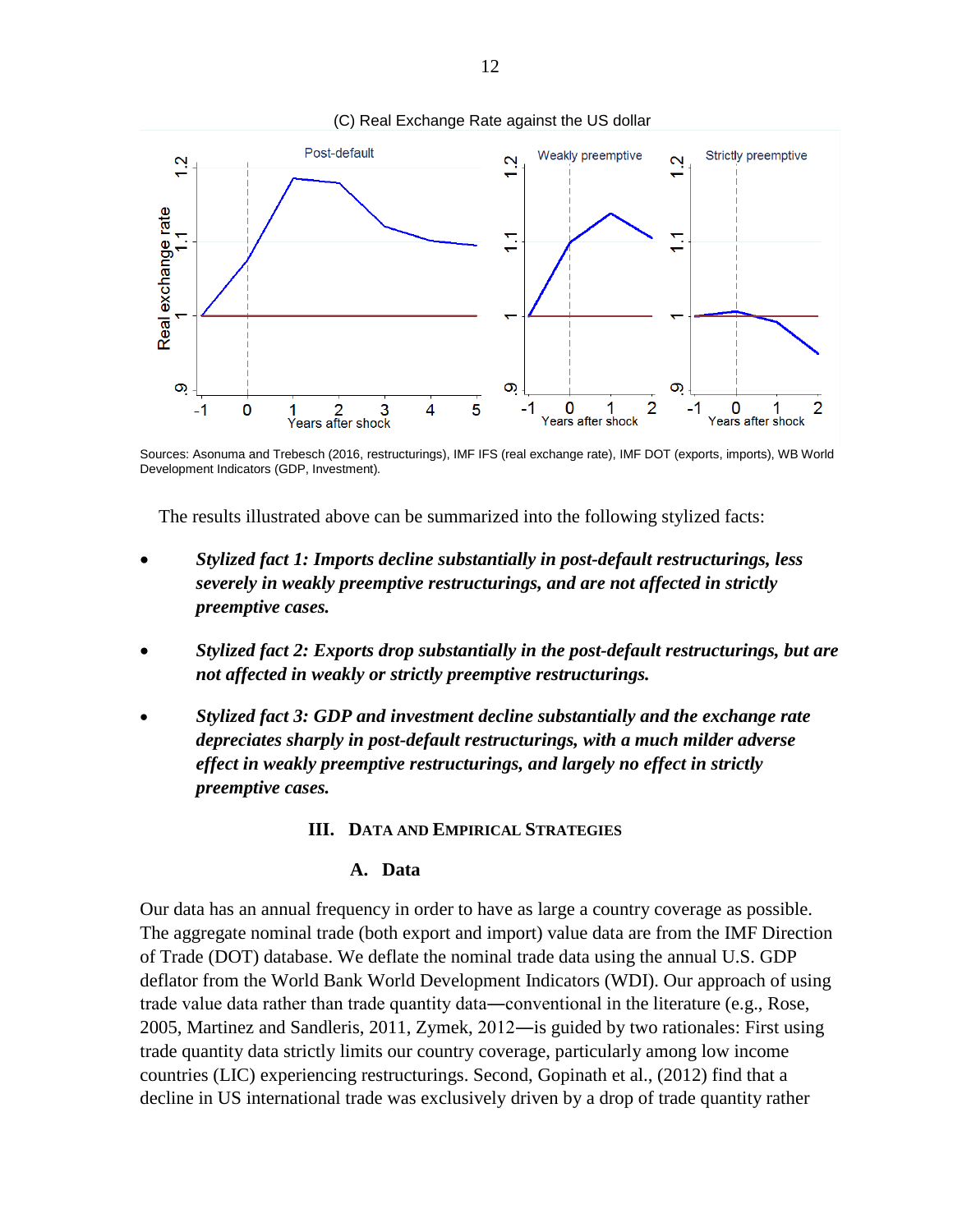(C) Real Exchange Rate against the US dollar

Sources: Asonuma and Trebesch (2016, restructurings), IMF IFS (real exchange rate), IMF DOT (exports, imports), WB World Development Indicators (GDP, Investment).

The results illustrated above can be summarized into the following stylized facts:

- ***Stylized fact 1: Imports decline substantially in post-default restructurings, less severely in weakly preemptive restructurings, and are not affected in strictly preemptive cases.***

- ***Stylized fact 2: Exports drop substantially in the post-default restructurings, but are not affected in weakly or strictly preemptive restructurings.***

- ***Stylized fact 3: GDP and investment decline substantially and the exchange rate depreciates sharply in post-default restructurings, with a much milder adverse effect in weakly preemptive restructurings, and largely no effect in strictly preemptive cases.***

## III. Data and Empirical Strategies

### A. Data

Our data has an annual frequency in order to have as large a country coverage as possible. The aggregate nominal trade (both export and import) value data are from the IMF Direction of Trade (DOT) database. We deflate the nominal trade data using the annual U.S. GDP deflator from the World Bank World Development Indicators (WDI). Our approach of using trade value data rather than trade quantity data—conventional in the literature (e.g., Rose, 2005, Martinez and Sandleris, 2011, Zymek, 2012—is guided by two rationales: First using trade quantity data strictly limits our country coverage, particularly among low income countries (LIC) experiencing restructurings. Second, Gopinath et al., (2012) find that a decline in US international trade was exclusively driven by a drop of trade quantity rather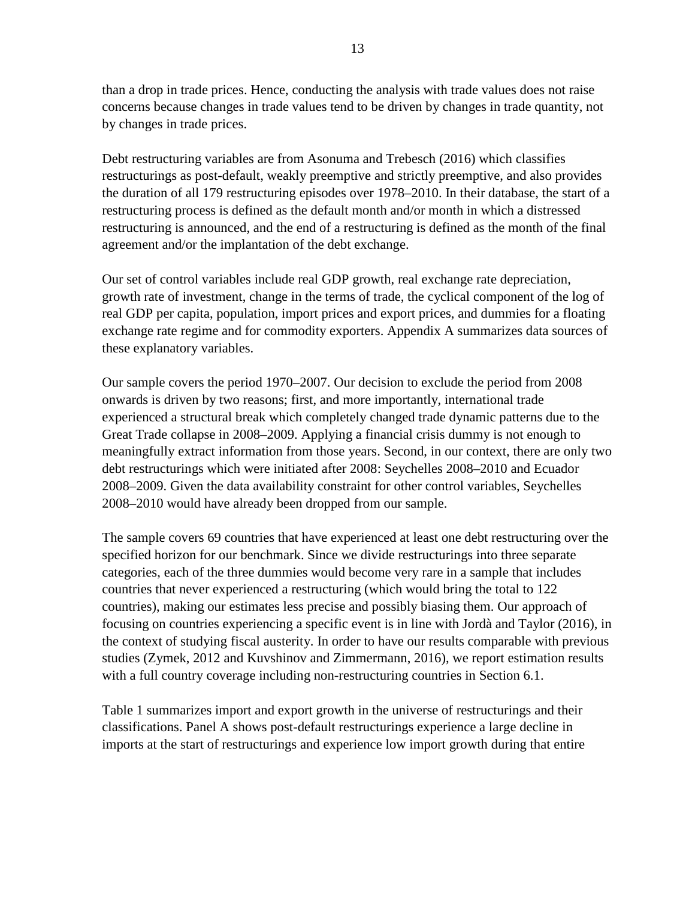than a drop in trade prices. Hence, conducting the analysis with trade values does not raise concerns because changes in trade values tend to be driven by changes in trade quantity, not by changes in trade prices.

Debt restructuring variables are from Asonuma and Trebesch (2016) which classifies restructurings as post-default, weakly preemptive and strictly preemptive, and also provides the duration of all 179 restructuring episodes over 1978–2010. In their database, the start of a restructuring process is defined as the default month and/or month in which a distressed restructuring is announced, and the end of a restructuring is defined as the month of the final agreement and/or the implantation of the debt exchange.

Our set of control variables include real GDP growth, real exchange rate depreciation, growth rate of investment, change in the terms of trade, the cyclical component of the log of real GDP per capita, population, import prices and export prices, and dummies for a floating exchange rate regime and for commodity exporters. Appendix A summarizes data sources of these explanatory variables.

Our sample covers the period 1970–2007. Our decision to exclude the period from 2008 onwards is driven by two reasons; first, and more importantly, international trade experienced a structural break which completely changed trade dynamic patterns due to the Great Trade collapse in 2008–2009. Applying a financial crisis dummy is not enough to meaningfully extract information from those years. Second, in our context, there are only two debt restructurings which were initiated after 2008: Seychelles 2008–2010 and Ecuador 2008–2009. Given the data availability constraint for other control variables, Seychelles 2008–2010 would have already been dropped from our sample.

The sample covers 69 countries that have experienced at least one debt restructuring over the specified horizon for our benchmark. Since we divide restructurings into three separate categories, each of the three dummies would become very rare in a sample that includes countries that never experienced a restructuring (which would bring the total to 122 countries), making our estimates less precise and possibly biasing them. Our approach of focusing on countries experiencing a specific event is in line with Jordà and Taylor (2016), in the context of studying fiscal austerity. In order to have our results comparable with previous studies (Zymek, 2012 and Kuvshinov and Zimmermann, 2016), we report estimation results with a full country coverage including non-restructuring countries in Section 6.1.

Table 1 summarizes import and export growth in the universe of restructurings and their classifications. Panel A shows post-default restructurings experience a large decline in imports at the start of restructurings and experience low import growth during that entire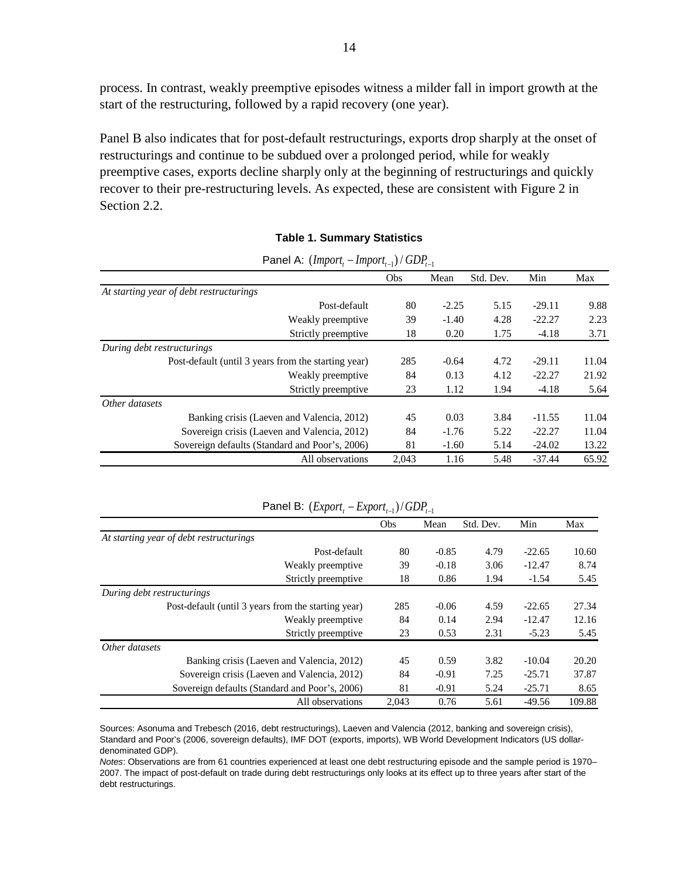process. In contrast, weakly preemptive episodes witness a milder fall in import growth at the start of the restructuring, followed by a rapid recovery (one year).

Panel B also indicates that for post-default restructurings, exports drop sharply at the onset of restructurings and continue to be subdued over a prolonged period, while for weakly preemptive cases, exports decline sharply only at the beginning of restructurings and quickly recover to their pre-restructuring levels. As expected, these are consistent with Figure 2 in Section 2.2.

**Table 1. Summary Statistics**

Panel A: $(Import_t - Import_{t-1}) / GDP_{t-1}$

| | Obs | Mean | Std. Dev. | Min | Max |
|---|---|---|---|---|---|
| *At starting year of debt restructurings* | | | | | |
| Post-default | 80 | -2.25 | 5.15 | -29.11 | 9.88 |
| Weakly preemptive | 39 | -1.40 | 4.28 | -22.27 | 2.23 |
| Strictly preemptive | 18 | 0.20 | 1.75 | -4.18 | 3.71 |
| *During debt restructurings* | | | | | |
| Post-default (until 3 years from the starting year) | 285 | -0.64 | 4.72 | -29.11 | 11.04 |
| Weakly preemptive | 84 | 0.13 | 4.12 | -22.27 | 21.92 |
| Strictly preemptive | 23 | 1.12 | 1.94 | -4.18 | 5.64 |
| *Other datasets* | | | | | |
| Banking crisis (Laeven and Valencia, 2012) | 45 | 0.03 | 3.84 | -11.55 | 11.04 |
| Sovereign crisis (Laeven and Valencia, 2012) | 84 | -1.76 | 5.22 | -22.27 | 11.04 |
| Sovereign defaults (Standard and Poor's, 2006) | 81 | -1.60 | 5.14 | -24.02 | 13.22 |
| All observations | 2,043 | 1.16 | 5.48 | -37.44 | 65.92 |

Panel B: $(Export_t - Export_{t-1}) / GDP_{t-1}$

| | Obs | Mean | Std. Dev. | Min | Max |
|---|---|---|---|---|---|
| *At starting year of debt restructurings* | | | | | |
| Post-default | 80 | -0.85 | 4.79 | -22.65 | 10.60 |
| Weakly preemptive | 39 | -0.18 | 3.06 | -12.47 | 8.74 |
| Strictly preemptive | 18 | 0.86 | 1.94 | -1.54 | 5.45 |
| *During debt restructurings* | | | | | |
| Post-default (until 3 years from the starting year) | 285 | -0.06 | 4.59 | -22.65 | 27.34 |
| Weakly preemptive | 84 | 0.14 | 2.94 | -12.47 | 12.16 |
| Strictly preemptive | 23 | 0.53 | 2.31 | -5.23 | 5.45 |
| *Other datasets* | | | | | |
| Banking crisis (Laeven and Valencia, 2012) | 45 | 0.59 | 3.82 | -10.04 | 20.20 |
| Sovereign crisis (Laeven and Valencia, 2012) | 84 | -0.91 | 7.25 | -25.71 | 37.87 |
| Sovereign defaults (Standard and Poor's, 2006) | 81 | -0.91 | 5.24 | -25.71 | 8.65 |
| All observations | 2,043 | 0.76 | 5.61 | -49.56 | 109.88 |

Sources: Asonuma and Trebesch (2016, debt restructurings), Laeven and Valencia (2012, banking and sovereign crisis), Standard and Poor's (2006, sovereign defaults), IMF DOT (exports, imports), WB World Development Indicators (US dollar-denominated GDP).

*Notes*: Observations are from 61 countries experienced at least one debt restructuring episode and the sample period is 1970–2007. The impact of post-default on trade during debt restructurings only looks at its effect up to three years after start of the debt restructurings.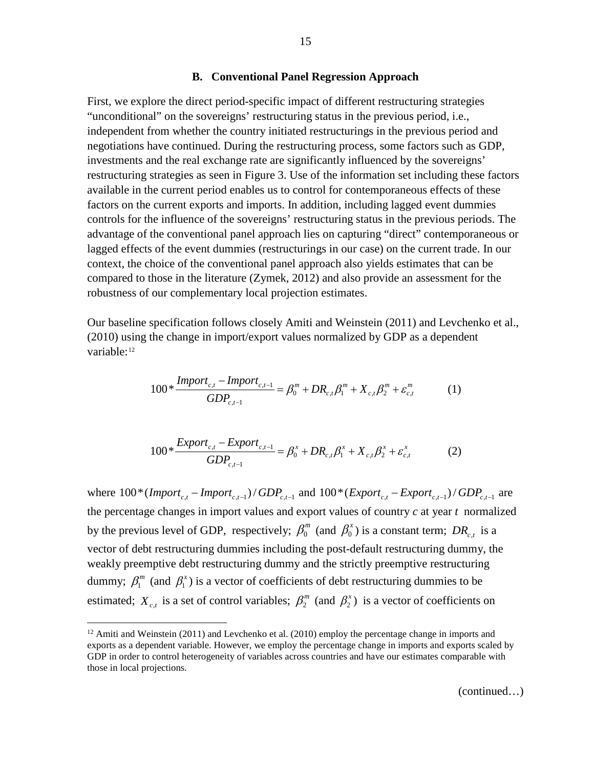### B. Conventional Panel Regression Approach

First, we explore the direct period-specific impact of different restructuring strategies "unconditional" on the sovereigns' restructuring status in the previous period, i.e., independent from whether the country initiated restructurings in the previous period and negotiations have continued. During the restructuring process, some factors such as GDP, investments and the real exchange rate are significantly influenced by the sovereigns' restructuring strategies as seen in Figure 3. Use of the information set including these factors available in the current period enables us to control for contemporaneous effects of these factors on the current exports and imports. In addition, including lagged event dummies controls for the influence of the sovereigns' restructuring status in the previous periods. The advantage of the conventional panel approach lies on capturing "direct" contemporaneous or lagged effects of the event dummies (restructurings in our case) on the current trade. In our context, the choice of the conventional panel approach also yields estimates that can be compared to those in the literature (Zymek, 2012) and also provide an assessment for the robustness of our complementary local projection estimates.

Our baseline specification follows closely Amiti and Weinstein (2011) and Levchenko et al., (2010) using the change in import/export values normalized by GDP as a dependent variable:[12]

$$100 * \frac{Import_{c,t} - Import_{c,t-1}}{GDP_{c,t-1}} = \beta_0^m + DR_{c,t}\beta_1^m + X_{c,t}\beta_2^m + \varepsilon_{c,t}^m \qquad (1)$$

$$100 * \frac{Export_{c,t} - Export_{c,t-1}}{GDP_{c,t-1}} = \beta_0^x + DR_{c,t}\beta_1^x + X_{c,t}\beta_2^x + \varepsilon_{c,t}^x \qquad (2)$$

where $100*(Import_{c,t} - Import_{c,t-1})/GDP_{c,t-1}$ and $100*(Export_{c,t} - Export_{c,t-1})/GDP_{c,t-1}$ are the percentage changes in import values and export values of country *c* at year *t* normalized by the previous level of GDP, respectively; $\beta_0^m$ (and $\beta_0^x$) is a constant term; $DR_{c,t}$ is a vector of debt restructuring dummies including the post-default restructuring dummy, the weakly preemptive debt restructuring dummy and the strictly preemptive restructuring dummy; $\beta_1^m$ (and $\beta_1^x$) is a vector of coefficients of debt restructuring dummies to be estimated; $X_{c,t}$ is a set of control variables; $\beta_2^m$ (and $\beta_2^x$) is a vector of coefficients on

[12] Amiti and Weinstein (2011) and Levchenko et al. (2010) employ the percentage change in imports and exports as a dependent variable. However, we employ the percentage change in imports and exports scaled by GDP in order to control heterogeneity of variables across countries and have our estimates comparable with those in local projections.

(continued…)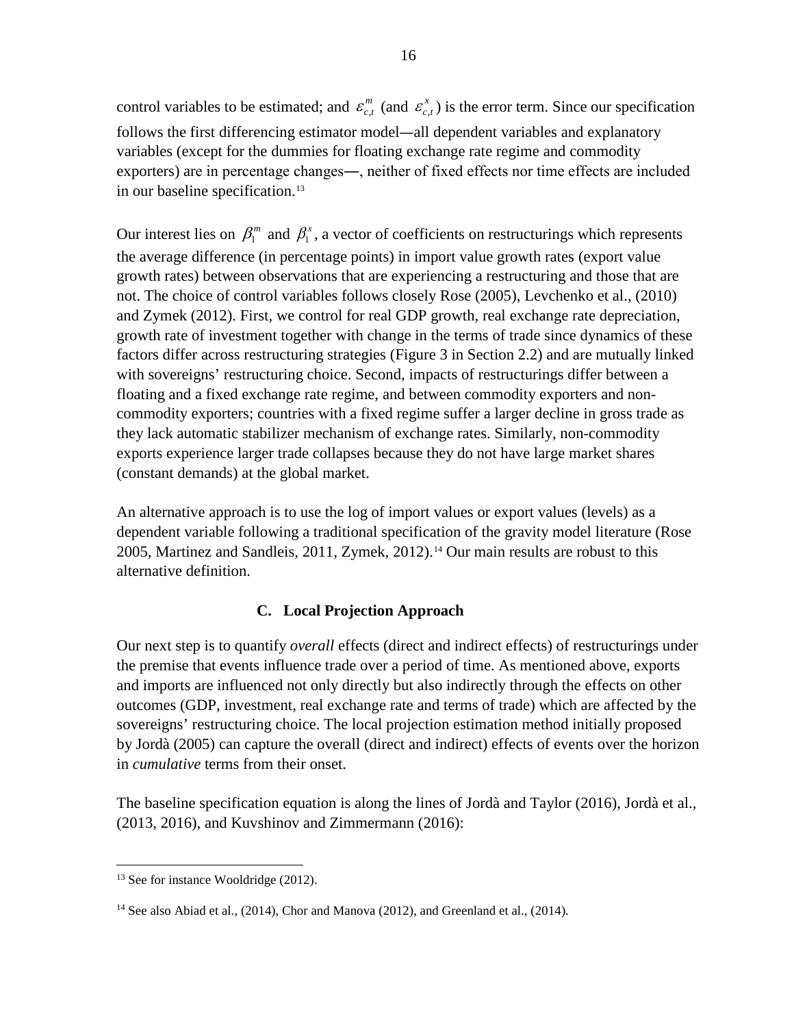control variables to be estimated; and $\varepsilon_{c,t}^{m}$ (and $\varepsilon_{c,t}^{x}$) is the error term. Since our specification follows the first differencing estimator model―all dependent variables and explanatory variables (except for the dummies for floating exchange rate regime and commodity exporters) are in percentage changes―, neither of fixed effects nor time effects are included in our baseline specification.[13]

Our interest lies on $\beta_1^m$ and $\beta_1^x$, a vector of coefficients on restructurings which represents the average difference (in percentage points) in import value growth rates (export value growth rates) between observations that are experiencing a restructuring and those that are not. The choice of control variables follows closely Rose (2005), Levchenko et al., (2010) and Zymek (2012). First, we control for real GDP growth, real exchange rate depreciation, growth rate of investment together with change in the terms of trade since dynamics of these factors differ across restructuring strategies (Figure 3 in Section 2.2) and are mutually linked with sovereigns' restructuring choice. Second, impacts of restructurings differ between a floating and a fixed exchange rate regime, and between commodity exporters and non-commodity exporters; countries with a fixed regime suffer a larger decline in gross trade as they lack automatic stabilizer mechanism of exchange rates. Similarly, non-commodity exports experience larger trade collapses because they do not have large market shares (constant demands) at the global market.

An alternative approach is to use the log of import values or export values (levels) as a dependent variable following a traditional specification of the gravity model literature (Rose 2005, Martinez and Sandleis, 2011, Zymek, 2012).[14] Our main results are robust to this alternative definition.

### C. Local Projection Approach

Our next step is to quantify *overall* effects (direct and indirect effects) of restructurings under the premise that events influence trade over a period of time. As mentioned above, exports and imports are influenced not only directly but also indirectly through the effects on other outcomes (GDP, investment, real exchange rate and terms of trade) which are affected by the sovereigns' restructuring choice. The local projection estimation method initially proposed by Jordà (2005) can capture the overall (direct and indirect) effects of events over the horizon in *cumulative* terms from their onset.

The baseline specification equation is along the lines of Jordà and Taylor (2016), Jordà et al., (2013, 2016), and Kuvshinov and Zimmermann (2016):

---

[13] See for instance Wooldridge (2012).

[14] See also Abiad et al., (2014), Chor and Manova (2012), and Greenland et al., (2014).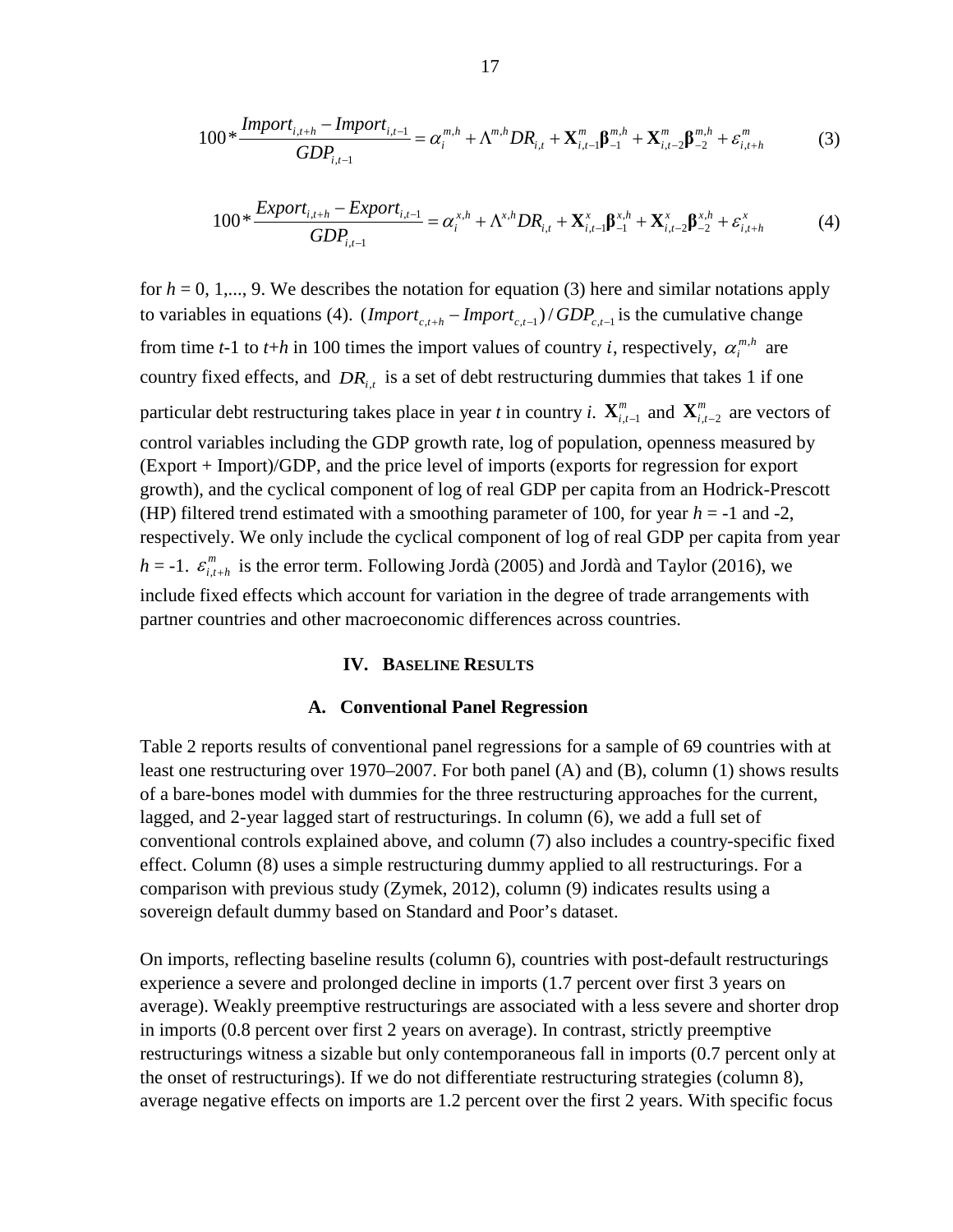$$100*\frac{Import_{i,t+h}-Import_{i,t-1}}{GDP_{i,t-1}}=\alpha_i^{m,h}+\Lambda^{m,h}DR_{i,t}+\mathbf{X}_{i,t-1}^{m}\boldsymbol{\beta}_{-1}^{m,h}+\mathbf{X}_{i,t-2}^{m}\boldsymbol{\beta}_{-2}^{m,h}+\varepsilon_{i,t+h}^{m} \tag{3}$$

$$100*\frac{Export_{i,t+h}-Export_{i,t-1}}{GDP_{i,t-1}}=\alpha_i^{x,h}+\Lambda^{x,h}DR_{i,t}+\mathbf{X}_{i,t-1}^{x}\boldsymbol{\beta}_{-1}^{x,h}+\mathbf{X}_{i,t-2}^{x}\boldsymbol{\beta}_{-2}^{x,h}+\varepsilon_{i,t+h}^{x} \tag{4}$$

for $h$ = 0, 1,..., 9. We describes the notation for equation (3) here and similar notations apply to variables in equations (4). $(Import_{c,t+h}-Import_{c,t-1})/GDP_{c,t-1}$ is the cumulative change from time $t$-1 to $t$+$h$ in 100 times the import values of country $i$, respectively, $\alpha_i^{m,h}$ are country fixed effects, and $DR_{i,t}$ is a set of debt restructuring dummies that takes 1 if one particular debt restructuring takes place in year $t$ in country $i$. $\mathbf{X}_{i,t-1}^{m}$ and $\mathbf{X}_{i,t-2}^{m}$ are vectors of control variables including the GDP growth rate, log of population, openness measured by (Export + Import)/GDP, and the price level of imports (exports for regression for export growth), and the cyclical component of log of real GDP per capita from an Hodrick-Prescott (HP) filtered trend estimated with a smoothing parameter of 100, for year $h$ = -1 and -2, respectively. We only include the cyclical component of log of real GDP per capita from year $h$ = -1. $\varepsilon_{i,t+h}^{m}$ is the error term. Following Jordà (2005) and Jordà and Taylor (2016), we include fixed effects which account for variation in the degree of trade arrangements with partner countries and other macroeconomic differences across countries.

## IV. Baseline Results

### A. Conventional Panel Regression

Table 2 reports results of conventional panel regressions for a sample of 69 countries with at least one restructuring over 1970–2007. For both panel (A) and (B), column (1) shows results of a bare-bones model with dummies for the three restructuring approaches for the current, lagged, and 2-year lagged start of restructurings. In column (6), we add a full set of conventional controls explained above, and column (7) also includes a country-specific fixed effect. Column (8) uses a simple restructuring dummy applied to all restructurings. For a comparison with previous study (Zymek, 2012), column (9) indicates results using a sovereign default dummy based on Standard and Poor's dataset.

On imports, reflecting baseline results (column 6), countries with post-default restructurings experience a severe and prolonged decline in imports (1.7 percent over first 3 years on average). Weakly preemptive restructurings are associated with a less severe and shorter drop in imports (0.8 percent over first 2 years on average). In contrast, strictly preemptive restructurings witness a sizable but only contemporaneous fall in imports (0.7 percent only at the onset of restructurings). If we do not differentiate restructuring strategies (column 8), average negative effects on imports are 1.2 percent over the first 2 years. With specific focus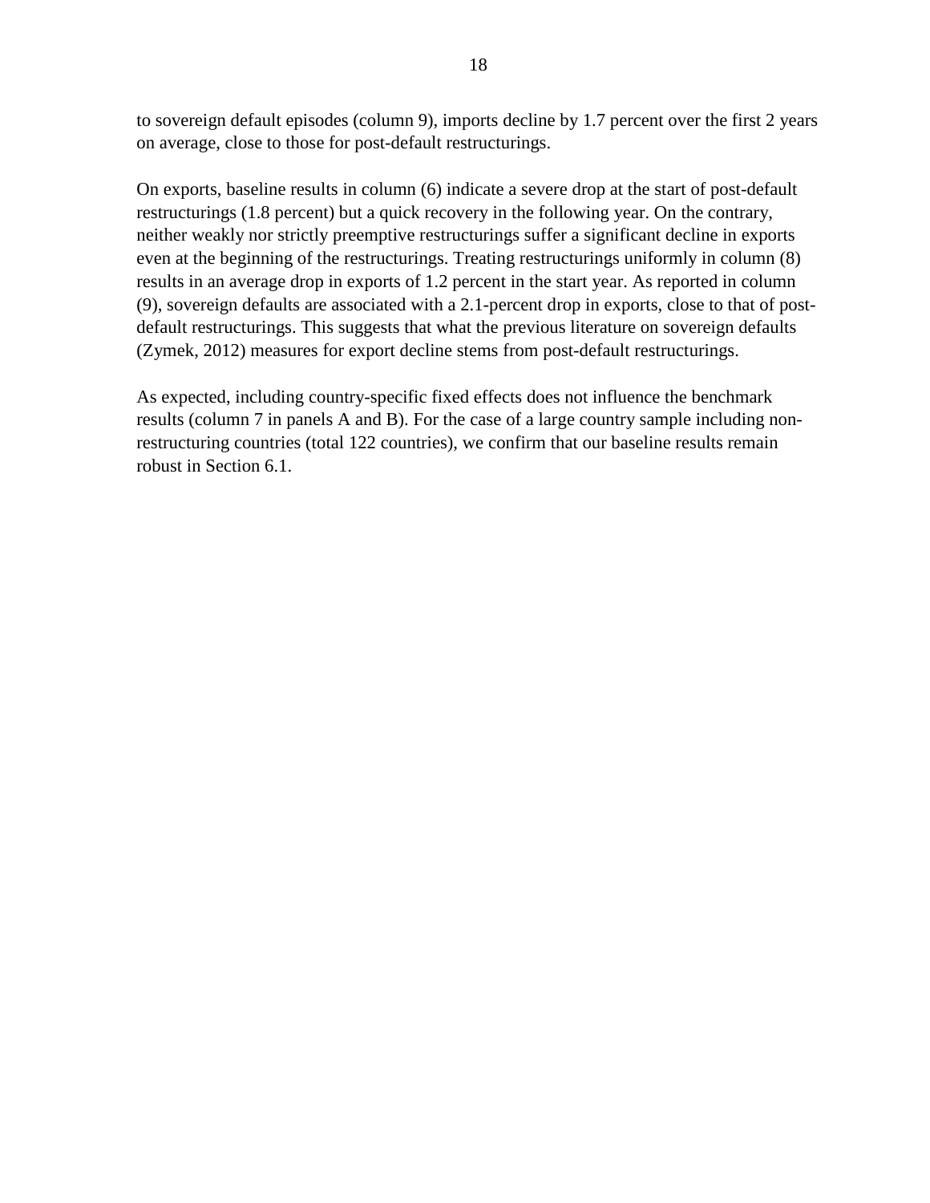to sovereign default episodes (column 9), imports decline by 1.7 percent over the first 2 years on average, close to those for post-default restructurings.

On exports, baseline results in column (6) indicate a severe drop at the start of post-default restructurings (1.8 percent) but a quick recovery in the following year. On the contrary, neither weakly nor strictly preemptive restructurings suffer a significant decline in exports even at the beginning of the restructurings. Treating restructurings uniformly in column (8) results in an average drop in exports of 1.2 percent in the start year. As reported in column (9), sovereign defaults are associated with a 2.1-percent drop in exports, close to that of post-default restructurings. This suggests that what the previous literature on sovereign defaults (Zymek, 2012) measures for export decline stems from post-default restructurings.

As expected, including country-specific fixed effects does not influence the benchmark results (column 7 in panels A and B). For the case of a large country sample including non-restructuring countries (total 122 countries), we confirm that our baseline results remain robust in Section 6.1.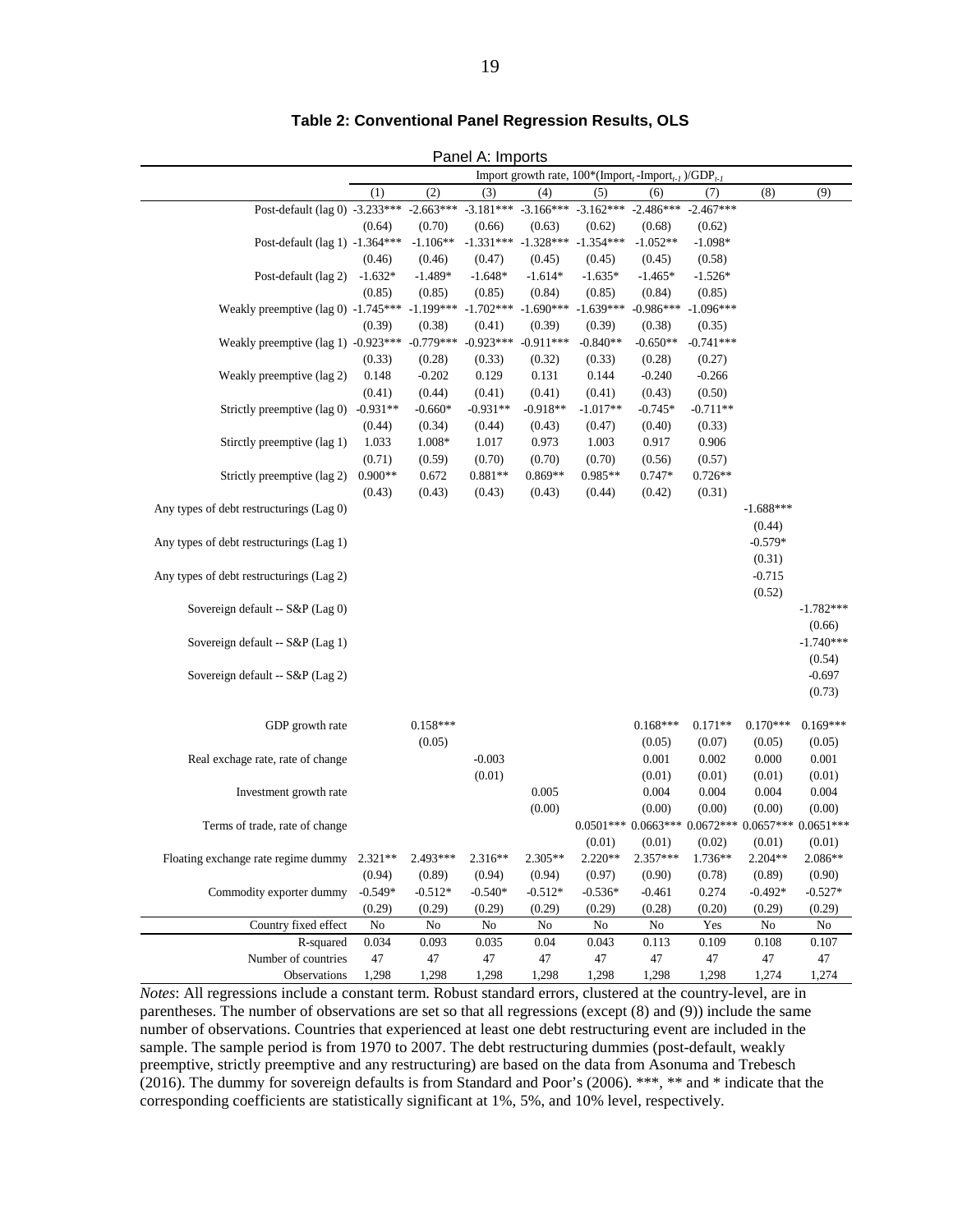**Table 2: Conventional Panel Regression Results, OLS**

Panel A: Imports

| | Import growth rate, $100*(\text{Import}_t\text{-Import}_{t-1})/\text{GDP}_{t-1}$ | | | | | | | | |
|---|---|---|---|---|---|---|---|---|---|
| | (1) | (2) | (3) | (4) | (5) | (6) | (7) | (8) | (9) |
| Post-default (lag 0) | -3.233*** | -2.663*** | -3.181*** | -3.166*** | -3.162*** | -2.486*** | -2.467*** | | |
| | (0.64) | (0.70) | (0.66) | (0.63) | (0.62) | (0.68) | (0.62) | | |
| Post-default (lag 1) | -1.364*** | -1.106** | -1.331*** | -1.328*** | -1.354*** | -1.052** | -1.098* | | |
| | (0.46) | (0.46) | (0.47) | (0.45) | (0.45) | (0.45) | (0.58) | | |
| Post-default (lag 2) | -1.632* | -1.489* | -1.648* | -1.614* | -1.635* | -1.465* | -1.526* | | |
| | (0.85) | (0.85) | (0.85) | (0.84) | (0.85) | (0.84) | (0.85) | | |
| Weakly preemptive (lag 0) | -1.745*** | -1.199*** | -1.702*** | -1.690*** | -1.639*** | -0.986*** | -1.096*** | | |
| | (0.39) | (0.38) | (0.41) | (0.39) | (0.39) | (0.38) | (0.35) | | |
| Weakly preemptive (lag 1) | -0.923*** | -0.779*** | -0.923*** | -0.911*** | -0.840** | -0.650** | -0.741*** | | |
| | (0.33) | (0.28) | (0.33) | (0.32) | (0.33) | (0.28) | (0.27) | | |
| Weakly preemptive (lag 2) | 0.148 | -0.202 | 0.129 | 0.131 | 0.144 | -0.240 | -0.266 | | |
| | (0.41) | (0.44) | (0.41) | (0.41) | (0.41) | (0.43) | (0.50) | | |
| Strictly preemptive (lag 0) | -0.931** | -0.660* | -0.931** | -0.918** | -1.017** | -0.745* | -0.711** | | |
| | (0.44) | (0.34) | (0.44) | (0.43) | (0.47) | (0.40) | (0.33) | | |
| Stirctly preemptive (lag 1) | 1.033 | 1.008* | 1.017 | 0.973 | 1.003 | 0.917 | 0.906 | | |
| | (0.71) | (0.59) | (0.70) | (0.70) | (0.70) | (0.56) | (0.57) | | |
| Strictly preemptive (lag 2) | 0.900** | 0.672 | 0.881** | 0.869** | 0.985** | 0.747* | 0.726** | | |
| | (0.43) | (0.43) | (0.43) | (0.43) | (0.44) | (0.42) | (0.31) | | |
| Any types of debt restructurings (Lag 0) | | | | | | | | -1.688*** | |
| | | | | | | | | (0.44) | |
| Any types of debt restructurings (Lag 1) | | | | | | | | -0.579* | |
| | | | | | | | | (0.31) | |
| Any types of debt restructurings (Lag 2) | | | | | | | | -0.715 | |
| | | | | | | | | (0.52) | |
| Sovereign default -- S&P (Lag 0) | | | | | | | | | -1.782*** |
| | | | | | | | | | (0.66) |
| Sovereign default -- S&P (Lag 1) | | | | | | | | | -1.740*** |
| | | | | | | | | | (0.54) |
| Sovereign default -- S&P (Lag 2) | | | | | | | | | -0.697 |
| | | | | | | | | | (0.73) |
| GDP growth rate | | 0.158*** | | | | 0.168*** | 0.171** | 0.170*** | 0.169*** |
| | | (0.05) | | | | (0.05) | (0.07) | (0.05) | (0.05) |
| Real exchage rate, rate of change | | | -0.003 | | | 0.001 | 0.002 | 0.000 | 0.001 |
| | | | (0.01) | | | (0.01) | (0.01) | (0.01) | (0.01) |
| Investment growth rate | | | | 0.005 | | 0.004 | 0.004 | 0.004 | 0.004 |
| | | | | (0.00) | | (0.00) | (0.00) | (0.00) | (0.00) |
| Terms of trade, rate of change | | | | | 0.0501*** | 0.0663*** | 0.0672*** | 0.0657*** | 0.0651*** |
| | | | | | (0.01) | (0.01) | (0.02) | (0.01) | (0.01) |
| Floating exchange rate regime dummy | 2.321** | 2.493*** | 2.316** | 2.305** | 2.220** | 2.357*** | 1.736** | 2.204** | 2.086** |
| | (0.94) | (0.89) | (0.94) | (0.94) | (0.97) | (0.90) | (0.78) | (0.89) | (0.90) |
| Commodity exporter dummy | -0.549* | -0.512* | -0.540* | -0.512* | -0.536* | -0.461 | 0.274 | -0.492* | -0.527* |
| | (0.29) | (0.29) | (0.29) | (0.29) | (0.29) | (0.28) | (0.20) | (0.29) | (0.29) |
| Country fixed effect | No | No | No | No | No | No | Yes | No | No |
| R-squared | 0.034 | 0.093 | 0.035 | 0.04 | 0.043 | 0.113 | 0.109 | 0.108 | 0.107 |
| Number of countries | 47 | 47 | 47 | 47 | 47 | 47 | 47 | 47 | 47 |
| Observations | 1,298 | 1,298 | 1,298 | 1,298 | 1,298 | 1,298 | 1,298 | 1,274 | 1,274 |

*Notes*: All regressions include a constant term. Robust standard errors, clustered at the country-level, are in parentheses. The number of observations are set so that all regressions (except (8) and (9)) include the same number of observations. Countries that experienced at least one debt restructuring event are included in the sample. The sample period is from 1970 to 2007. The debt restructuring dummies (post-default, weakly preemptive, strictly preemptive and any restructuring) are based on the data from Asonuma and Trebesch (2016). The dummy for sovereign defaults is from Standard and Poor's (2006). ***, ** and * indicate that the corresponding coefficients are statistically significant at 1%, 5%, and 10% level, respectively.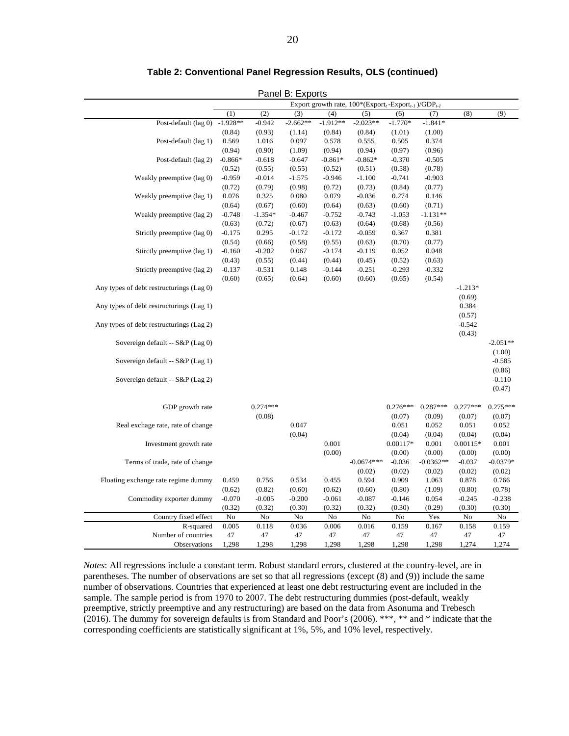**Table 2: Conventional Panel Regression Results, OLS (continued)**

Panel B: Exports

| | Export growth rate, $100*(Export_t - Export_{t-1})/GDP_{t-1}$ | | | | | | | | |
|---|---|---|---|---|---|---|---|---|---|
| | (1) | (2) | (3) | (4) | (5) | (6) | (7) | (8) | (9) |
| Post-default (lag 0) | -1.928** | -0.942 | -2.662** | -1.912** | -2.023** | -1.770* | -1.841* | | |
| | (0.84) | (0.93) | (1.14) | (0.84) | (0.84) | (1.01) | (1.00) | | |
| Post-default (lag 1) | 0.569 | 1.016 | 0.097 | 0.578 | 0.555 | 0.505 | 0.374 | | |
| | (0.94) | (0.90) | (1.09) | (0.94) | (0.94) | (0.97) | (0.96) | | |
| Post-default (lag 2) | -0.866* | -0.618 | -0.647 | -0.861* | -0.862* | -0.370 | -0.505 | | |
| | (0.52) | (0.55) | (0.55) | (0.52) | (0.51) | (0.58) | (0.78) | | |
| Weakly preemptive (lag 0) | -0.959 | -0.014 | -1.575 | -0.946 | -1.100 | -0.741 | -0.903 | | |
| | (0.72) | (0.79) | (0.98) | (0.72) | (0.73) | (0.84) | (0.77) | | |
| Weakly preemptive (lag 1) | 0.076 | 0.325 | 0.080 | 0.079 | -0.036 | 0.274 | 0.146 | | |
| | (0.64) | (0.67) | (0.60) | (0.64) | (0.63) | (0.60) | (0.71) | | |
| Weakly preemptive (lag 2) | -0.748 | -1.354* | -0.467 | -0.752 | -0.743 | -1.053 | -1.131** | | |
| | (0.63) | (0.72) | (0.67) | (0.63) | (0.64) | (0.68) | (0.56) | | |
| Strictly preemptive (lag 0) | -0.175 | 0.295 | -0.172 | -0.172 | -0.059 | 0.367 | 0.381 | | |
| | (0.54) | (0.66) | (0.58) | (0.55) | (0.63) | (0.70) | (0.77) | | |
| Stirctly preemptive (lag 1) | -0.160 | -0.202 | 0.067 | -0.174 | -0.119 | 0.052 | 0.048 | | |
| | (0.43) | (0.55) | (0.44) | (0.44) | (0.45) | (0.52) | (0.63) | | |
| Strictly preemptive (lag 2) | -0.137 | -0.531 | 0.148 | -0.144 | -0.251 | -0.293 | -0.332 | | |
| | (0.60) | (0.65) | (0.64) | (0.60) | (0.60) | (0.65) | (0.54) | | |
| Any types of debt restructurings (Lag 0) | | | | | | | | -1.213* | |
| | | | | | | | | (0.69) | |
| Any types of debt restructurings (Lag 1) | | | | | | | | 0.384 | |
| | | | | | | | | (0.57) | |
| Any types of debt restructurings (Lag 2) | | | | | | | | -0.542 | |
| | | | | | | | | (0.43) | |
| Sovereign default -- S&P (Lag 0) | | | | | | | | | -2.051** |
| | | | | | | | | | (1.00) |
| Sovereign default -- S&P (Lag 1) | | | | | | | | | -0.585 |
| | | | | | | | | | (0.86) |
| Sovereign default -- S&P (Lag 2) | | | | | | | | | -0.110 |
| | | | | | | | | | (0.47) |
| GDP growth rate | | 0.274*** | | | | 0.276*** | 0.287*** | 0.277*** | 0.275*** |
| | | (0.08) | | | | (0.07) | (0.09) | (0.07) | (0.07) |
| Real exchage rate, rate of change | | | 0.047 | | | 0.051 | 0.052 | 0.051 | 0.052 |
| | | | (0.04) | | | (0.04) | (0.04) | (0.04) | (0.04) |
| Investment growth rate | | | | 0.001 | | 0.00117* | 0.001 | 0.00115* | 0.001 |
| | | | | (0.00) | | (0.00) | (0.00) | (0.00) | (0.00) |
| Terms of trade, rate of change | | | | | -0.0674*** | -0.036 | -0.0362** | -0.037 | -0.0379* |
| | | | | | (0.02) | (0.02) | (0.02) | (0.02) | (0.02) |
| Floating exchange rate regime dummy | 0.459 | 0.756 | 0.534 | 0.455 | 0.594 | 0.909 | 1.063 | 0.878 | 0.766 |
| | (0.62) | (0.82) | (0.60) | (0.62) | (0.60) | (0.80) | (1.09) | (0.80) | (0.78) |
| Commodity exporter dummy | -0.070 | -0.005 | -0.200 | -0.061 | -0.087 | -0.146 | 0.054 | -0.245 | -0.238 |
| | (0.32) | (0.32) | (0.30) | (0.32) | (0.32) | (0.30) | (0.29) | (0.30) | (0.30) |
| Country fixed effect | No | No | No | No | No | No | Yes | No | No |
| R-squared | 0.005 | 0.118 | 0.036 | 0.006 | 0.016 | 0.159 | 0.167 | 0.158 | 0.159 |
| Number of countries | 47 | 47 | 47 | 47 | 47 | 47 | 47 | 47 | 47 |
| Observations | 1,298 | 1,298 | 1,298 | 1,298 | 1,298 | 1,298 | 1,298 | 1,274 | 1,274 |

*Notes*: All regressions include a constant term. Robust standard errors, clustered at the country-level, are in parentheses. The number of observations are set so that all regressions (except (8) and (9)) include the same number of observations. Countries that experienced at least one debt restructuring event are included in the sample. The sample period is from 1970 to 2007. The debt restructuring dummies (post-default, weakly preemptive, strictly preemptive and any restructuring) are based on the data from Asonuma and Trebesch (2016). The dummy for sovereign defaults is from Standard and Poor's (2006). ***, ** and * indicate that the corresponding coefficients are statistically significant at 1%, 5%, and 10% level, respectively.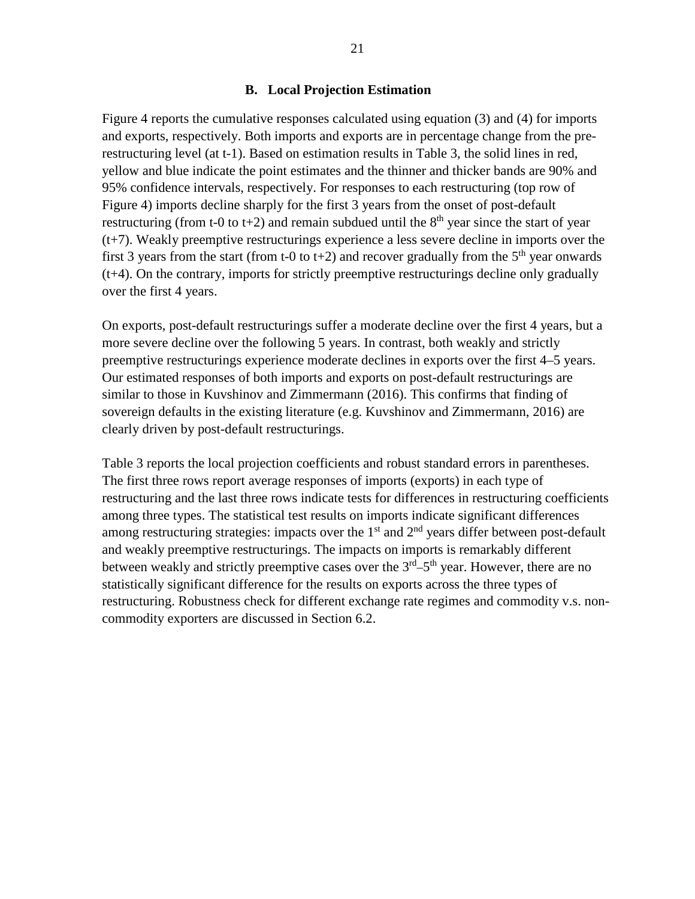### B. Local Projection Estimation

Figure 4 reports the cumulative responses calculated using equation (3) and (4) for imports and exports, respectively. Both imports and exports are in percentage change from the pre-restructuring level (at t-1). Based on estimation results in Table 3, the solid lines in red, yellow and blue indicate the point estimates and the thinner and thicker bands are 90% and 95% confidence intervals, respectively. For responses to each restructuring (top row of Figure 4) imports decline sharply for the first 3 years from the onset of post-default restructuring (from t-0 to t+2) and remain subdued until the 8th year since the start of year (t+7). Weakly preemptive restructurings experience a less severe decline in imports over the first 3 years from the start (from t-0 to t+2) and recover gradually from the 5th year onwards (t+4). On the contrary, imports for strictly preemptive restructurings decline only gradually over the first 4 years.

On exports, post-default restructurings suffer a moderate decline over the first 4 years, but a more severe decline over the following 5 years. In contrast, both weakly and strictly preemptive restructurings experience moderate declines in exports over the first 4–5 years. Our estimated responses of both imports and exports on post-default restructurings are similar to those in Kuvshinov and Zimmermann (2016). This confirms that finding of sovereign defaults in the existing literature (e.g. Kuvshinov and Zimmermann, 2016) are clearly driven by post-default restructurings.

Table 3 reports the local projection coefficients and robust standard errors in parentheses. The first three rows report average responses of imports (exports) in each type of restructuring and the last three rows indicate tests for differences in restructuring coefficients among three types. The statistical test results on imports indicate significant differences among restructuring strategies: impacts over the 1st and 2nd years differ between post-default and weakly preemptive restructurings. The impacts on imports is remarkably different between weakly and strictly preemptive cases over the 3rd–5th year. However, there are no statistically significant difference for the results on exports across the three types of restructuring. Robustness check for different exchange rate regimes and commodity v.s. non-commodity exporters are discussed in Section 6.2.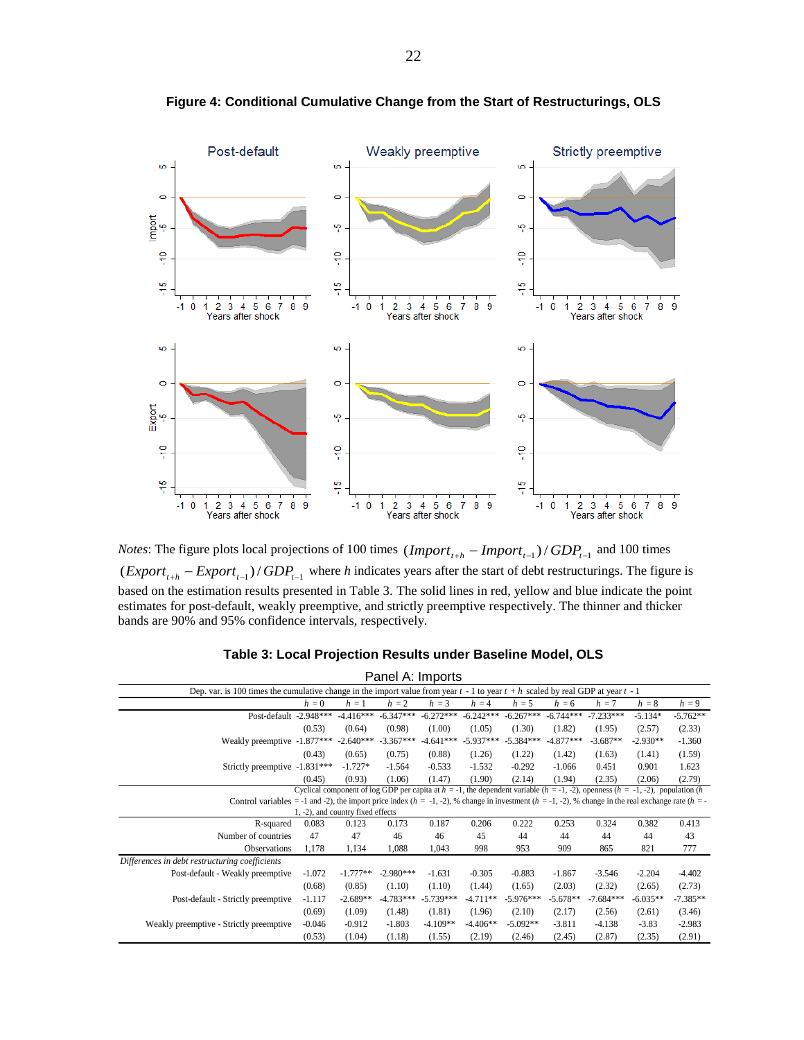**Figure 4: Conditional Cumulative Change from the Start of Restructurings, OLS**

*Notes*: The figure plots local projections of 100 times $(Import_{t+h} - Import_{t-1})/GDP_{t-1}$ and 100 times $(Export_{t+h} - Export_{t-1})/GDP_{t-1}$ where *h* indicates years after the start of debt restructurings. The figure is based on the estimation results presented in Table 3. The solid lines in red, yellow and blue indicate the point estimates for post-default, weakly preemptive, and strictly preemptive respectively. The thinner and thicker bands are 90% and 95% confidence intervals, respectively.

**Table 3: Local Projection Results under Baseline Model, OLS**

Panel A: Imports

| Dep. var. is 100 times the cumulative change in the import value from year $t$ - 1 to year $t + h$ scaled by real GDP at year $t$ - 1 | $h = 0$ | $h = 1$ | $h = 2$ | $h = 3$ | $h = 4$ | $h = 5$ | $h = 6$ | $h = 7$ | $h = 8$ | $h = 9$ |
|---|---|---|---|---|---|---|---|---|---|---|
| Post-default | -2.948*** | -4.416*** | -6.347*** | -6.272*** | -6.242*** | -6.267*** | -6.744*** | -7.233*** | -5.134* | -5.762** |
| | (0.53) | (0.64) | (0.98) | (1.00) | (1.05) | (1.30) | (1.82) | (1.95) | (2.57) | (2.33) |
| Weakly preemptive | -1.877*** | -2.640*** | -3.367*** | -4.641*** | -5.937*** | -5.384*** | -4.877*** | -3.687** | -2.930** | -1.360 |
| | (0.43) | (0.65) | (0.75) | (0.88) | (1.26) | (1.22) | (1.42) | (1.63) | (1.41) | (1.59) |
| Strictly preemptive | -1.831*** | -1.727* | -1.564 | -0.533 | -1.532 | -0.292 | -1.066 | 0.451 | 0.901 | 1.623 |
| | (0.45) | (0.93) | (1.06) | (1.47) | (1.90) | (2.14) | (1.94) | (2.35) | (2.06) | (2.79) |
| Control variables | Cyclical component of log GDP per capita at $h$ = -1, the dependent variable ($h$ = -1, -2), openness ($h$ = -1, -2), population ($h$ = -1 and -2), the import price index ($h$ = -1, -2), % change in investment ($h$ = -1, -2), % change in the real exchange rate ($h$ = -1, -2), and country fixed effects | | | | | | | | | |
| R-squared | 0.083 | 0.123 | 0.173 | 0.187 | 0.206 | 0.222 | 0.253 | 0.324 | 0.382 | 0.413 |
| Number of countries | 47 | 47 | 46 | 46 | 45 | 44 | 44 | 44 | 44 | 43 |
| Observations | 1,178 | 1,134 | 1,088 | 1,043 | 998 | 953 | 909 | 865 | 821 | 777 |
| *Differences in debt restructuring coefficients* | | | | | | | | | | |
| Post-default - Weakly preemptive | -1.072 | -1.777** | -2.980*** | -1.631 | -0.305 | -0.883 | -1.867 | -3.546 | -2.204 | -4.402 |
| | (0.68) | (0.85) | (1.10) | (1.10) | (1.44) | (1.65) | (2.03) | (2.32) | (2.65) | (2.73) |
| Post-default - Strictly preemptive | -1.117 | -2.689** | -4.783*** | -5.739*** | -4.711** | -5.976*** | -5.678** | -7.684*** | -6.035** | -7.385** |
| | (0.69) | (1.09) | (1.48) | (1.81) | (1.96) | (2.10) | (2.17) | (2.56) | (2.61) | (3.46) |
| Weakly preemptive - Strictly preemptive | -0.046 | -0.912 | -1.803 | -4.109** | -4.406** | -5.092** | -3.811 | -4.138 | -3.83 | -2.983 |
| | (0.53) | (1.04) | (1.18) | (1.55) | (2.19) | (2.46) | (2.45) | (2.87) | (2.35) | (2.91) |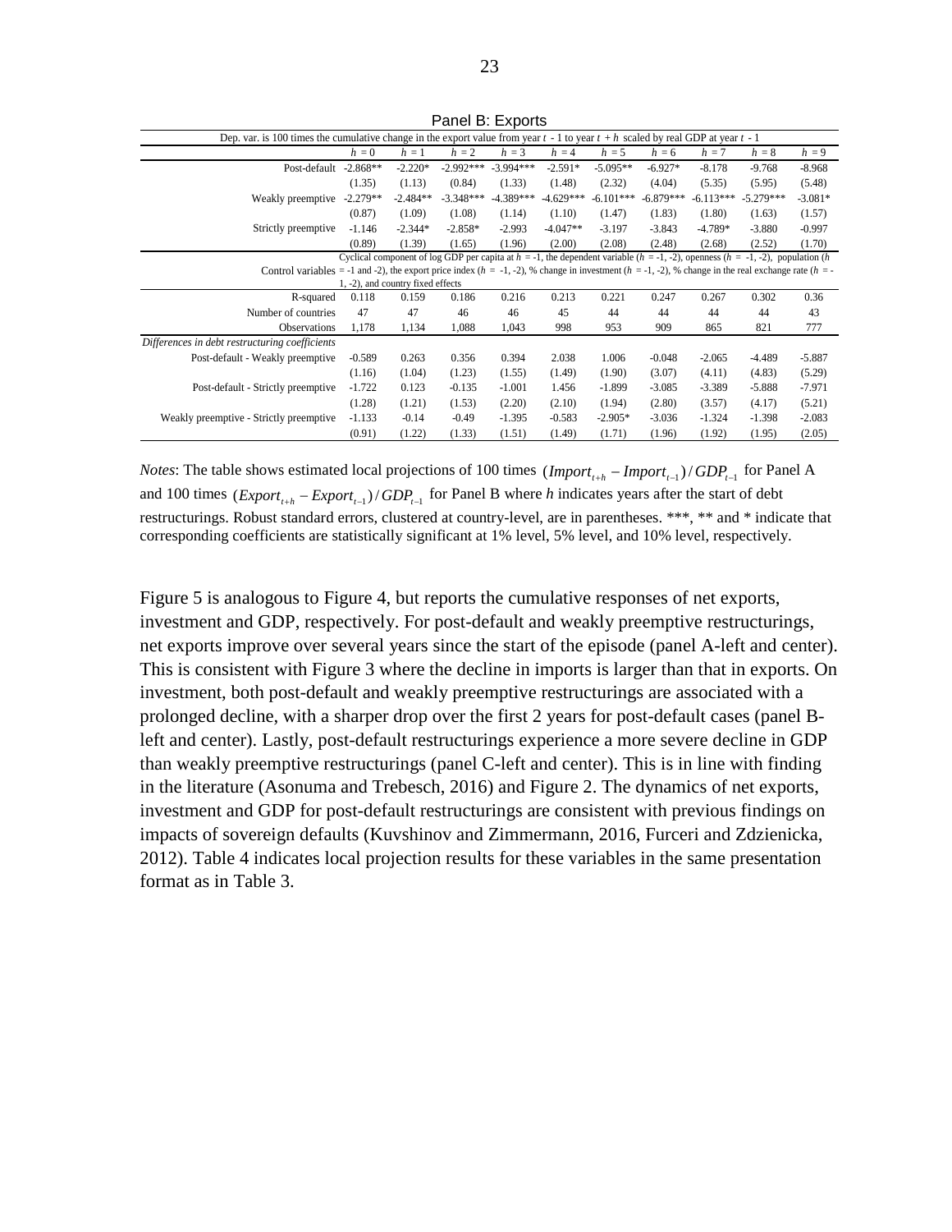Panel B: Exports

| Dep. var. is 100 times the cumulative change in the export value from year $t$ - 1 to year $t + h$ scaled by real GDP at year $t$ - 1 | | | | | | | | | | |
|---|---|---|---|---|---|---|---|---|---|---|
| | $h = 0$ | $h = 1$ | $h = 2$ | $h = 3$ | $h = 4$ | $h = 5$ | $h = 6$ | $h = 7$ | $h = 8$ | $h = 9$ |
| Post-default | -2.868** | -2.220* | -2.992*** | -3.994*** | -2.591* | -5.095** | -6.927* | -8.178 | -9.768 | -8.968 |
| | (1.35) | (1.13) | (0.84) | (1.33) | (1.48) | (2.32) | (4.04) | (5.35) | (5.95) | (5.48) |
| Weakly preemptive | -2.279** | -2.484** | -3.348*** | -4.389*** | -4.629*** | -6.101*** | -6.879*** | -6.113*** | -5.279*** | -3.081* |
| | (0.87) | (1.09) | (1.08) | (1.14) | (1.10) | (1.47) | (1.83) | (1.80) | (1.63) | (1.57) |
| Strictly preemptive | -1.146 | -2.344* | -2.858* | -2.993 | -4.047** | -3.197 | -3.843 | -4.789* | -3.880 | -0.997 |
| | (0.89) | (1.39) | (1.65) | (1.96) | (2.00) | (2.08) | (2.48) | (2.68) | (2.52) | (1.70) |
| Control variables | Cyclical component of log GDP per capita at $h$ = -1, the dependent variable ($h$ = -1, -2), openness ($h$ = -1, -2), population ($h$ = -1 and -2), the export price index ($h$ = -1, -2), % change in investment ($h$ = -1, -2), % change in the real exchange rate ($h$ = -1, -2), and country fixed effects | | | | | | | | | |
| R-squared | 0.118 | 0.159 | 0.186 | 0.216 | 0.213 | 0.221 | 0.247 | 0.267 | 0.302 | 0.36 |
| Number of countries | 47 | 47 | 46 | 46 | 45 | 44 | 44 | 44 | 44 | 43 |
| Observations | 1,178 | 1,134 | 1,088 | 1,043 | 998 | 953 | 909 | 865 | 821 | 777 |
| *Differences in debt restructuring coefficients* | | | | | | | | | | |
| Post-default - Weakly preemptive | -0.589 | 0.263 | 0.356 | 0.394 | 2.038 | 1.006 | -0.048 | -2.065 | -4.489 | -5.887 |
| | (1.16) | (1.04) | (1.23) | (1.55) | (1.49) | (1.90) | (3.07) | (4.11) | (4.83) | (5.29) |
| Post-default - Strictly preemptive | -1.722 | 0.123 | -0.135 | -1.001 | 1.456 | -1.899 | -3.085 | -3.389 | -5.888 | -7.971 |
| | (1.28) | (1.21) | (1.53) | (2.20) | (2.10) | (1.94) | (2.80) | (3.57) | (4.17) | (5.21) |
| Weakly preemptive - Strictly preemptive | -1.133 | -0.14 | -0.49 | -1.395 | -0.583 | -2.905* | -3.036 | -1.324 | -1.398 | -2.083 |
| | (0.91) | (1.22) | (1.33) | (1.51) | (1.49) | (1.71) | (1.96) | (1.92) | (1.95) | (2.05) |

*Notes*: The table shows estimated local projections of 100 times $(Import_{t+h} - Import_{t-1}) / GDP_{t-1}$ for Panel A and 100 times $(Export_{t+h} - Export_{t-1}) / GDP_{t-1}$ for Panel B where $h$ indicates years after the start of debt restructurings. Robust standard errors, clustered at country-level, are in parentheses. ***, ** and * indicate that corresponding coefficients are statistically significant at 1% level, 5% level, and 10% level, respectively.

Figure 5 is analogous to Figure 4, but reports the cumulative responses of net exports, investment and GDP, respectively. For post-default and weakly preemptive restructurings, net exports improve over several years since the start of the episode (panel A-left and center). This is consistent with Figure 3 where the decline in imports is larger than that in exports. On investment, both post-default and weakly preemptive restructurings are associated with a prolonged decline, with a sharper drop over the first 2 years for post-default cases (panel B-left and center). Lastly, post-default restructurings experience a more severe decline in GDP than weakly preemptive restructurings (panel C-left and center). This is in line with finding in the literature (Asonuma and Trebesch, 2016) and Figure 2. The dynamics of net exports, investment and GDP for post-default restructurings are consistent with previous findings on impacts of sovereign defaults (Kuvshinov and Zimmermann, 2016, Furceri and Zdzienicka, 2012). Table 4 indicates local projection results for these variables in the same presentation format as in Table 3.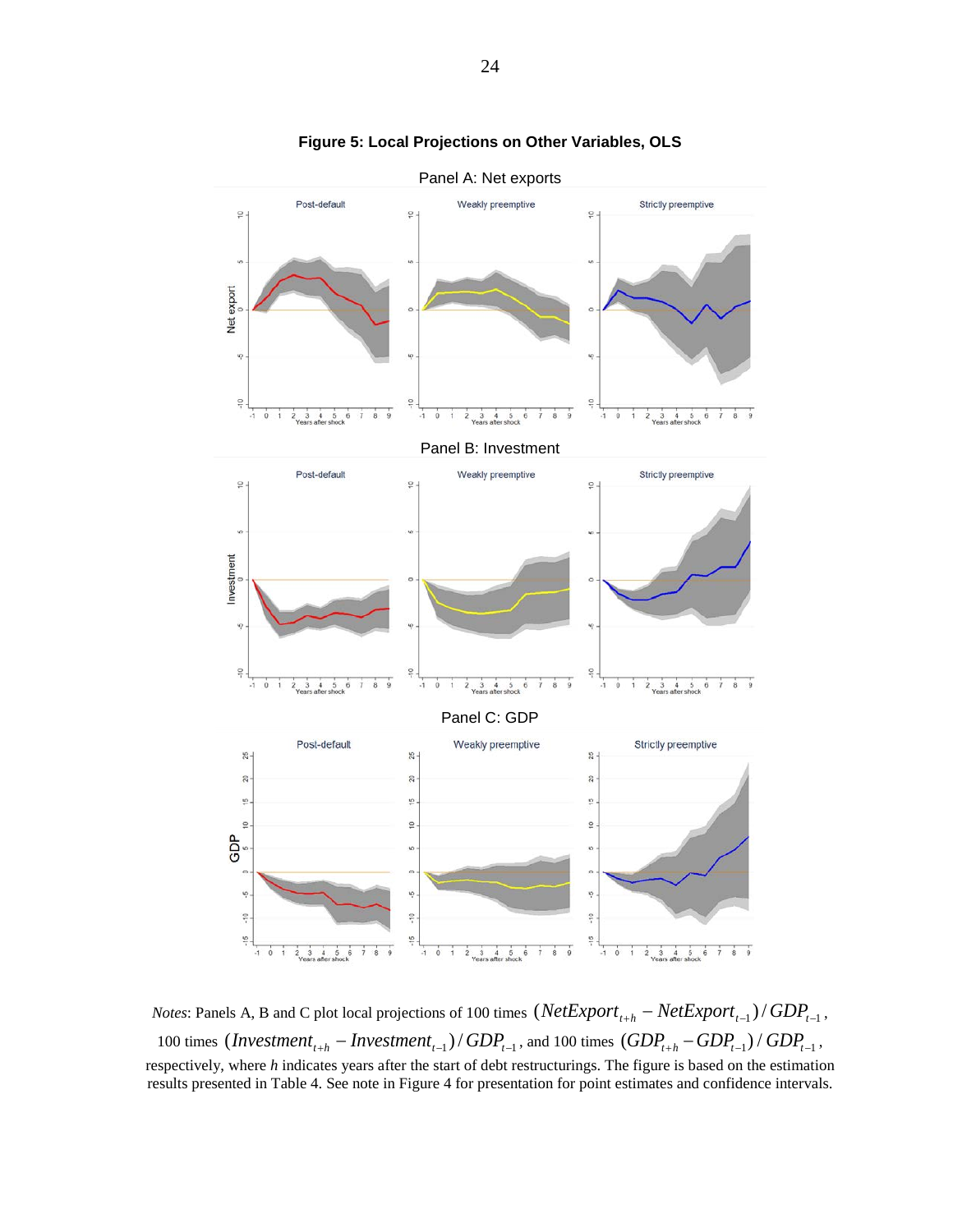**Figure 5: Local Projections on Other Variables, OLS**

*Notes*: Panels A, B and C plot local projections of 100 times $(NetExport_{t+h} - NetExport_{t-1}) / GDP_{t-1}$, 100 times $(Investment_{t+h} - Investment_{t-1}) / GDP_{t-1}$, and 100 times $(GDP_{t+h} - GDP_{t-1}) / GDP_{t-1}$, respectively, where *h* indicates years after the start of debt restructurings. The figure is based on the estimation results presented in Table 4. See note in Figure 4 for presentation for point estimates and confidence intervals.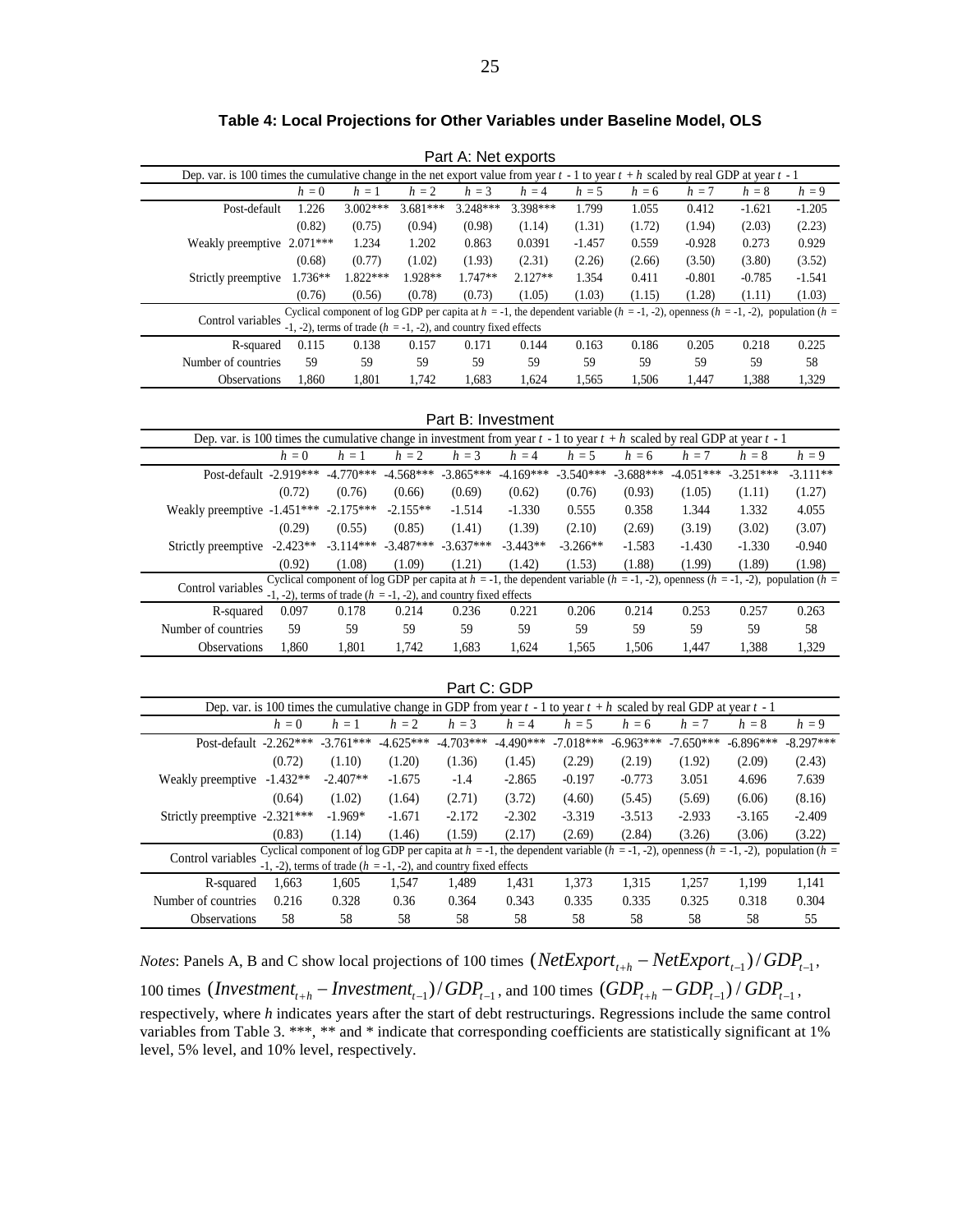**Table 4: Local Projections for Other Variables under Baseline Model, OLS**

Part A: Net exports

| Dep. var. is 100 times the cumulative change in the net export value from year $t$ - 1 to year $t + h$ scaled by real GDP at year $t$ - 1 | | | | | | | | | | |
|---|---|---|---|---|---|---|---|---|---|---|
| | $h = 0$ | $h = 1$ | $h = 2$ | $h = 3$ | $h = 4$ | $h = 5$ | $h = 6$ | $h = 7$ | $h = 8$ | $h = 9$ |
| Post-default | 1.226 | 3.002*** | 3.681*** | 3.248*** | 3.398*** | 1.799 | 1.055 | 0.412 | -1.621 | -1.205 |
| | (0.82) | (0.75) | (0.94) | (0.98) | (1.14) | (1.31) | (1.72) | (1.94) | (2.03) | (2.23) |
| Weakly preemptive | 2.071*** | 1.234 | 1.202 | 0.863 | 0.0391 | -1.457 | 0.559 | -0.928 | 0.273 | 0.929 |
| | (0.68) | (0.77) | (1.02) | (1.93) | (2.31) | (2.26) | (2.66) | (3.50) | (3.80) | (3.52) |
| Strictly preemptive | 1.736** | 1.822*** | 1.928** | 1.747** | 2.127** | 1.354 | 0.411 | -0.801 | -0.785 | -1.541 |
| | (0.76) | (0.56) | (0.78) | (0.73) | (1.05) | (1.03) | (1.15) | (1.28) | (1.11) | (1.03) |
| Control variables | Cyclical component of log GDP per capita at $h$ = -1, the dependent variable ($h$ = -1, -2), openness ($h$ = -1, -2), population ($h$ = -1, -2), terms of trade ($h$ = -1, -2), and country fixed effects | | | | | | | | | |
| R-squared | 0.115 | 0.138 | 0.157 | 0.171 | 0.144 | 0.163 | 0.186 | 0.205 | 0.218 | 0.225 |
| Number of countries | 59 | 59 | 59 | 59 | 59 | 59 | 59 | 59 | 59 | 58 |
| Observations | 1,860 | 1,801 | 1,742 | 1,683 | 1,624 | 1,565 | 1,506 | 1,447 | 1,388 | 1,329 |

Part B: Investment

| Dep. var. is 100 times the cumulative change in investment from year $t$ - 1 to year $t + h$ scaled by real GDP at year $t$ - 1 | | | | | | | | | | |
|---|---|---|---|---|---|---|---|---|---|---|
| | $h = 0$ | $h = 1$ | $h = 2$ | $h = 3$ | $h = 4$ | $h = 5$ | $h = 6$ | $h = 7$ | $h = 8$ | $h = 9$ |
| Post-default | -2.919*** | -4.770*** | -4.568*** | -3.865*** | -4.169*** | -3.540*** | -3.688*** | -4.051*** | -3.251*** | -3.111** |
| | (0.72) | (0.76) | (0.66) | (0.69) | (0.62) | (0.76) | (0.93) | (1.05) | (1.11) | (1.27) |
| Weakly preemptive | -1.451*** | -2.175*** | -2.155** | -1.514 | -1.330 | 0.555 | 0.358 | 1.344 | 1.332 | 4.055 |
| | (0.29) | (0.55) | (0.85) | (1.41) | (1.39) | (2.10) | (2.69) | (3.19) | (3.02) | (3.07) |
| Strictly preemptive | -2.423** | -3.114*** | -3.487*** | -3.637*** | -3.443** | -3.266** | -1.583 | -1.430 | -1.330 | -0.940 |
| | (0.92) | (1.08) | (1.09) | (1.21) | (1.42) | (1.53) | (1.88) | (1.99) | (1.89) | (1.98) |
| Control variables | Cyclical component of log GDP per capita at $h$ = -1, the dependent variable ($h$ = -1, -2), openness ($h$ = -1, -2), population ($h$ = -1, -2), terms of trade ($h$ = -1, -2), and country fixed effects | | | | | | | | | |
| R-squared | 0.097 | 0.178 | 0.214 | 0.236 | 0.221 | 0.206 | 0.214 | 0.253 | 0.257 | 0.263 |
| Number of countries | 59 | 59 | 59 | 59 | 59 | 59 | 59 | 59 | 59 | 58 |
| Observations | 1,860 | 1,801 | 1,742 | 1,683 | 1,624 | 1,565 | 1,506 | 1,447 | 1,388 | 1,329 |

Part C: GDP

| Dep. var. is 100 times the cumulative change in GDP from year $t$ - 1 to year $t + h$ scaled by real GDP at year $t$ - 1 | | | | | | | | | | |
|---|---|---|---|---|---|---|---|---|---|---|
| | $h = 0$ | $h = 1$ | $h = 2$ | $h = 3$ | $h = 4$ | $h = 5$ | $h = 6$ | $h = 7$ | $h = 8$ | $h = 9$ |
| Post-default | -2.262*** | -3.761*** | -4.625*** | -4.703*** | -4.490*** | -7.018*** | -6.963*** | -7.650*** | -6.896*** | -8.297*** |
| | (0.72) | (1.10) | (1.20) | (1.36) | (1.45) | (2.29) | (2.19) | (1.92) | (2.09) | (2.43) |
| Weakly preemptive | -1.432** | -2.407** | -1.675 | -1.4 | -2.865 | -0.197 | -0.773 | 3.051 | 4.696 | 7.639 |
| | (0.64) | (1.02) | (1.64) | (2.71) | (3.72) | (4.60) | (5.45) | (5.69) | (6.06) | (8.16) |
| Strictly preemptive | -2.321*** | -1.969* | -1.671 | -2.172 | -2.302 | -3.319 | -3.513 | -2.933 | -3.165 | -2.409 |
| | (0.83) | (1.14) | (1.46) | (1.59) | (2.17) | (2.69) | (2.84) | (3.26) | (3.06) | (3.22) |
| Control variables | Cyclical component of log GDP per capita at $h$ = -1, the dependent variable ($h$ = -1, -2), openness ($h$ = -1, -2), population ($h$ = -1, -2), terms of trade ($h$ = -1, -2), and country fixed effects | | | | | | | | | |
| R-squared | 1,663 | 1,605 | 1,547 | 1,489 | 1,431 | 1,373 | 1,315 | 1,257 | 1,199 | 1,141 |
| Number of countries | 0.216 | 0.328 | 0.36 | 0.364 | 0.343 | 0.335 | 0.335 | 0.325 | 0.318 | 0.304 |
| Observations | 58 | 58 | 58 | 58 | 58 | 58 | 58 | 58 | 58 | 55 |

*Notes*: Panels A, B and C show local projections of 100 times $(NetExport_{t+h} - NetExport_{t-1})/GDP_{t-1}$, 100 times $(Investment_{t+h} - Investment_{t-1})/GDP_{t-1}$, and 100 times $(GDP_{t+h} - GDP_{t-1})/GDP_{t-1}$, respectively, where $h$ indicates years after the start of debt restructurings. Regressions include the same control variables from Table 3. ***, ** and * indicate that corresponding coefficients are statistically significant at 1% level, 5% level, and 10% level, respectively.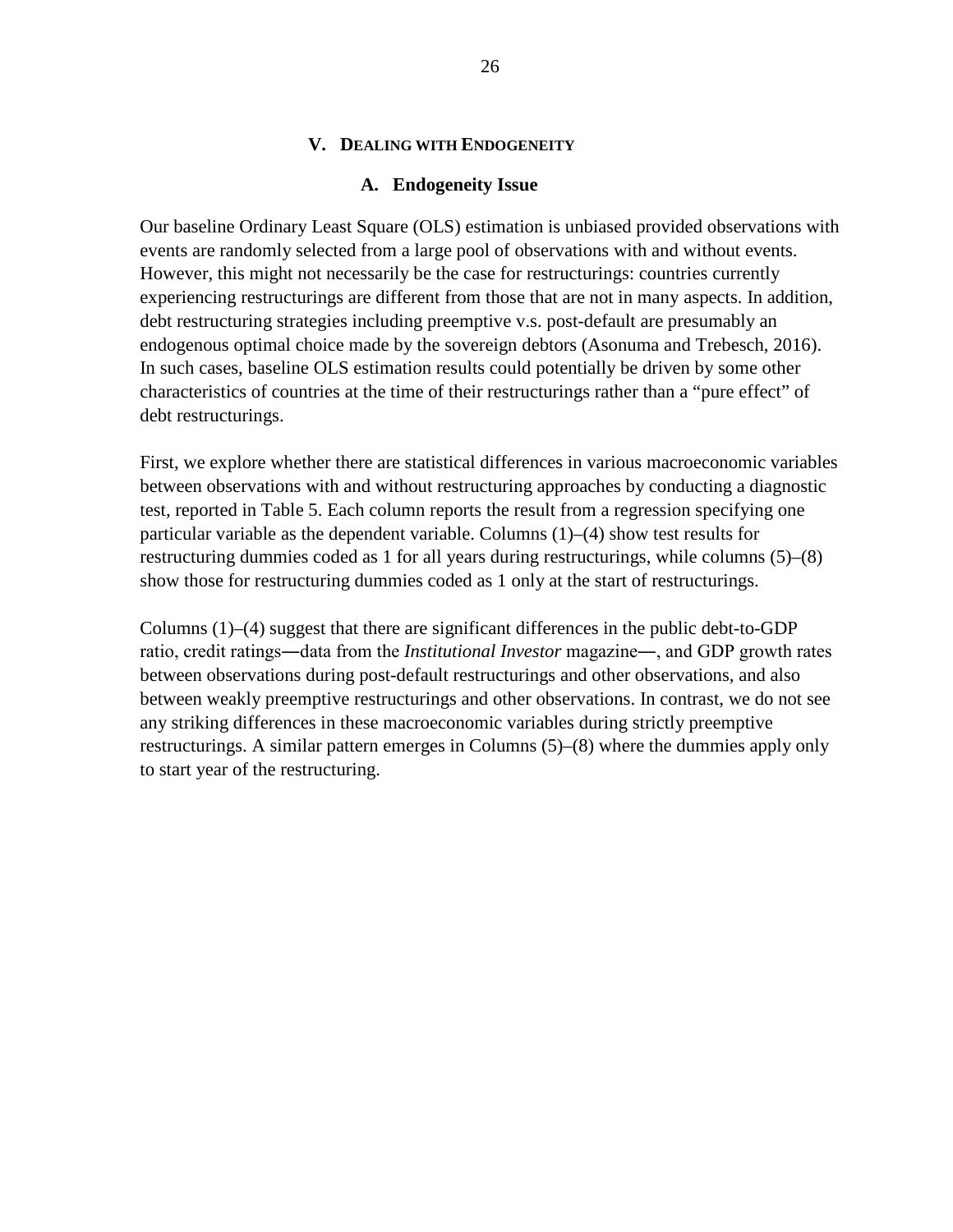## V. Dealing with Endogeneity

### A. Endogeneity Issue

Our baseline Ordinary Least Square (OLS) estimation is unbiased provided observations with events are randomly selected from a large pool of observations with and without events. However, this might not necessarily be the case for restructurings: countries currently experiencing restructurings are different from those that are not in many aspects. In addition, debt restructuring strategies including preemptive v.s. post-default are presumably an endogenous optimal choice made by the sovereign debtors (Asonuma and Trebesch, 2016). In such cases, baseline OLS estimation results could potentially be driven by some other characteristics of countries at the time of their restructurings rather than a "pure effect" of debt restructurings.

First, we explore whether there are statistical differences in various macroeconomic variables between observations with and without restructuring approaches by conducting a diagnostic test, reported in Table 5. Each column reports the result from a regression specifying one particular variable as the dependent variable. Columns (1)–(4) show test results for restructuring dummies coded as 1 for all years during restructurings, while columns (5)–(8) show those for restructuring dummies coded as 1 only at the start of restructurings.

Columns (1)–(4) suggest that there are significant differences in the public debt-to-GDP ratio, credit ratings—data from the *Institutional Investor* magazine—, and GDP growth rates between observations during post-default restructurings and other observations, and also between weakly preemptive restructurings and other observations. In contrast, we do not see any striking differences in these macroeconomic variables during strictly preemptive restructurings. A similar pattern emerges in Columns (5)–(8) where the dummies apply only to start year of the restructuring.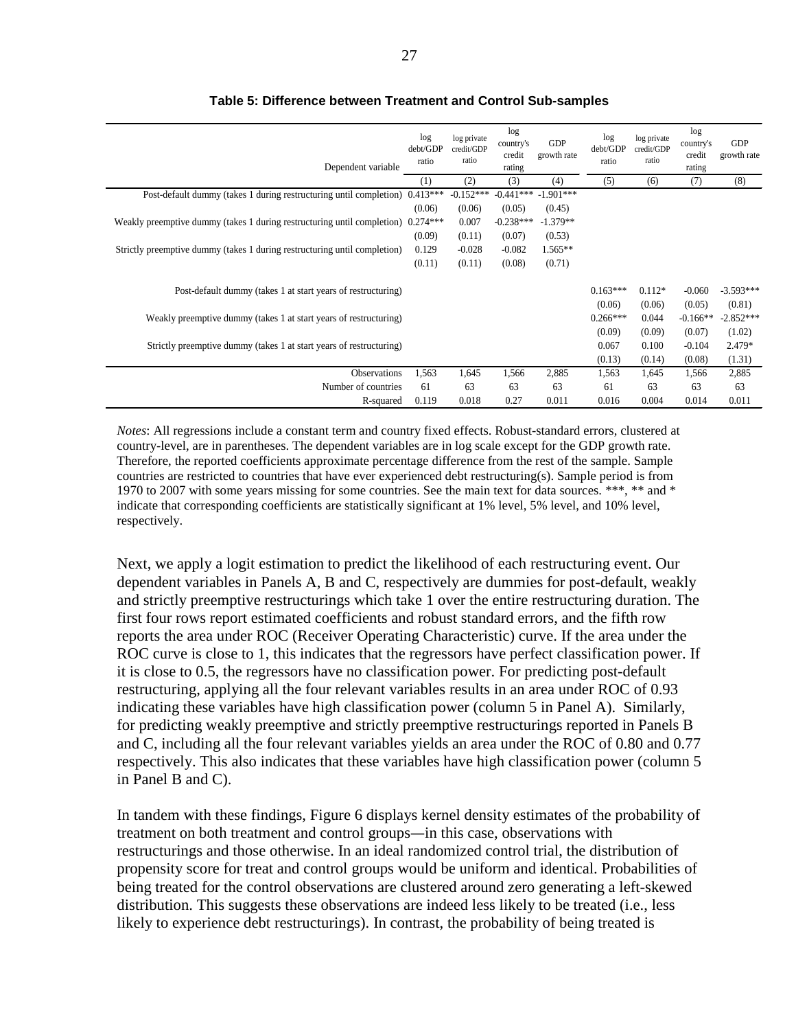**Table 5: Difference between Treatment and Control Sub-samples**

| Dependent variable | log debt/GDP ratio | log private credit/GDP ratio | log country's credit rating | GDP growth rate | log debt/GDP ratio | log private credit/GDP ratio | log country's credit rating | GDP growth rate |
|---|---|---|---|---|---|---|---|---|
| | (1) | (2) | (3) | (4) | (5) | (6) | (7) | (8) |
| Post-default dummy (takes 1 during restructuring until completion) | 0.413*** | -0.152*** | -0.441*** | -1.901*** | | | | |
| | (0.06) | (0.06) | (0.05) | (0.45) | | | | |
| Weakly preemptive dummy (takes 1 during restructuring until completion) | 0.274*** | 0.007 | -0.238*** | -1.379** | | | | |
| | (0.09) | (0.11) | (0.07) | (0.53) | | | | |
| Strictly preemptive dummy (takes 1 during restructuring until completion) | 0.129 | -0.028 | -0.082 | 1.565** | | | | |
| | (0.11) | (0.11) | (0.08) | (0.71) | | | | |
| Post-default dummy (takes 1 at start years of restructuring) | | | | | 0.163*** | 0.112* | -0.060 | -3.593*** |
| | | | | | (0.06) | (0.06) | (0.05) | (0.81) |
| Weakly preemptive dummy (takes 1 at start years of restructuring) | | | | | 0.266*** | 0.044 | -0.166** | -2.852*** |
| | | | | | (0.09) | (0.09) | (0.07) | (1.02) |
| Strictly preemptive dummy (takes 1 at start years of restructuring) | | | | | 0.067 | 0.100 | -0.104 | 2.479* |
| | | | | | (0.13) | (0.14) | (0.08) | (1.31) |
| Observations | 1,563 | 1,645 | 1,566 | 2,885 | 1,563 | 1,645 | 1,566 | 2,885 |
| Number of countries | 61 | 63 | 63 | 63 | 61 | 63 | 63 | 63 |
| R-squared | 0.119 | 0.018 | 0.27 | 0.011 | 0.016 | 0.004 | 0.014 | 0.011 |

*Notes*: All regressions include a constant term and country fixed effects. Robust-standard errors, clustered at country-level, are in parentheses. The dependent variables are in log scale except for the GDP growth rate. Therefore, the reported coefficients approximate percentage difference from the rest of the sample. Sample countries are restricted to countries that have ever experienced debt restructuring(s). Sample period is from 1970 to 2007 with some years missing for some countries. See the main text for data sources. ***, ** and * indicate that corresponding coefficients are statistically significant at 1% level, 5% level, and 10% level, respectively.

Next, we apply a logit estimation to predict the likelihood of each restructuring event. Our dependent variables in Panels A, B and C, respectively are dummies for post-default, weakly and strictly preemptive restructurings which take 1 over the entire restructuring duration. The first four rows report estimated coefficients and robust standard errors, and the fifth row reports the area under ROC (Receiver Operating Characteristic) curve. If the area under the ROC curve is close to 1, this indicates that the regressors have perfect classification power. If it is close to 0.5, the regressors have no classification power. For predicting post-default restructuring, applying all the four relevant variables results in an area under ROC of 0.93 indicating these variables have high classification power (column 5 in Panel A). Similarly, for predicting weakly preemptive and strictly preemptive restructurings reported in Panels B and C, including all the four relevant variables yields an area under the ROC of 0.80 and 0.77 respectively. This also indicates that these variables have high classification power (column 5 in Panel B and C).

In tandem with these findings, Figure 6 displays kernel density estimates of the probability of treatment on both treatment and control groups—in this case, observations with restructurings and those otherwise. In an ideal randomized control trial, the distribution of propensity score for treat and control groups would be uniform and identical. Probabilities of being treated for the control observations are clustered around zero generating a left-skewed distribution. This suggests these observations are indeed less likely to be treated (i.e., less likely to experience debt restructurings). In contrast, the probability of being treated is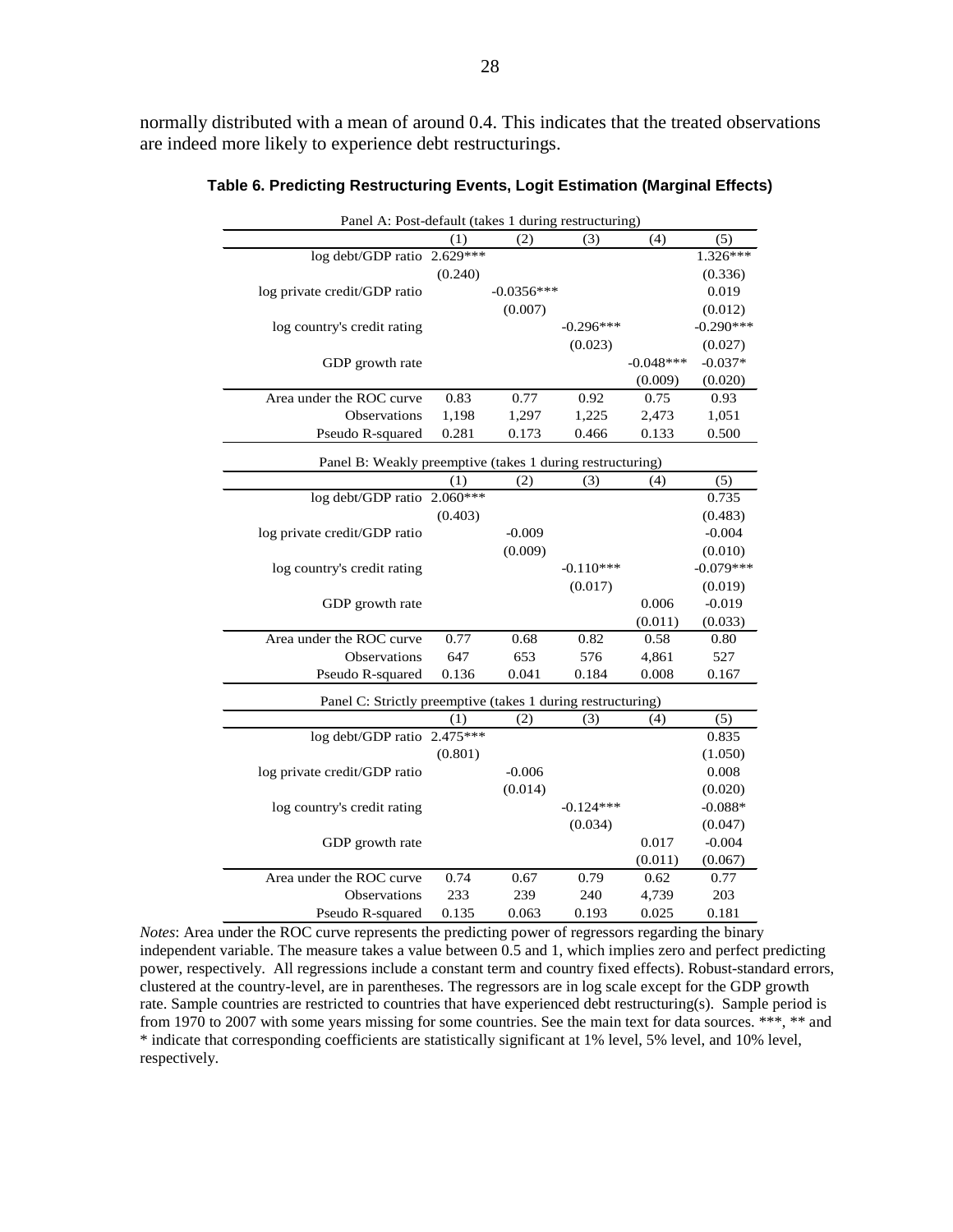normally distributed with a mean of around 0.4. This indicates that the treated observations are indeed more likely to experience debt restructurings.

**Table 6. Predicting Restructuring Events, Logit Estimation (Marginal Effects)**

| Panel A: Post-default (takes 1 during restructuring) | | | | | |
|---|---|---|---|---|---|
| | (1) | (2) | (3) | (4) | (5) |
| log debt/GDP ratio | 2.629*** | | | | 1.326*** |
| | (0.240) | | | | (0.336) |
| log private credit/GDP ratio | | -0.0356*** | | | 0.019 |
| | | (0.007) | | | (0.012) |
| log country's credit rating | | | -0.296*** | | -0.290*** |
| | | | (0.023) | | (0.027) |
| GDP growth rate | | | | -0.048*** | -0.037* |
| | | | | (0.009) | (0.020) |
| Area under the ROC curve | 0.83 | 0.77 | 0.92 | 0.75 | 0.93 |
| Observations | 1,198 | 1,297 | 1,225 | 2,473 | 1,051 |
| Pseudo R-squared | 0.281 | 0.173 | 0.466 | 0.133 | 0.500 |
| **Panel B: Weakly preemptive (takes 1 during restructuring)** | | | | | |
| | (1) | (2) | (3) | (4) | (5) |
| log debt/GDP ratio | 2.060*** | | | | 0.735 |
| | (0.403) | | | | (0.483) |
| log private credit/GDP ratio | | -0.009 | | | -0.004 |
| | | (0.009) | | | (0.010) |
| log country's credit rating | | | -0.110*** | | -0.079*** |
| | | | (0.017) | | (0.019) |
| GDP growth rate | | | | 0.006 | -0.019 |
| | | | | (0.011) | (0.033) |
| Area under the ROC curve | 0.77 | 0.68 | 0.82 | 0.58 | 0.80 |
| Observations | 647 | 653 | 576 | 4,861 | 527 |
| Pseudo R-squared | 0.136 | 0.041 | 0.184 | 0.008 | 0.167 |
| **Panel C: Strictly preemptive (takes 1 during restructuring)** | | | | | |
| | (1) | (2) | (3) | (4) | (5) |
| log debt/GDP ratio | 2.475*** | | | | 0.835 |
| | (0.801) | | | | (1.050) |
| log private credit/GDP ratio | | -0.006 | | | 0.008 |
| | | (0.014) | | | (0.020) |
| log country's credit rating | | | -0.124*** | | -0.088* |
| | | | (0.034) | | (0.047) |
| GDP growth rate | | | | 0.017 | -0.004 |
| | | | | (0.011) | (0.067) |
| Area under the ROC curve | 0.74 | 0.67 | 0.79 | 0.62 | 0.77 |
| Observations | 233 | 239 | 240 | 4,739 | 203 |
| Pseudo R-squared | 0.135 | 0.063 | 0.193 | 0.025 | 0.181 |

*Notes*: Area under the ROC curve represents the predicting power of regressors regarding the binary independent variable. The measure takes a value between 0.5 and 1, which implies zero and perfect predicting power, respectively. All regressions include a constant term and country fixed effects). Robust-standard errors, clustered at the country-level, are in parentheses. The regressors are in log scale except for the GDP growth rate. Sample countries are restricted to countries that have experienced debt restructuring(s). Sample period is from 1970 to 2007 with some years missing for some countries. See the main text for data sources. ***, ** and * indicate that corresponding coefficients are statistically significant at 1% level, 5% level, and 10% level, respectively.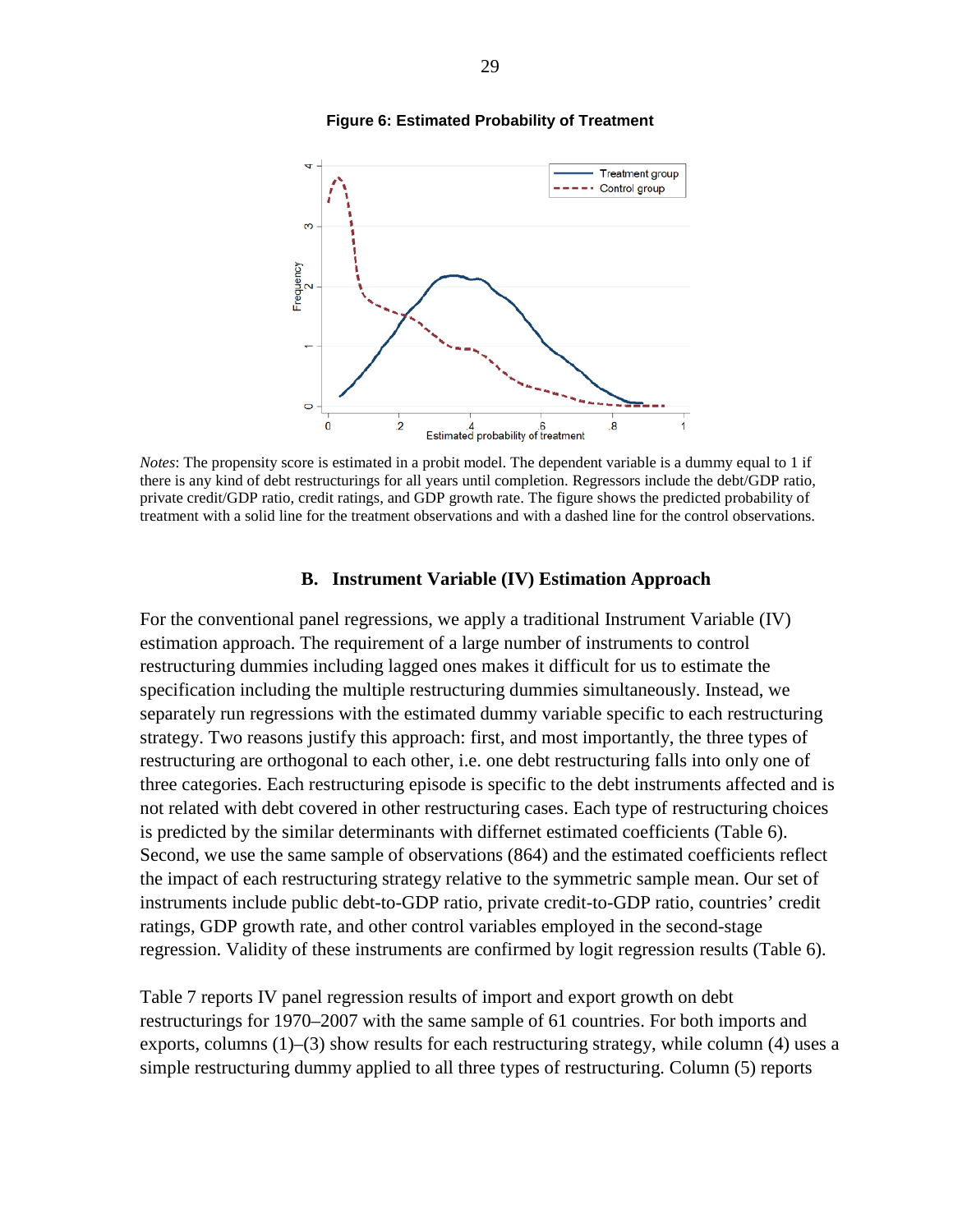**Figure 6: Estimated Probability of Treatment**

*Notes*: The propensity score is estimated in a probit model. The dependent variable is a dummy equal to 1 if there is any kind of debt restructurings for all years until completion. Regressors include the debt/GDP ratio, private credit/GDP ratio, credit ratings, and GDP growth rate. The figure shows the predicted probability of treatment with a solid line for the treatment observations and with a dashed line for the control observations.

### B. Instrument Variable (IV) Estimation Approach

For the conventional panel regressions, we apply a traditional Instrument Variable (IV) estimation approach. The requirement of a large number of instruments to control restructuring dummies including lagged ones makes it difficult for us to estimate the specification including the multiple restructuring dummies simultaneously. Instead, we separately run regressions with the estimated dummy variable specific to each restructuring strategy. Two reasons justify this approach: first, and most importantly, the three types of restructuring are orthogonal to each other, i.e. one debt restructuring falls into only one of three categories. Each restructuring episode is specific to the debt instruments affected and is not related with debt covered in other restructuring cases. Each type of restructuring choices is predicted by the similar determinants with differnet estimated coefficients (Table 6). Second, we use the same sample of observations (864) and the estimated coefficients reflect the impact of each restructuring strategy relative to the symmetric sample mean. Our set of instruments include public debt-to-GDP ratio, private credit-to-GDP ratio, countries' credit ratings, GDP growth rate, and other control variables employed in the second-stage regression. Validity of these instruments are confirmed by logit regression results (Table 6).

Table 7 reports IV panel regression results of import and export growth on debt restructurings for 1970–2007 with the same sample of 61 countries. For both imports and exports, columns (1)–(3) show results for each restructuring strategy, while column (4) uses a simple restructuring dummy applied to all three types of restructuring. Column (5) reports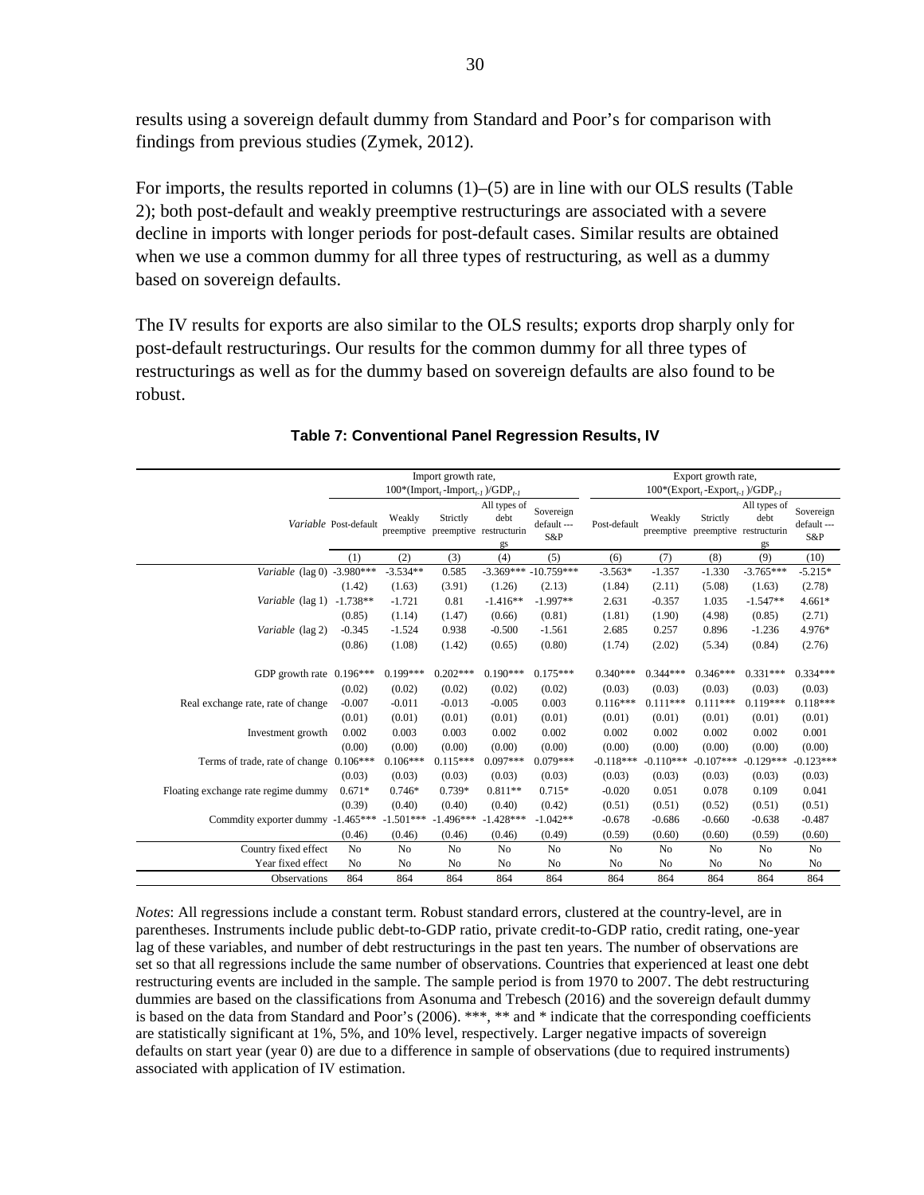results using a sovereign default dummy from Standard and Poor's for comparison with findings from previous studies (Zymek, 2012).

For imports, the results reported in columns (1)–(5) are in line with our OLS results (Table 2); both post-default and weakly preemptive restructurings are associated with a severe decline in imports with longer periods for post-default cases. Similar results are obtained when we use a common dummy for all three types of restructuring, as well as a dummy based on sovereign defaults.

The IV results for exports are also similar to the OLS results; exports drop sharply only for post-default restructurings. Our results for the common dummy for all three types of restructurings as well as for the dummy based on sovereign defaults are also found to be robust.

**Table 7: Conventional Panel Regression Results, IV**

| | Import growth rate, $100^*(Import_t - Import_{t-1})/GDP_{t-1}$ | | | | | Export growth rate, $100^*(Export_t - Export_{t-1})/GDP_{t-1}$ | | | | |
|---|---|---|---|---|---|---|---|---|---|---|
| *Variable* | Post-default | Weakly preemptive | Strictly preemptive | All types of debt restructurings | Sovereign default --- S&P | Post-default | Weakly preemptive | Strictly preemptive | All types of debt restructurings | Sovereign default --- S&P |
| | (1) | (2) | (3) | (4) | (5) | (6) | (7) | (8) | (9) | (10) |
| *Variable* (lag 0) | -3.980*** | -3.534** | 0.585 | -3.369*** | -10.759*** | -3.563* | -1.357 | -1.330 | -3.765*** | -5.215* |
| | (1.42) | (1.63) | (3.91) | (1.26) | (2.13) | (1.84) | (2.11) | (5.08) | (1.63) | (2.78) |
| *Variable* (lag 1) | -1.738** | -1.721 | 0.81 | -1.416** | -1.997** | 2.631 | -0.357 | 1.035 | -1.547** | 4.661* |
| | (0.85) | (1.14) | (1.47) | (0.66) | (0.81) | (1.81) | (1.90) | (4.98) | (0.85) | (2.71) |
| *Variable* (lag 2) | -0.345 | -1.524 | 0.938 | -0.500 | -1.561 | 2.685 | 0.257 | 0.896 | -1.236 | 4.976* |
| | (0.86) | (1.08) | (1.42) | (0.65) | (0.80) | (1.74) | (2.02) | (5.34) | (0.84) | (2.76) |
| GDP growth rate | 0.196*** | 0.199*** | 0.202*** | 0.190*** | 0.175*** | 0.340*** | 0.344*** | 0.346*** | 0.331*** | 0.334*** |
| | (0.02) | (0.02) | (0.02) | (0.02) | (0.02) | (0.03) | (0.03) | (0.03) | (0.03) | (0.03) |
| Real exchange rate, rate of change | -0.007 | -0.011 | -0.013 | -0.005 | 0.003 | 0.116*** | 0.111*** | 0.111*** | 0.119*** | 0.118*** |
| | (0.01) | (0.01) | (0.01) | (0.01) | (0.01) | (0.01) | (0.01) | (0.01) | (0.01) | (0.01) |
| Investment growth | 0.002 | 0.003 | 0.003 | 0.002 | 0.002 | 0.002 | 0.002 | 0.002 | 0.002 | 0.001 |
| | (0.00) | (0.00) | (0.00) | (0.00) | (0.00) | (0.00) | (0.00) | (0.00) | (0.00) | (0.00) |
| Terms of trade, rate of change | 0.106*** | 0.106*** | 0.115*** | 0.097*** | 0.079*** | -0.118*** | -0.110*** | -0.107*** | -0.129*** | -0.123*** |
| | (0.03) | (0.03) | (0.03) | (0.03) | (0.03) | (0.03) | (0.03) | (0.03) | (0.03) | (0.03) |
| Floating exchange rate regime dummy | 0.671* | 0.746* | 0.739* | 0.811** | 0.715* | -0.020 | 0.051 | 0.078 | 0.109 | 0.041 |
| | (0.39) | (0.40) | (0.40) | (0.40) | (0.42) | (0.51) | (0.51) | (0.52) | (0.51) | (0.51) |
| Commdity exporter dummy | -1.465*** | -1.501*** | -1.496*** | -1.428*** | -1.042** | -0.678 | -0.686 | -0.660 | -0.638 | -0.487 |
| | (0.46) | (0.46) | (0.46) | (0.46) | (0.49) | (0.59) | (0.60) | (0.60) | (0.59) | (0.60) |
| Country fixed effect | No | No | No | No | No | No | No | No | No | No |
| Year fixed effect | No | No | No | No | No | No | No | No | No | No |
| Observations | 864 | 864 | 864 | 864 | 864 | 864 | 864 | 864 | 864 | 864 |

*Notes*: All regressions include a constant term. Robust standard errors, clustered at the country-level, are in parentheses. Instruments include public debt-to-GDP ratio, private credit-to-GDP ratio, credit rating, one-year lag of these variables, and number of debt restructurings in the past ten years. The number of observations are set so that all regressions include the same number of observations. Countries that experienced at least one debt restructuring events are included in the sample. The sample period is from 1970 to 2007. The debt restructuring dummies are based on the classifications from Asonuma and Trebesch (2016) and the sovereign default dummy is based on the data from Standard and Poor's (2006). ***, ** and * indicate that the corresponding coefficients are statistically significant at 1%, 5%, and 10% level, respectively. Larger negative impacts of sovereign defaults on start year (year 0) are due to a difference in sample of observations (due to required instruments) associated with application of IV estimation.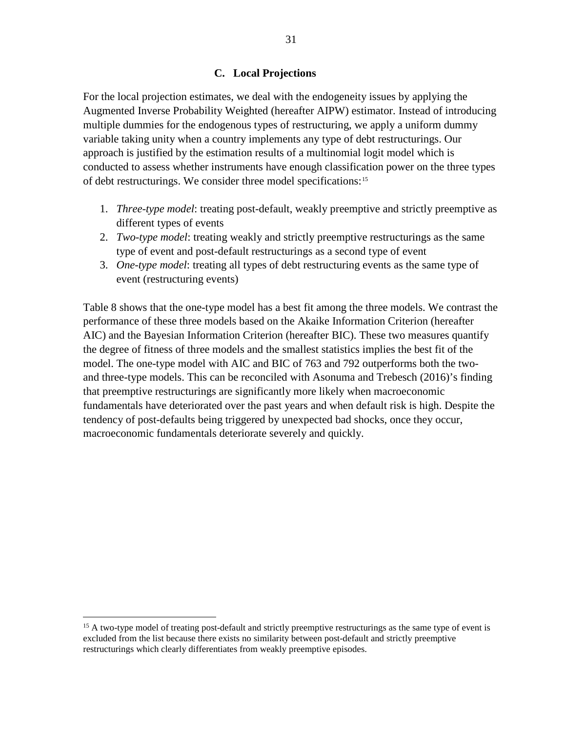### C. Local Projections

For the local projection estimates, we deal with the endogeneity issues by applying the Augmented Inverse Probability Weighted (hereafter AIPW) estimator. Instead of introducing multiple dummies for the endogenous types of restructuring, we apply a uniform dummy variable taking unity when a country implements any type of debt restructurings. Our approach is justified by the estimation results of a multinomial logit model which is conducted to assess whether instruments have enough classification power on the three types of debt restructurings. We consider three model specifications:[15]

1. *Three-type model*: treating post-default, weakly preemptive and strictly preemptive as different types of events
2. *Two-type model*: treating weakly and strictly preemptive restructurings as the same type of event and post-default restructurings as a second type of event
3. *One-type model*: treating all types of debt restructuring events as the same type of event (restructuring events)

Table 8 shows that the one-type model has a best fit among the three models. We contrast the performance of these three models based on the Akaike Information Criterion (hereafter AIC) and the Bayesian Information Criterion (hereafter BIC). These two measures quantify the degree of fitness of three models and the smallest statistics implies the best fit of the model. The one-type model with AIC and BIC of 763 and 792 outperforms both the two- and three-type models. This can be reconciled with Asonuma and Trebesch (2016)'s finding that preemptive restructurings are significantly more likely when macroeconomic fundamentals have deteriorated over the past years and when default risk is high. Despite the tendency of post-defaults being triggered by unexpected bad shocks, once they occur, macroeconomic fundamentals deteriorate severely and quickly.

[15] A two-type model of treating post-default and strictly preemptive restructurings as the same type of event is excluded from the list because there exists no similarity between post-default and strictly preemptive restructurings which clearly differentiates from weakly preemptive episodes.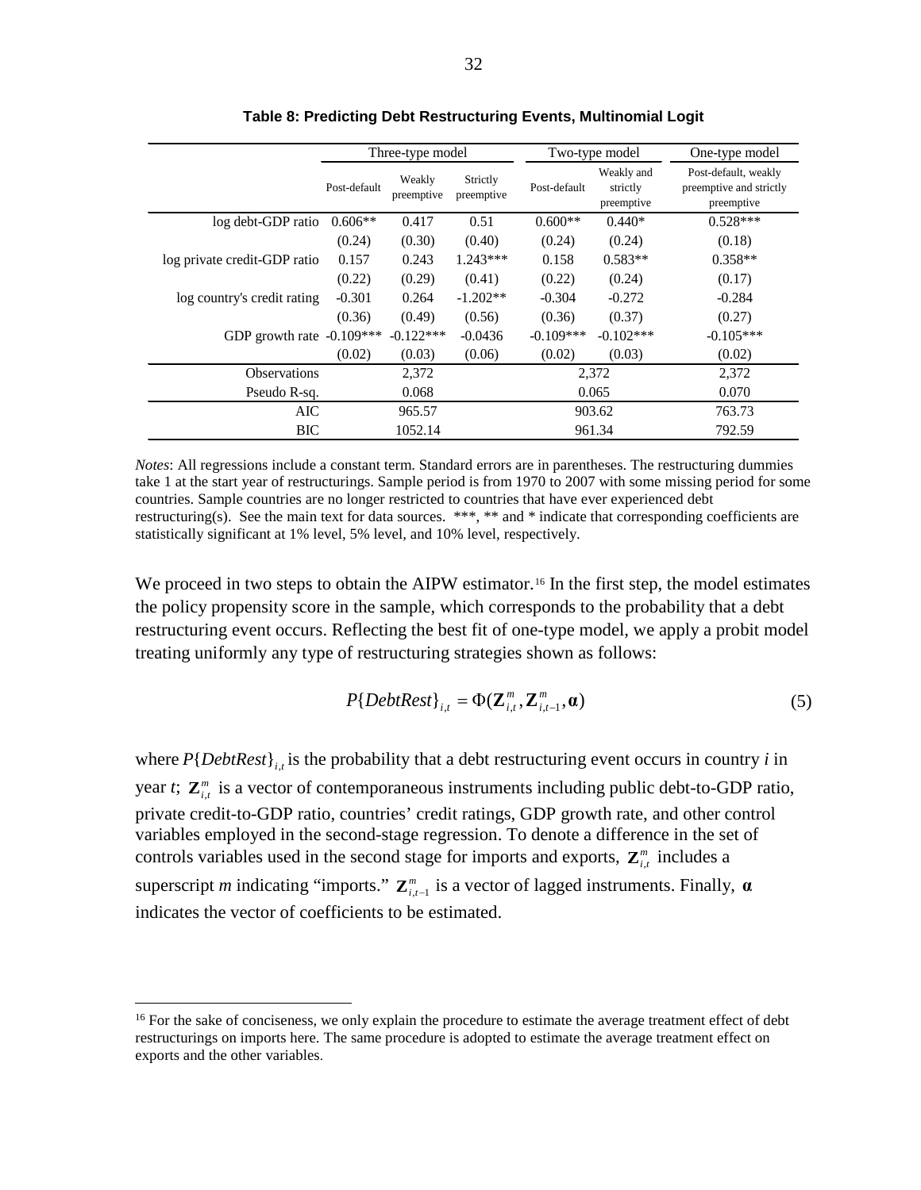**Table 8: Predicting Debt Restructuring Events, Multinomial Logit**

| | Three-type model | | | Two-type model | | One-type model |
|---|---|---|---|---|---|---|
| | Post-default | Weakly preemptive | Strictly preemptive | Post-default | Weakly and strictly preemptive | Post-default, weakly preemptive and strictly preemptive |
| log debt-GDP ratio | 0.606** | 0.417 | 0.51 | 0.600** | 0.440* | 0.528*** |
| | (0.24) | (0.30) | (0.40) | (0.24) | (0.24) | (0.18) |
| log private credit-GDP ratio | 0.157 | 0.243 | 1.243*** | 0.158 | 0.583** | 0.358** |
| | (0.22) | (0.29) | (0.41) | (0.22) | (0.24) | (0.17) |
| log country's credit rating | -0.301 | 0.264 | -1.202** | -0.304 | -0.272 | -0.284 |
| | (0.36) | (0.49) | (0.56) | (0.36) | (0.37) | (0.27) |
| GDP growth rate | -0.109*** | -0.122*** | -0.0436 | -0.109*** | -0.102*** | -0.105*** |
| | (0.02) | (0.03) | (0.06) | (0.02) | (0.03) | (0.02) |
| Observations | | 2,372 | | 2,372 | | 2,372 |
| Pseudo R-sq. | | 0.068 | | 0.065 | | 0.070 |
| AIC | | 965.57 | | 903.62 | | 763.73 |
| BIC | | 1052.14 | | 961.34 | | 792.59 |

*Notes*: All regressions include a constant term. Standard errors are in parentheses. The restructuring dummies take 1 at the start year of restructurings. Sample period is from 1970 to 2007 with some missing period for some countries. Sample countries are no longer restricted to countries that have ever experienced debt restructuring(s). See the main text for data sources. ***, ** and * indicate that corresponding coefficients are statistically significant at 1% level, 5% level, and 10% level, respectively.

We proceed in two steps to obtain the AIPW estimator.[16] In the first step, the model estimates the policy propensity score in the sample, which corresponds to the probability that a debt restructuring event occurs. Reflecting the best fit of one-type model, we apply a probit model treating uniformly any type of restructuring strategies shown as follows:

$$P\{DebtRest\}_{i,t} = \Phi(\mathbf{Z}^{m}_{i,t}, \mathbf{Z}^{m}_{i,t-1}, \boldsymbol{\alpha}) \tag{5}$$

where $P\{DebtRest\}_{i,t}$ is the probability that a debt restructuring event occurs in country *i* in year *t*; $\mathbf{Z}^{m}_{i,t}$ is a vector of contemporaneous instruments including public debt-to-GDP ratio, private credit-to-GDP ratio, countries' credit ratings, GDP growth rate, and other control variables employed in the second-stage regression. To denote a difference in the set of controls variables used in the second stage for imports and exports, $\mathbf{Z}^{m}_{i,t}$ includes a superscript *m* indicating "imports." $\mathbf{Z}^{m}_{i,t-1}$ is a vector of lagged instruments. Finally, $\boldsymbol{\alpha}$ indicates the vector of coefficients to be estimated.

[16] For the sake of conciseness, we only explain the procedure to estimate the average treatment effect of debt restructurings on imports here. The same procedure is adopted to estimate the average treatment effect on exports and the other variables.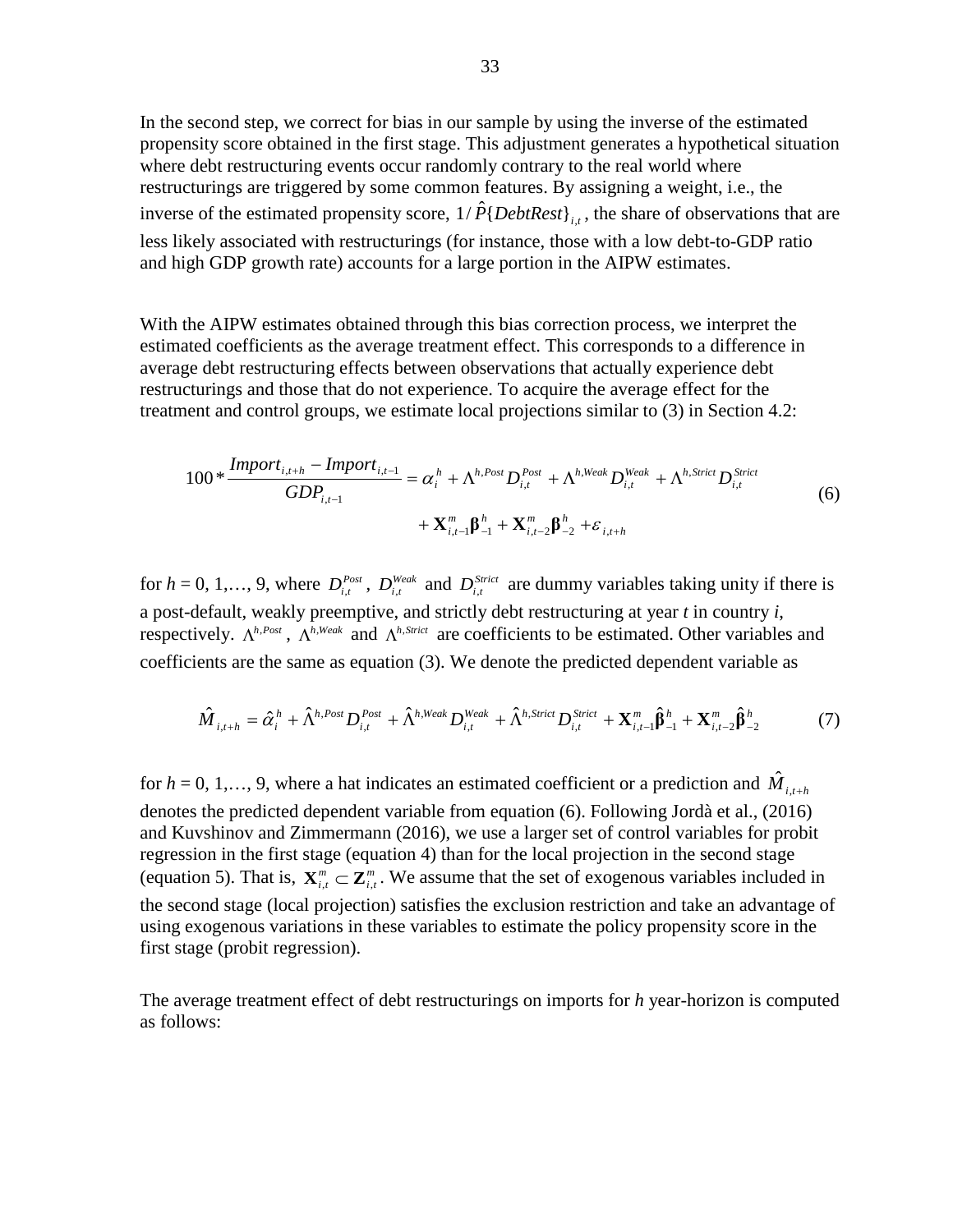In the second step, we correct for bias in our sample by using the inverse of the estimated propensity score obtained in the first stage. This adjustment generates a hypothetical situation where debt restructuring events occur randomly contrary to the real world where restructurings are triggered by some common features. By assigning a weight, i.e., the inverse of the estimated propensity score, $1/\hat{P}\{DebtRest\}_{i,t}$, the share of observations that are less likely associated with restructurings (for instance, those with a low debt-to-GDP ratio and high GDP growth rate) accounts for a large portion in the AIPW estimates.

With the AIPW estimates obtained through this bias correction process, we interpret the estimated coefficients as the average treatment effect. This corresponds to a difference in average debt restructuring effects between observations that actually experience debt restructurings and those that do not experience. To acquire the average effect for the treatment and control groups, we estimate local projections similar to (3) in Section 4.2:

$$100 * \frac{Import_{i,t+h} - Import_{i,t-1}}{GDP_{i,t-1}} = \alpha_i^h + \Lambda^{h,Post} D_{i,t}^{Post} + \Lambda^{h,Weak} D_{i,t}^{Weak} + \Lambda^{h,Strict} D_{i,t}^{Strict} + \mathbf{X}_{i,t-1}^m \boldsymbol{\beta}_{-1}^h + \mathbf{X}_{i,t-2}^m \boldsymbol{\beta}_{-2}^h + \varepsilon_{i,t+h} \tag{6}$$

for $h$ = 0, 1,…, 9, where $D_{i,t}^{Post}$, $D_{i,t}^{Weak}$ and $D_{i,t}^{Strict}$ are dummy variables taking unity if there is a post-default, weakly preemptive, and strictly debt restructuring at year $t$ in country $i$, respectively. $\Lambda^{h,Post}$, $\Lambda^{h,Weak}$ and $\Lambda^{h,Strict}$ are coefficients to be estimated. Other variables and coefficients are the same as equation (3). We denote the predicted dependent variable as

$$\hat{M}_{i,t+h} = \hat{\alpha}_i^h + \hat{\Lambda}^{h,Post} D_{i,t}^{Post} + \hat{\Lambda}^{h,Weak} D_{i,t}^{Weak} + \hat{\Lambda}^{h,Strict} D_{i,t}^{Strict} + \mathbf{X}_{i,t-1}^m \hat{\boldsymbol{\beta}}_{-1}^h + \mathbf{X}_{i,t-2}^m \hat{\boldsymbol{\beta}}_{-2}^h \tag{7}$$

for $h$ = 0, 1,…, 9, where a hat indicates an estimated coefficient or a prediction and $\hat{M}_{i,t+h}$ denotes the predicted dependent variable from equation (6). Following Jordà et al., (2016) and Kuvshinov and Zimmermann (2016), we use a larger set of control variables for probit regression in the first stage (equation 4) than for the local projection in the second stage (equation 5). That is, $\mathbf{X}_{i,t}^m \subset \mathbf{Z}_{i,t}^m$. We assume that the set of exogenous variables included in the second stage (local projection) satisfies the exclusion restriction and take an advantage of using exogenous variations in these variables to estimate the policy propensity score in the first stage (probit regression).

The average treatment effect of debt restructurings on imports for $h$ year-horizon is computed as follows: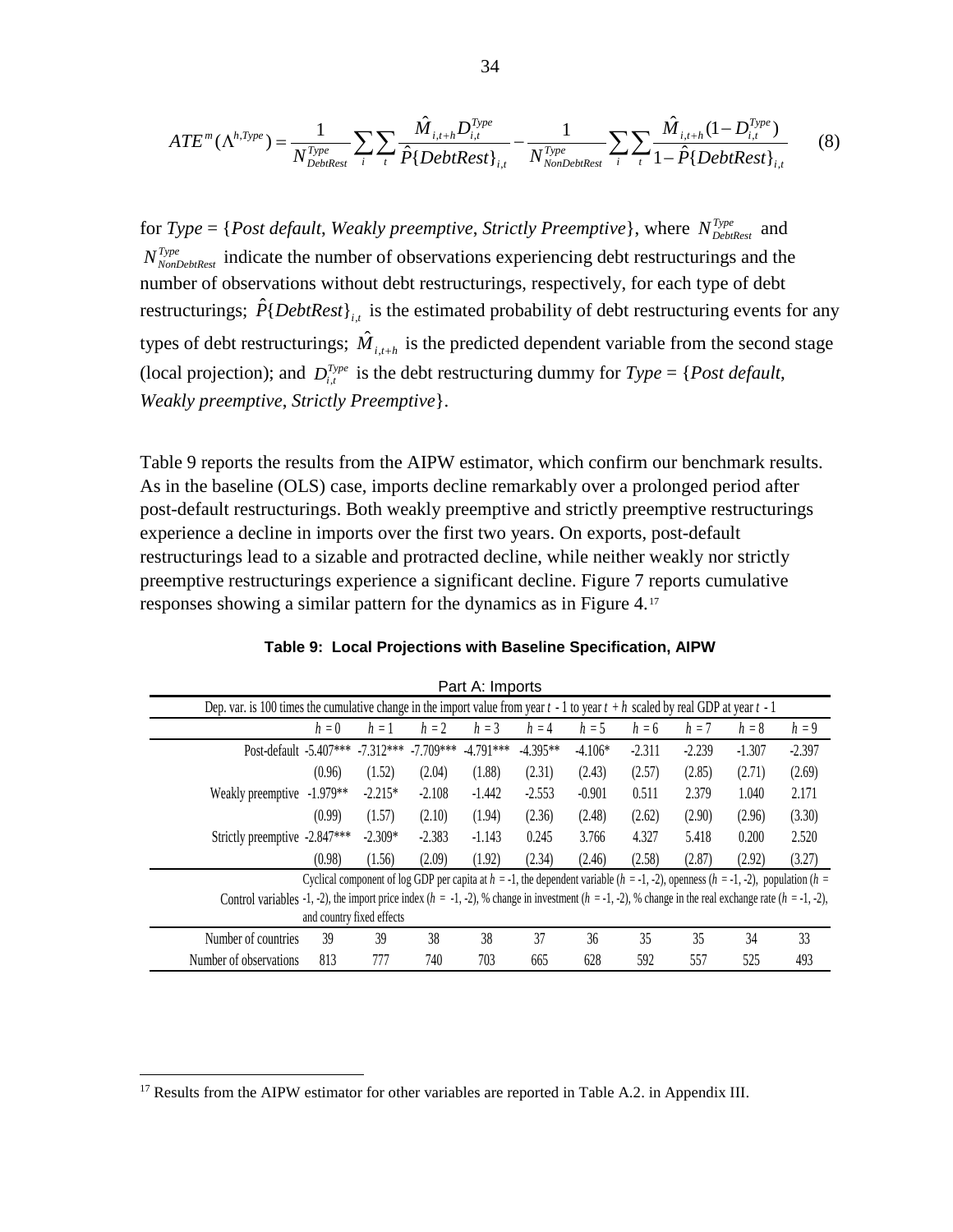$$ATE^{m}(\Lambda^{h,Type}) = \frac{1}{N^{Type}_{DebtRest}} \sum_{i} \sum_{t} \frac{\hat{M}_{i,t+h} D^{Type}_{i,t}}{\hat{P}\{DebtRest\}_{i,t}} - \frac{1}{N^{Type}_{NonDebtRest}} \sum_{i} \sum_{t} \frac{\hat{M}_{i,t+h}(1 - D^{Type}_{i,t})}{1 - \hat{P}\{DebtRest\}_{i,t}} \qquad (8)$$

for *Type* = {*Post default*, *Weakly preemptive*, *Strictly Preemptive*}, where $N^{Type}_{DebtRest}$ and $N^{Type}_{NonDebtRest}$ indicate the number of observations experiencing debt restructurings and the number of observations without debt restructurings, respectively, for each type of debt restructurings; $\hat{P}\{DebtRest\}_{i,t}$ is the estimated probability of debt restructuring events for any types of debt restructurings; $\hat{M}_{i,t+h}$ is the predicted dependent variable from the second stage (local projection); and $D^{Type}_{i,t}$ is the debt restructuring dummy for *Type* = {*Post default*, *Weakly preemptive*, *Strictly Preemptive*}.

Table 9 reports the results from the AIPW estimator, which confirm our benchmark results. As in the baseline (OLS) case, imports decline remarkably over a prolonged period after post-default restructurings. Both weakly preemptive and strictly preemptive restructurings experience a decline in imports over the first two years. On exports, post-default restructurings lead to a sizable and protracted decline, while neither weakly nor strictly preemptive restructurings experience a significant decline. Figure 7 reports cumulative responses showing a similar pattern for the dynamics as in Figure 4.[17]

**Table 9: Local Projections with Baseline Specification, AIPW**

| Part A: Imports | | | | | | | | | | |
|---|---|---|---|---|---|---|---|---|---|---|
| Dep. var. is 100 times the cumulative change in the import value from year $t$ - 1 to year $t + h$ scaled by real GDP at year $t$ - 1 | | | | | | | | | | |
| | $h = 0$ | $h = 1$ | $h = 2$ | $h = 3$ | $h = 4$ | $h = 5$ | $h = 6$ | $h = 7$ | $h = 8$ | $h = 9$ |
| Post-default | -5.407*** | -7.312*** | -7.709*** | -4.791*** | -4.395** | -4.106* | -2.311 | -2.239 | -1.307 | -2.397 |
| | (0.96) | (1.52) | (2.04) | (1.88) | (2.31) | (2.43) | (2.57) | (2.85) | (2.71) | (2.69) |
| Weakly preemptive | -1.979** | -2.215* | -2.108 | -1.442 | -2.553 | -0.901 | 0.511 | 2.379 | 1.040 | 2.171 |
| | (0.99) | (1.57) | (2.10) | (1.94) | (2.36) | (2.48) | (2.62) | (2.90) | (2.96) | (3.30) |
| Strictly preemptive | -2.847*** | -2.309* | -2.383 | -1.143 | 0.245 | 3.766 | 4.327 | 5.418 | 0.200 | 2.520 |
| | (0.98) | (1.56) | (2.09) | (1.92) | (2.34) | (2.46) | (2.58) | (2.87) | (2.92) | (3.27) |
| Control variables | Cyclical component of log GDP per capita at $h$ = -1, the dependent variable ($h$ = -1, -2), openness ($h$ = -1, -2), population ($h$ = -1, -2), the import price index ($h$ = -1, -2), % change in investment ($h$ = -1, -2), % change in the real exchange rate ($h$ = -1, -2), and country fixed effects | | | | | | | | | |
| Number of countries | 39 | 39 | 38 | 38 | 37 | 36 | 35 | 35 | 34 | 33 |
| Number of observations | 813 | 777 | 740 | 703 | 665 | 628 | 592 | 557 | 525 | 493 |

[17] Results from the AIPW estimator for other variables are reported in Table A.2. in Appendix III.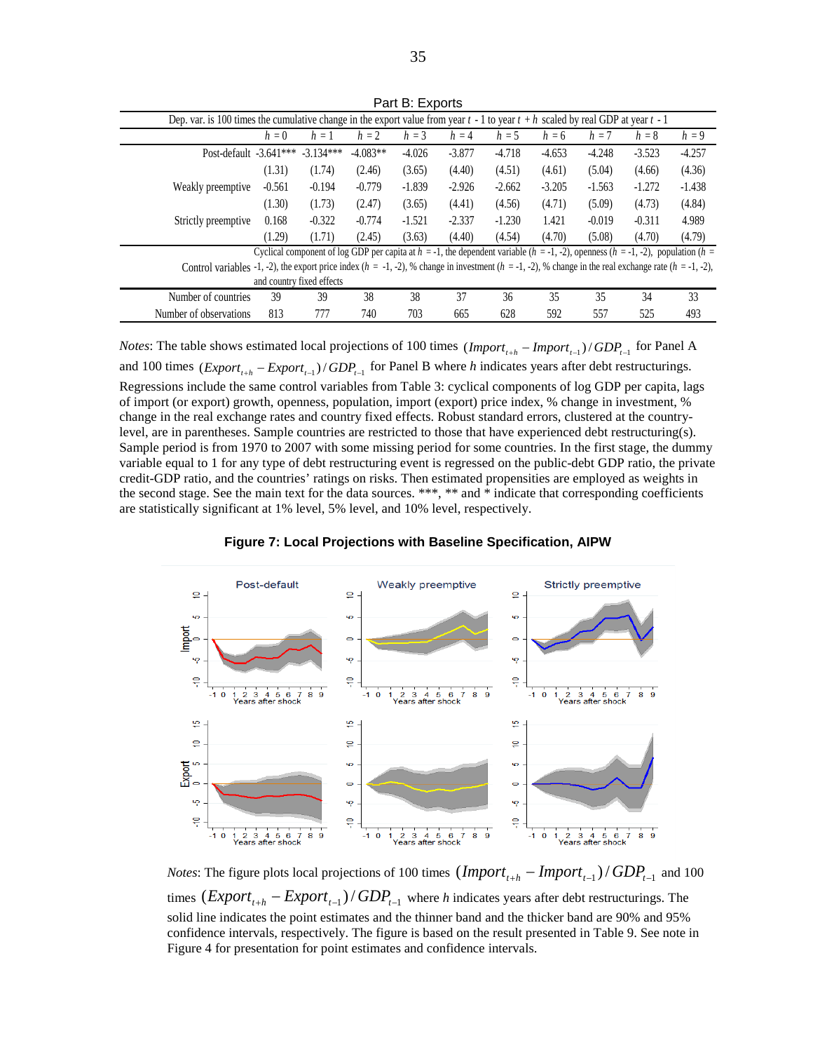Part B: Exports

| Dep. var. is 100 times the cumulative change in the export value from year $t$ - 1 to year $t + h$ scaled by real GDP at year $t$ - 1 | | | | | | | | | | |
|---|---|---|---|---|---|---|---|---|---|---|
| | $h = 0$ | $h = 1$ | $h = 2$ | $h = 3$ | $h = 4$ | $h = 5$ | $h = 6$ | $h = 7$ | $h = 8$ | $h = 9$ |
| Post-default | -3.641*** | -3.134*** | -4.083** | -4.026 | -3.877 | -4.718 | -4.653 | -4.248 | -3.523 | -4.257 |
| | (1.31) | (1.74) | (2.46) | (3.65) | (4.40) | (4.51) | (4.61) | (5.04) | (4.66) | (4.36) |
| Weakly preemptive | -0.561 | -0.194 | -0.779 | -1.839 | -2.926 | -2.662 | -3.205 | -1.563 | -1.272 | -1.438 |
| | (1.30) | (1.73) | (2.47) | (3.65) | (4.41) | (4.56) | (4.71) | (5.09) | (4.73) | (4.84) |
| Strictly preemptive | 0.168 | -0.322 | -0.774 | -1.521 | -2.337 | -1.230 | 1.421 | -0.019 | -0.311 | 4.989 |
| | (1.29) | (1.71) | (2.45) | (3.63) | (4.40) | (4.54) | (4.70) | (5.08) | (4.70) | (4.79) |
| Control variables | Cyclical component of log GDP per capita at $h$ = -1, the dependent variable ($h$ = -1, -2), openness ($h$ = -1, -2), population ($h$ = -1, -2), the export price index ($h$ = -1, -2), % change in investment ($h$ = -1, -2), % change in the real exchange rate ($h$ = -1, -2), and country fixed effects | | | | | | | | | |
| Number of countries | 39 | 39 | 38 | 38 | 37 | 36 | 35 | 35 | 34 | 33 |
| Number of observations | 813 | 777 | 740 | 703 | 665 | 628 | 592 | 557 | 525 | 493 |

*Notes*: The table shows estimated local projections of 100 times $(Import_{t+h} - Import_{t-1})/GDP_{t-1}$ for Panel A and 100 times $(Export_{t+h} - Export_{t-1})/GDP_{t-1}$ for Panel B where $h$ indicates years after debt restructurings. Regressions include the same control variables from Table 3: cyclical components of log GDP per capita, lags of import (or export) growth, openness, population, import (export) price index, % change in investment, % change in the real exchange rates and country fixed effects. Robust standard errors, clustered at the country-level, are in parentheses. Sample countries are restricted to those that have experienced debt restructuring(s). Sample period is from 1970 to 2007 with some missing period for some countries. In the first stage, the dummy variable equal to 1 for any type of debt restructuring event is regressed on the public-debt GDP ratio, the private credit-GDP ratio, and the countries' ratings on risks. Then estimated propensities are employed as weights in the second stage. See the main text for the data sources. ***, ** and * indicate that corresponding coefficients are statistically significant at 1% level, 5% level, and 10% level, respectively.

**Figure 7: Local Projections with Baseline Specification, AIPW**

*Notes*: The figure plots local projections of 100 times $(Import_{t+h} - Import_{t-1})/GDP_{t-1}$ and 100 times $(Export_{t+h} - Export_{t-1})/GDP_{t-1}$ where $h$ indicates years after debt restructurings. The solid line indicates the point estimates and the thinner band and the thicker band are 90% and 95% confidence intervals, respectively. The figure is based on the result presented in Table 9. See note in Figure 4 for presentation for point estimates and confidence intervals.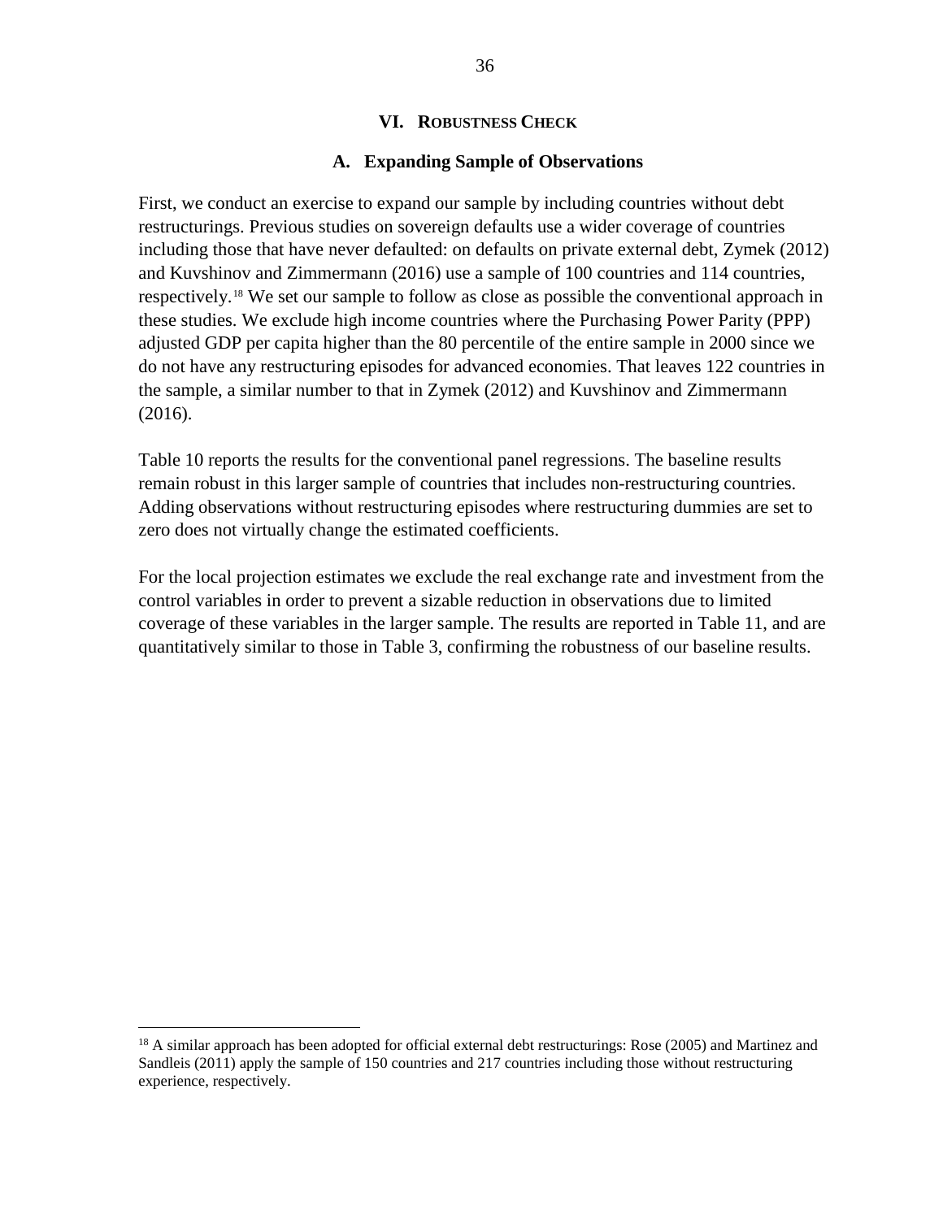## VI. Robustness Check

### A. Expanding Sample of Observations

First, we conduct an exercise to expand our sample by including countries without debt restructurings. Previous studies on sovereign defaults use a wider coverage of countries including those that have never defaulted: on defaults on private external debt, Zymek (2012) and Kuvshinov and Zimmermann (2016) use a sample of 100 countries and 114 countries, respectively.[18] We set our sample to follow as close as possible the conventional approach in these studies. We exclude high income countries where the Purchasing Power Parity (PPP) adjusted GDP per capita higher than the 80 percentile of the entire sample in 2000 since we do not have any restructuring episodes for advanced economies. That leaves 122 countries in the sample, a similar number to that in Zymek (2012) and Kuvshinov and Zimmermann (2016).

Table 10 reports the results for the conventional panel regressions. The baseline results remain robust in this larger sample of countries that includes non-restructuring countries. Adding observations without restructuring episodes where restructuring dummies are set to zero does not virtually change the estimated coefficients.

For the local projection estimates we exclude the real exchange rate and investment from the control variables in order to prevent a sizable reduction in observations due to limited coverage of these variables in the larger sample. The results are reported in Table 11, and are quantitatively similar to those in Table 3, confirming the robustness of our baseline results.

---

[18] A similar approach has been adopted for official external debt restructurings: Rose (2005) and Martinez and Sandleis (2011) apply the sample of 150 countries and 217 countries including those without restructuring experience, respectively.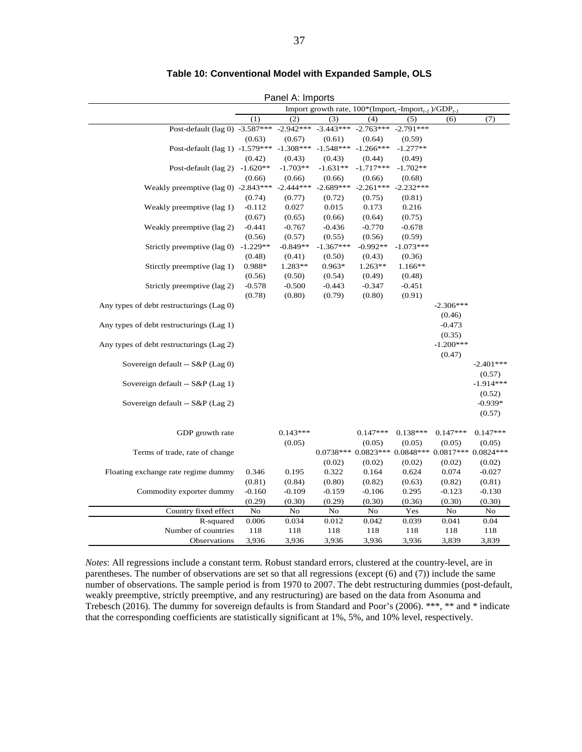**Table 10: Conventional Model with Expanded Sample, OLS**

Panel A: Imports

| | Import growth rate, 100*(Import$_t$ -Import$_{t-1}$ )/GDP$_{t-1}$ | | | | | | |
|---|---|---|---|---|---|---|---|
| | (1) | (2) | (3) | (4) | (5) | (6) | (7) |
| Post-default (lag 0) | -3.587*** | -2.942*** | -3.443*** | -2.763*** | -2.791*** | | |
| | (0.63) | (0.67) | (0.61) | (0.64) | (0.59) | | |
| Post-default (lag 1) | -1.579*** | -1.308*** | -1.548*** | -1.266*** | -1.277** | | |
| | (0.42) | (0.43) | (0.43) | (0.44) | (0.49) | | |
| Post-default (lag 2) | -1.620** | -1.703** | -1.631** | -1.717*** | -1.702** | | |
| | (0.66) | (0.66) | (0.66) | (0.66) | (0.68) | | |
| Weakly preemptive (lag 0) | -2.843*** | -2.444*** | -2.689*** | -2.261*** | -2.232*** | | |
| | (0.74) | (0.77) | (0.72) | (0.75) | (0.81) | | |
| Weakly preemptive (lag 1) | -0.112 | 0.027 | 0.015 | 0.173 | 0.216 | | |
| | (0.67) | (0.65) | (0.66) | (0.64) | (0.75) | | |
| Weakly preemptive (lag 2) | -0.441 | -0.767 | -0.436 | -0.770 | -0.678 | | |
| | (0.56) | (0.57) | (0.55) | (0.56) | (0.59) | | |
| Strictly preemptive (lag 0) | -1.229** | -0.849** | -1.367*** | -0.992** | -1.073*** | | |
| | (0.48) | (0.41) | (0.50) | (0.43) | (0.36) | | |
| Stirctly preemptive (lag 1) | 0.988* | 1.283** | 0.963* | 1.263** | 1.166** | | |
| | (0.56) | (0.50) | (0.54) | (0.49) | (0.48) | | |
| Strictly preemptive (lag 2) | -0.578 | -0.500 | -0.443 | -0.347 | -0.451 | | |
| | (0.78) | (0.80) | (0.79) | (0.80) | (0.91) | | |
| Any types of debt restructurings (Lag 0) | | | | | | -2.306*** | |
| | | | | | | (0.46) | |
| Any types of debt restructurings (Lag 1) | | | | | | -0.473 | |
| | | | | | | (0.35) | |
| Any types of debt restructurings (Lag 2) | | | | | | -1.200*** | |
| | | | | | | (0.47) | |
| Sovereign default -- S&P (Lag 0) | | | | | | | -2.401*** |
| | | | | | | | (0.57) |
| Sovereign default -- S&P (Lag 1) | | | | | | | -1.914*** |
| | | | | | | | (0.52) |
| Sovereign default -- S&P (Lag 2) | | | | | | | -0.939* |
| | | | | | | | (0.57) |
| GDP growth rate | | 0.143*** | | 0.147*** | 0.138*** | 0.147*** | 0.147*** |
| | | (0.05) | | (0.05) | (0.05) | (0.05) | (0.05) |
| Terms of trade, rate of change | | | 0.0738*** | 0.0823*** | 0.0848*** | 0.0817*** | 0.0824*** |
| | | | (0.02) | (0.02) | (0.02) | (0.02) | (0.02) |
| Floating exchange rate regime dummy | 0.346 | 0.195 | 0.322 | 0.164 | 0.624 | 0.074 | -0.027 |
| | (0.81) | (0.84) | (0.80) | (0.82) | (0.63) | (0.82) | (0.81) |
| Commodity exporter dummy | -0.160 | -0.109 | -0.159 | -0.106 | 0.295 | -0.123 | -0.130 |
| | (0.29) | (0.30) | (0.29) | (0.30) | (0.36) | (0.30) | (0.30) |
| Country fixed effect | No | No | No | No | Yes | No | No |
| R-squared | 0.006 | 0.034 | 0.012 | 0.042 | 0.039 | 0.041 | 0.04 |
| Number of countries | 118 | 118 | 118 | 118 | 118 | 118 | 118 |
| Observations | 3,936 | 3,936 | 3,936 | 3,936 | 3,936 | 3,839 | 3,839 |

*Notes*: All regressions include a constant term. Robust standard errors, clustered at the country-level, are in parentheses. The number of observations are set so that all regressions (except (6) and (7)) include the same number of observations. The sample period is from 1970 to 2007. The debt restructuring dummies (post-default, weakly preemptive, strictly preemptive, and any restructuring) are based on the data from Asonuma and Trebesch (2016). The dummy for sovereign defaults is from Standard and Poor's (2006). ***, ** and * indicate that the corresponding coefficients are statistically significant at 1%, 5%, and 10% level, respectively.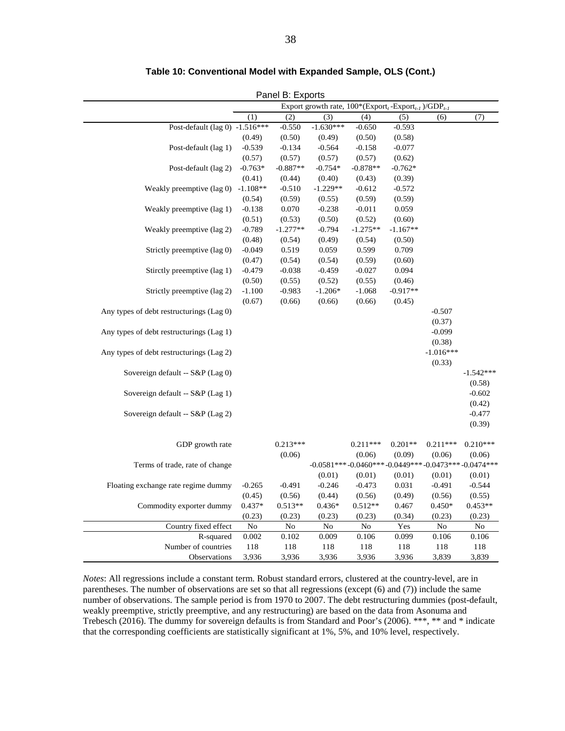**Table 10: Conventional Model with Expanded Sample, OLS (Cont.)**

Panel B: Exports

| | Export growth rate, $100*(Export_t - Export_{t-1})/GDP_{t-1}$ | | | | | | |
|---|---|---|---|---|---|---|---|
| | (1) | (2) | (3) | (4) | (5) | (6) | (7) |
| Post-default (lag 0) | -1.516*** | -0.550 | -1.630*** | -0.650 | -0.593 | | |
| | (0.49) | (0.50) | (0.49) | (0.50) | (0.58) | | |
| Post-default (lag 1) | -0.539 | -0.134 | -0.564 | -0.158 | -0.077 | | |
| | (0.57) | (0.57) | (0.57) | (0.57) | (0.62) | | |
| Post-default (lag 2) | -0.763* | -0.887** | -0.754* | -0.878** | -0.762* | | |
| | (0.41) | (0.44) | (0.40) | (0.43) | (0.39) | | |
| Weakly preemptive (lag 0) | -1.108** | -0.510 | -1.229** | -0.612 | -0.572 | | |
| | (0.54) | (0.59) | (0.55) | (0.59) | (0.59) | | |
| Weakly preemptive (lag 1) | -0.138 | 0.070 | -0.238 | -0.011 | 0.059 | | |
| | (0.51) | (0.53) | (0.50) | (0.52) | (0.60) | | |
| Weakly preemptive (lag 2) | -0.789 | -1.277** | -0.794 | -1.275** | -1.167** | | |
| | (0.48) | (0.54) | (0.49) | (0.54) | (0.50) | | |
| Strictly preemptive (lag 0) | -0.049 | 0.519 | 0.059 | 0.599 | 0.709 | | |
| | (0.47) | (0.54) | (0.54) | (0.59) | (0.60) | | |
| Stirctly preemptive (lag 1) | -0.479 | -0.038 | -0.459 | -0.027 | 0.094 | | |
| | (0.50) | (0.55) | (0.52) | (0.55) | (0.46) | | |
| Strictly preemptive (lag 2) | -1.100 | -0.983 | -1.206* | -1.068 | -0.917** | | |
| | (0.67) | (0.66) | (0.66) | (0.66) | (0.45) | | |
| Any types of debt restructurings (Lag 0) | | | | | | -0.507 | |
| | | | | | | (0.37) | |
| Any types of debt restructurings (Lag 1) | | | | | | -0.099 | |
| | | | | | | (0.38) | |
| Any types of debt restructurings (Lag 2) | | | | | | -1.016*** | |
| | | | | | | (0.33) | |
| Sovereign default -- S&P (Lag 0) | | | | | | | -1.542*** |
| | | | | | | | (0.58) |
| Sovereign default -- S&P (Lag 1) | | | | | | | -0.602 |
| | | | | | | | (0.42) |
| Sovereign default -- S&P (Lag 2) | | | | | | | -0.477 |
| | | | | | | | (0.39) |
| GDP growth rate | | 0.213*** | | 0.211*** | 0.201** | 0.211*** | 0.210*** |
| | | (0.06) | | (0.06) | (0.09) | (0.06) | (0.06) |
| Terms of trade, rate of change | | | -0.0581*** | -0.0460*** | -0.0449*** | -0.0473*** | -0.0474*** |
| | | | (0.01) | (0.01) | (0.01) | (0.01) | (0.01) |
| Floating exchange rate regime dummy | -0.265 | -0.491 | -0.246 | -0.473 | 0.031 | -0.491 | -0.544 |
| | (0.45) | (0.56) | (0.44) | (0.56) | (0.49) | (0.56) | (0.55) |
| Commodity exporter dummy | 0.437* | 0.513** | 0.436* | 0.512** | 0.467 | 0.450* | 0.453** |
| | (0.23) | (0.23) | (0.23) | (0.23) | (0.34) | (0.23) | (0.23) |
| Country fixed effect | No | No | No | No | Yes | No | No |
| R-squared | 0.002 | 0.102 | 0.009 | 0.106 | 0.099 | 0.106 | 0.106 |
| Number of countries | 118 | 118 | 118 | 118 | 118 | 118 | 118 |
| Observations | 3,936 | 3,936 | 3,936 | 3,936 | 3,936 | 3,839 | 3,839 |

*Notes*: All regressions include a constant term. Robust standard errors, clustered at the country-level, are in parentheses. The number of observations are set so that all regressions (except (6) and (7)) include the same number of observations. The sample period is from 1970 to 2007. The debt restructuring dummies (post-default, weakly preemptive, strictly preemptive, and any restructuring) are based on the data from Asonuma and Trebesch (2016). The dummy for sovereign defaults is from Standard and Poor's (2006). ***, ** and * indicate that the corresponding coefficients are statistically significant at 1%, 5%, and 10% level, respectively.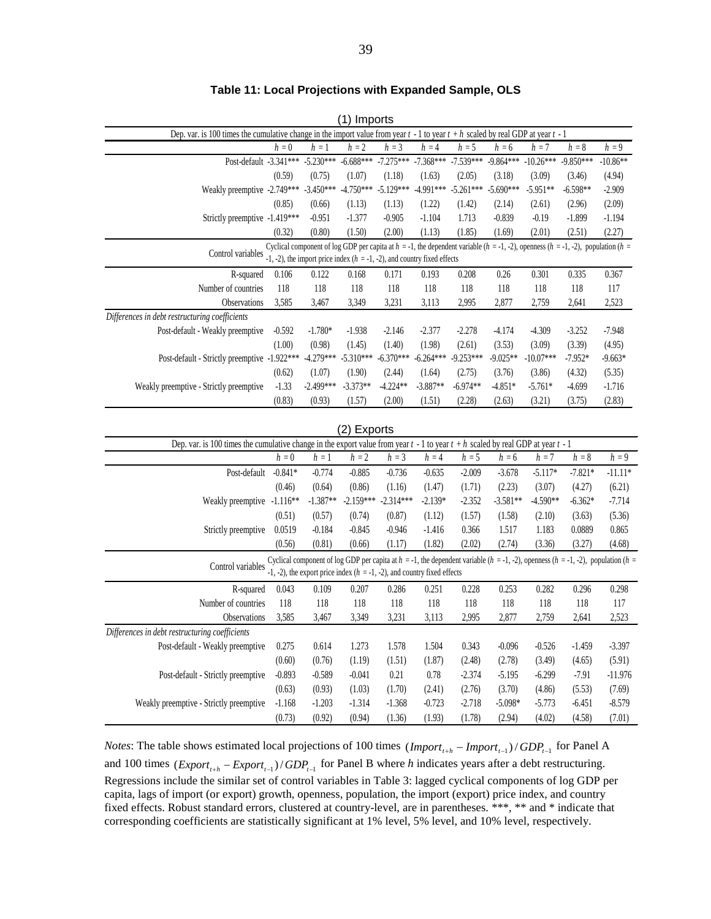**Table 11: Local Projections with Expanded Sample, OLS**

(1) Imports

| Dep. var. is 100 times the cumulative change in the import value from year $t$ - 1 to year $t + h$ scaled by real GDP at year $t$ - 1 | | | | | | | | | | |
|---|---|---|---|---|---|---|---|---|---|---|
| | $h = 0$ | $h = 1$ | $h = 2$ | $h = 3$ | $h = 4$ | $h = 5$ | $h = 6$ | $h = 7$ | $h = 8$ | $h = 9$ |
| Post-default | -3.341*** | -5.230*** | -6.688*** | -7.275*** | -7.368*** | -7.539*** | -9.864*** | -10.26*** | -9.850*** | -10.86** |
| | (0.59) | (0.75) | (1.07) | (1.18) | (1.63) | (2.05) | (3.18) | (3.09) | (3.46) | (4.94) |
| Weakly preemptive | -2.749*** | -3.450*** | -4.750*** | -5.129*** | -4.991*** | -5.261*** | -5.690*** | -5.951** | -6.598** | -2.909 |
| | (0.85) | (0.66) | (1.13) | (1.13) | (1.22) | (1.42) | (2.14) | (2.61) | (2.96) | (2.09) |
| Strictly preemptive | -1.419*** | -0.951 | -1.377 | -0.905 | -1.104 | 1.713 | -0.839 | -0.19 | -1.899 | -1.194 |
| | (0.32) | (0.80) | (1.50) | (2.00) | (1.13) | (1.85) | (1.69) | (2.01) | (2.51) | (2.27) |
| Control variables | Cyclical component of log GDP per capita at $h$ = -1, the dependent variable ($h$ = -1, -2), openness ($h$ = -1, -2), population ($h$ = -1, -2), the import price index ($h$ = -1, -2), and country fixed effects | | | | | | | | | |
| R-squared | 0.106 | 0.122 | 0.168 | 0.171 | 0.193 | 0.208 | 0.26 | 0.301 | 0.335 | 0.367 |
| Number of countries | 118 | 118 | 118 | 118 | 118 | 118 | 118 | 118 | 118 | 117 |
| Observations | 3,585 | 3,467 | 3,349 | 3,231 | 3,113 | 2,995 | 2,877 | 2,759 | 2,641 | 2,523 |
| *Differences in debt restructuring coefficients* | | | | | | | | | | |
| Post-default - Weakly preemptive | -0.592 | -1.780* | -1.938 | -2.146 | -2.377 | -2.278 | -4.174 | -4.309 | -3.252 | -7.948 |
| | (1.00) | (0.98) | (1.45) | (1.40) | (1.98) | (2.61) | (3.53) | (3.09) | (3.39) | (4.95) |
| Post-default - Strictly preemptive | -1.922*** | -4.279*** | -5.310*** | -6.370*** | -6.264*** | -9.253*** | -9.025** | -10.07*** | -7.952* | -9.663* |
| | (0.62) | (1.07) | (1.90) | (2.44) | (1.64) | (2.75) | (3.76) | (3.86) | (4.32) | (5.35) |
| Weakly preemptive - Strictly preemptive | -1.33 | -2.499*** | -3.373** | -4.224** | -3.887** | -6.974** | -4.851* | -5.761* | -4.699 | -1.716 |
| | (0.83) | (0.93) | (1.57) | (2.00) | (1.51) | (2.28) | (2.63) | (3.21) | (3.75) | (2.83) |

(2) Exports

| Dep. var. is 100 times the cumulative change in the export value from year $t$ - 1 to year $t + h$ scaled by real GDP at year $t$ - 1 | | | | | | | | | | |
|---|---|---|---|---|---|---|---|---|---|---|
| | $h = 0$ | $h = 1$ | $h = 2$ | $h = 3$ | $h = 4$ | $h = 5$ | $h = 6$ | $h = 7$ | $h = 8$ | $h = 9$ |
| Post-default | -0.841* | -0.774 | -0.885 | -0.736 | -0.635 | -2.009 | -3.678 | -5.117* | -7.821* | -11.11* |
| | (0.46) | (0.64) | (0.86) | (1.16) | (1.47) | (1.71) | (2.23) | (3.07) | (4.27) | (6.21) |
| Weakly preemptive | -1.116** | -1.387** | -2.159*** | -2.314*** | -2.139* | -2.352 | -3.581** | -4.590** | -6.362* | -7.714 |
| | (0.51) | (0.57) | (0.74) | (0.87) | (1.12) | (1.57) | (1.58) | (2.10) | (3.63) | (5.36) |
| Strictly preemptive | 0.0519 | -0.184 | -0.845 | -0.946 | -1.416 | 0.366 | 1.517 | 1.183 | 0.0889 | 0.865 |
| | (0.56) | (0.81) | (0.66) | (1.17) | (1.82) | (2.02) | (2.74) | (3.36) | (3.27) | (4.68) |
| Control variables | Cyclical component of log GDP per capita at $h$ = -1, the dependent variable ($h$ = -1, -2), openness ($h$ = -1, -2), population ($h$ = -1, -2), the export price index ($h$ = -1, -2), and country fixed effects | | | | | | | | | |
| R-squared | 0.043 | 0.109 | 0.207 | 0.286 | 0.251 | 0.228 | 0.253 | 0.282 | 0.296 | 0.298 |
| Number of countries | 118 | 118 | 118 | 118 | 118 | 118 | 118 | 118 | 118 | 117 |
| Observations | 3,585 | 3,467 | 3,349 | 3,231 | 3,113 | 2,995 | 2,877 | 2,759 | 2,641 | 2,523 |
| *Differences in debt restructuring coefficients* | | | | | | | | | | |
| Post-default - Weakly preemptive | 0.275 | 0.614 | 1.273 | 1.578 | 1.504 | 0.343 | -0.096 | -0.526 | -1.459 | -3.397 |
| | (0.60) | (0.76) | (1.19) | (1.51) | (1.87) | (2.48) | (2.78) | (3.49) | (4.65) | (5.91) |
| Post-default - Strictly preemptive | -0.893 | -0.589 | -0.041 | 0.21 | 0.78 | -2.374 | -5.195 | -6.299 | -7.91 | -11.976 |
| | (0.63) | (0.93) | (1.03) | (1.70) | (2.41) | (2.76) | (3.70) | (4.86) | (5.53) | (7.69) |
| Weakly preemptive - Strictly preemptive | -1.168 | -1.203 | -1.314 | -1.368 | -0.723 | -2.718 | -5.098* | -5.773 | -6.451 | -8.579 |
| | (0.73) | (0.92) | (0.94) | (1.36) | (1.93) | (1.78) | (2.94) | (4.02) | (4.58) | (7.01) |

*Notes*: The table shows estimated local projections of 100 times $(Import_{t+h} - Import_{t-1})/GDP_{t-1}$ for Panel A and 100 times $(Export_{t+h} - Export_{t-1})/GDP_{t-1}$ for Panel B where $h$ indicates years after a debt restructuring. Regressions include the similar set of control variables in Table 3: lagged cyclical components of log GDP per capita, lags of import (or export) growth, openness, population, the import (export) price index, and country fixed effects. Robust standard errors, clustered at country-level, are in parentheses. ***, ** and * indicate that corresponding coefficients are statistically significant at 1% level, 5% level, and 10% level, respectively.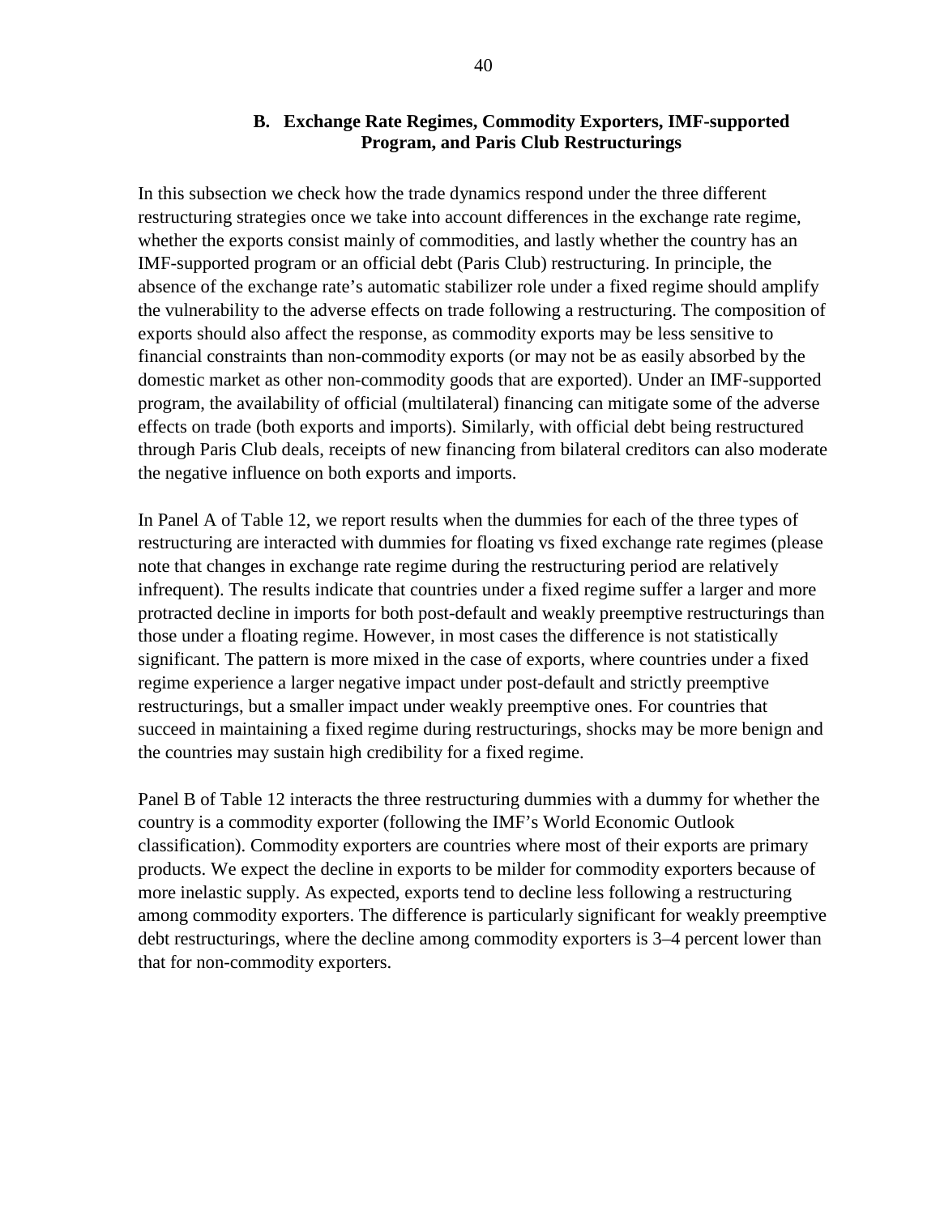### B. Exchange Rate Regimes, Commodity Exporters, IMF-supported Program, and Paris Club Restructurings

In this subsection we check how the trade dynamics respond under the three different restructuring strategies once we take into account differences in the exchange rate regime, whether the exports consist mainly of commodities, and lastly whether the country has an IMF-supported program or an official debt (Paris Club) restructuring. In principle, the absence of the exchange rate's automatic stabilizer role under a fixed regime should amplify the vulnerability to the adverse effects on trade following a restructuring. The composition of exports should also affect the response, as commodity exports may be less sensitive to financial constraints than non-commodity exports (or may not be as easily absorbed by the domestic market as other non-commodity goods that are exported). Under an IMF-supported program, the availability of official (multilateral) financing can mitigate some of the adverse effects on trade (both exports and imports). Similarly, with official debt being restructured through Paris Club deals, receipts of new financing from bilateral creditors can also moderate the negative influence on both exports and imports.

In Panel A of Table 12, we report results when the dummies for each of the three types of restructuring are interacted with dummies for floating vs fixed exchange rate regimes (please note that changes in exchange rate regime during the restructuring period are relatively infrequent). The results indicate that countries under a fixed regime suffer a larger and more protracted decline in imports for both post-default and weakly preemptive restructurings than those under a floating regime. However, in most cases the difference is not statistically significant. The pattern is more mixed in the case of exports, where countries under a fixed regime experience a larger negative impact under post-default and strictly preemptive restructurings, but a smaller impact under weakly preemptive ones. For countries that succeed in maintaining a fixed regime during restructurings, shocks may be more benign and the countries may sustain high credibility for a fixed regime.

Panel B of Table 12 interacts the three restructuring dummies with a dummy for whether the country is a commodity exporter (following the IMF's World Economic Outlook classification). Commodity exporters are countries where most of their exports are primary products. We expect the decline in exports to be milder for commodity exporters because of more inelastic supply. As expected, exports tend to decline less following a restructuring among commodity exporters. The difference is particularly significant for weakly preemptive debt restructurings, where the decline among commodity exporters is 3–4 percent lower than that for non-commodity exporters.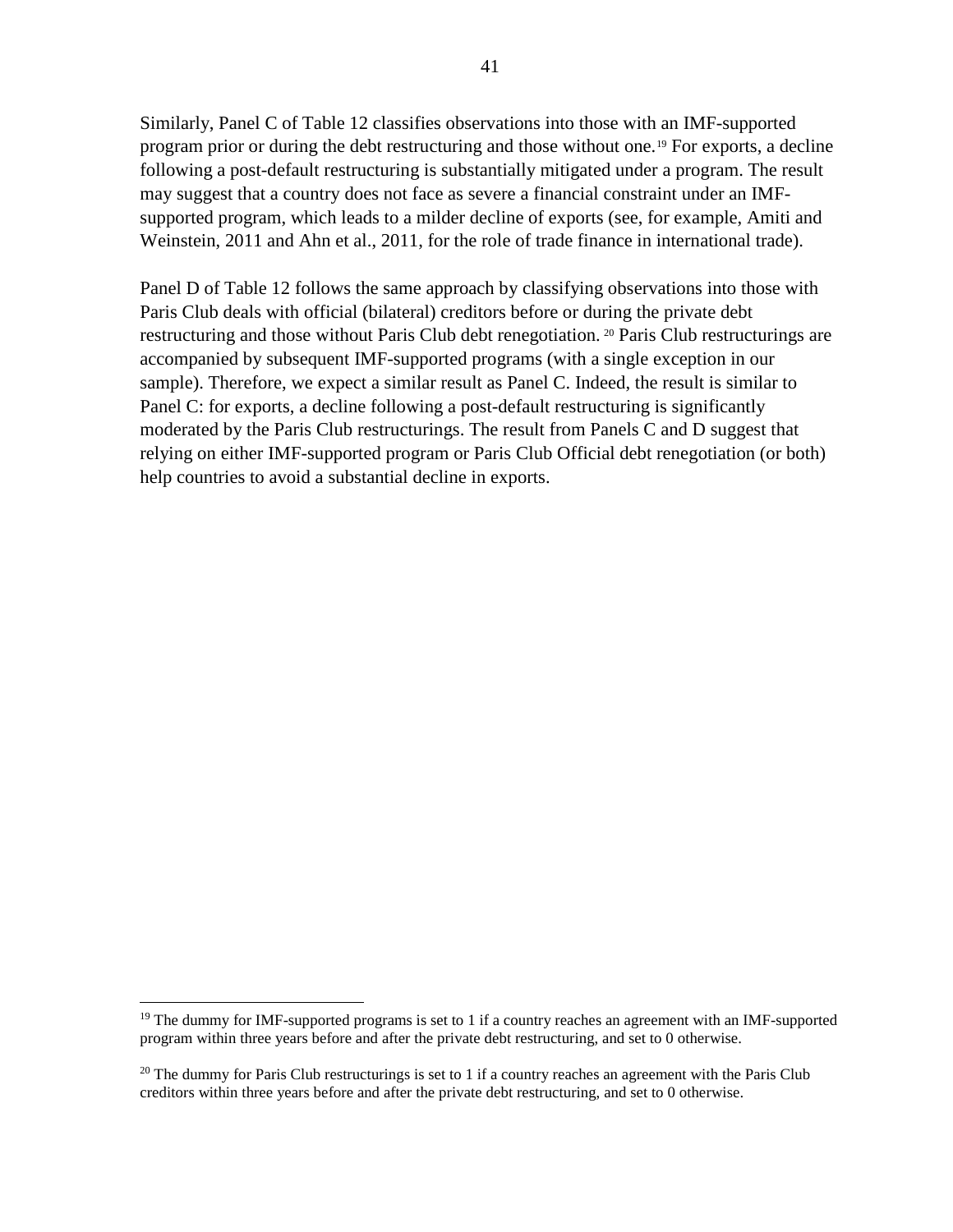Similarly, Panel C of Table 12 classifies observations into those with an IMF-supported program prior or during the debt restructuring and those without one.[19] For exports, a decline following a post-default restructuring is substantially mitigated under a program. The result may suggest that a country does not face as severe a financial constraint under an IMF-supported program, which leads to a milder decline of exports (see, for example, Amiti and Weinstein, 2011 and Ahn et al., 2011, for the role of trade finance in international trade).

Panel D of Table 12 follows the same approach by classifying observations into those with Paris Club deals with official (bilateral) creditors before or during the private debt restructuring and those without Paris Club debt renegotiation.[20] Paris Club restructurings are accompanied by subsequent IMF-supported programs (with a single exception in our sample). Therefore, we expect a similar result as Panel C. Indeed, the result is similar to Panel C: for exports, a decline following a post-default restructuring is significantly moderated by the Paris Club restructurings. The result from Panels C and D suggest that relying on either IMF-supported program or Paris Club Official debt renegotiation (or both) help countries to avoid a substantial decline in exports.

---

[19] The dummy for IMF-supported programs is set to 1 if a country reaches an agreement with an IMF-supported program within three years before and after the private debt restructuring, and set to 0 otherwise.

[20] The dummy for Paris Club restructurings is set to 1 if a country reaches an agreement with the Paris Club creditors within three years before and after the private debt restructuring, and set to 0 otherwise.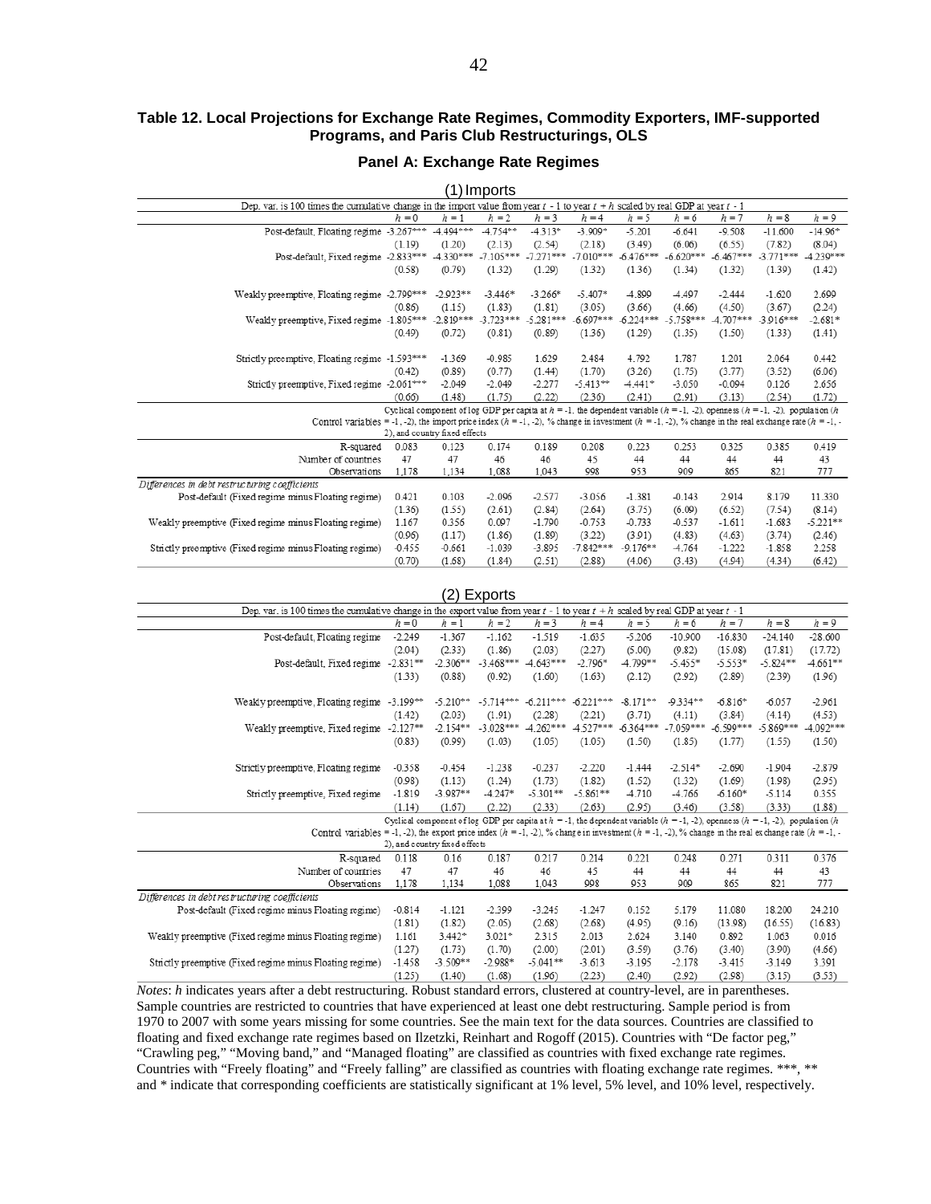### Table 12. Local Projections for Exchange Rate Regimes, Commodity Exporters, IMF-supported Programs, and Paris Club Restructurings, OLS

#### Panel A: Exchange Rate Regimes

**(1) Imports**

Dep. var. is 100 times the cumulative change in the import value from year $t$ - 1 to year $t + h$ scaled by real GDP at year $t$ - 1

| | $h = 0$ | $h = 1$ | $h = 2$ | $h = 3$ | $h = 4$ | $h = 5$ | $h = 6$ | $h = 7$ | $h = 8$ | $h = 9$ |
|---|---|---|---|---|---|---|---|---|---|---|
| Post-default, Floating regime | -3.267*** | -4.494*** | -4.754** | -4.313* | -3.909* | -5.201 | -6.641 | -9.508 | -11.600 | -14.96* |
| | (1.19) | (1.20) | (2.13) | (2.54) | (2.18) | (3.49) | (6.06) | (6.55) | (7.82) | (8.04) |
| Post-default, Fixed regime | -2.833*** | -4.330*** | -7.105*** | -7.271*** | -7.010*** | -6.476*** | -6.620*** | -6.467*** | -3.771*** | -4.239*** |
| | (0.58) | (0.79) | (1.32) | (1.29) | (1.32) | (1.36) | (1.34) | (1.32) | (1.39) | (1.42) |
| Weakly preemptive, Floating regime | -2.790*** | -2.923** | -3.446* | -3.266* | -5.407* | -4.899 | -4.497 | -2.444 | -1.620 | 2.699 |
| | (0.86) | (1.15) | (1.83) | (1.81) | (3.05) | (3.66) | (4.66) | (4.50) | (3.67) | (2.24) |
| Weakly preemptive, Fixed regime | -1.805*** | -2.819*** | -3.723*** | -5.281*** | -6.697*** | -6.224*** | -5.758*** | -4.707*** | -3.916*** | -2.681* |
| | (0.49) | (0.72) | (0.81) | (0.89) | (1.36) | (1.29) | (1.35) | (1.50) | (1.33) | (1.41) |
| Strictly preemptive, Floating regime | -1.593*** | -1.369 | -0.985 | 1.629 | 2.484 | 4.792 | 1.787 | 1.201 | 2.064 | 0.442 |
| | (0.42) | (0.89) | (0.77) | (1.44) | (1.70) | (3.26) | (1.75) | (3.77) | (3.52) | (6.06) |
| Strictly preemptive, Fixed regime | -2.061*** | -2.049 | -2.049 | -2.277 | -5.413** | -4.441* | -3.050 | -0.094 | 0.126 | 2.656 |
| | (0.66) | (1.48) | (1.75) | (2.22) | (2.36) | (2.41) | (2.91) | (3.13) | (2.54) | (1.72) |
| Control variables | Cyclical component of log GDP per capita at $h$ = -1, the dependent variable ($h$ = -1, -2), openness ($h$ = -1, -2), population ($h$ = -1, -2), the import price index ($h$ = -1, -2), % change in investment ($h$ = -1, -2), % change in the real exchange rate ($h$ = -1, -2), and country fixed effects | | | | | | | | | |
| R-squared | 0.083 | 0.123 | 0.174 | 0.189 | 0.208 | 0.223 | 0.253 | 0.325 | 0.385 | 0.419 |
| Number of countries | 47 | 47 | 46 | 46 | 45 | 44 | 44 | 44 | 44 | 43 |
| Observations | 1,178 | 1,134 | 1,088 | 1,043 | 998 | 953 | 909 | 865 | 821 | 777 |
| *Differences in debt restructuring coefficients* | | | | | | | | | | |
| Post-default (Fixed regime minus Floating regime) | 0.421 | 0.103 | -2.096 | -2.577 | -3.056 | -1.381 | -0.143 | 2.914 | 8.179 | 11.330 |
| | (1.36) | (1.55) | (2.61) | (2.84) | (2.64) | (3.75) | (6.09) | (6.52) | (7.54) | (8.14) |
| Weakly preemptive (Fixed regime minus Floating regime) | 1.167 | 0.356 | 0.097 | -1.790 | -0.753 | -0.733 | -0.537 | -1.611 | -1.683 | -5.221** |
| | (0.96) | (1.17) | (1.86) | (1.89) | (3.22) | (3.91) | (4.83) | (4.63) | (3.74) | (2.46) |
| Strictly preemptive (Fixed regime minus Floating regime) | -0.455 | -0.661 | -1.039 | -3.895 | -7.842*** | -9.176** | -4.764 | -1.222 | -1.858 | 2.258 |
| | (0.70) | (1.68) | (1.84) | (2.51) | (2.88) | (4.06) | (3.43) | (4.94) | (4.34) | (6.42) |

**(2) Exports**

Dep. var. is 100 times the cumulative change in the export value from year $t$ - 1 to year $t + h$ scaled by real GDP at year $t$ - 1

| | $h = 0$ | $h = 1$ | $h = 2$ | $h = 3$ | $h = 4$ | $h = 5$ | $h = 6$ | $h = 7$ | $h = 8$ | $h = 9$ |
|---|---|---|---|---|---|---|---|---|---|---|
| Post-default, Floating regime | -2.249 | -1.367 | -1.162 | -1.519 | -1.635 | -5.206 | -10.900 | -16.830 | -24.140 | -28.600 |
| | (2.04) | (2.33) | (1.86) | (2.03) | (2.27) | (5.00) | (9.82) | (15.08) | (17.81) | (17.72) |
| Post-default, Fixed regime | -2.831** | -2.306** | -3.468*** | -4.643*** | -2.796* | -4.799** | -5.455* | -5.553* | -5.824** | -4.661** |
| | (1.33) | (0.88) | (0.92) | (1.60) | (1.63) | (2.12) | (2.92) | (2.89) | (2.39) | (1.96) |
| Weakly preemptive, Floating regime | -3.199** | -5.210** | -5.714*** | -6.211*** | -6.221*** | -8.171** | -9.334** | -6.816* | -6.057 | -2.961 |
| | (1.42) | (2.03) | (1.91) | (2.28) | (2.21) | (3.71) | (4.11) | (3.84) | (4.14) | (4.53) |
| Weakly preemptive, Fixed regime | -2.127** | -2.154** | -3.028*** | -4.262*** | -4.527*** | -6.364*** | -7.059*** | -6.599*** | -5.869*** | -4.092*** |
| | (0.83) | (0.99) | (1.03) | (1.05) | (1.05) | (1.50) | (1.85) | (1.77) | (1.55) | (1.50) |
| Strictly preemptive, Floating regime | -0.358 | -0.454 | -1.238 | -0.237 | -2.220 | -1.444 | -2.514* | -2.690 | -1.904 | -2.879 |
| | (0.98) | (1.13) | (1.24) | (1.73) | (1.82) | (1.52) | (1.32) | (1.69) | (1.98) | (2.95) |
| Strictly preemptive, Fixed regime | -1.819 | -3.987** | -4.247* | -5.301** | -5.861** | -4.710 | -4.766 | -6.160* | -5.114 | 0.355 |
| | (1.14) | (1.67) | (2.22) | (2.33) | (2.63) | (2.95) | (3.46) | (3.58) | (3.33) | (1.88) |
| Control variables | Cyclical component of log GDP per capita at $h$ = -1, the dependent variable ($h$ = -1, -2), openness ($h$ = -1, -2), population ($h$ = -1, -2), the export price index ($h$ = -1, -2), % change in investment ($h$ = -1, -2), % change in the real exchange rate ($h$ = -1, -2), and country fixed effects | | | | | | | | | |
| R-squared | 0.118 | 0.16 | 0.187 | 0.217 | 0.214 | 0.221 | 0.248 | 0.271 | 0.311 | 0.376 |
| Number of countries | 47 | 47 | 46 | 46 | 45 | 44 | 44 | 44 | 44 | 43 |
| Observations | 1,178 | 1,134 | 1,088 | 1,043 | 998 | 953 | 909 | 865 | 821 | 777 |
| *Differences in debt restructuring coefficients* | | | | | | | | | | |
| Post-default (Fixed regime minus Floating regime) | -0.814 | -1.121 | -2.399 | -3.245 | -1.247 | 0.152 | 5.179 | 11.080 | 18.200 | 24.210 |
| | (1.81) | (1.82) | (2.05) | (2.68) | (2.68) | (4.95) | (9.16) | (13.98) | (16.55) | (16.83) |
| Weakly preemptive (Fixed regime minus Floating regime) | 1.161 | 3.442* | 3.021* | 2.315 | 2.013 | 2.624 | 3.140 | 0.892 | 1.063 | 0.016 |
| | (1.27) | (1.73) | (1.70) | (2.00) | (2.01) | (3.59) | (3.76) | (3.40) | (3.90) | (4.66) |
| Strictly preemptive (Fixed regime minus Floating regime) | -1.458 | -3.509** | -2.988* | -5.041** | -3.613 | -3.195 | -2.178 | -3.415 | -3.149 | 3.391 |
| | (1.25) | (1.40) | (1.68) | (1.96) | (2.23) | (2.40) | (2.92) | (2.98) | (3.15) | (3.53) |

*Notes*: $h$ indicates years after a debt restructuring. Robust standard errors, clustered at country-level, are in parentheses. Sample countries are restricted to countries that have experienced at least one debt restructuring. Sample period is from 1970 to 2007 with some years missing for some countries. See the main text for the data sources. Countries are classified to floating and fixed exchange rate regimes based on Ilzetzki, Reinhart and Rogoff (2015). Countries with "De factor peg," "Crawling peg," "Moving band," and "Managed floating" are classified as countries with fixed exchange rate regimes. Countries with "Freely floating" and "Freely falling" are classified as countries with floating exchange rate regimes. ***, ** and * indicate that corresponding coefficients are statistically significant at 1% level, 5% level, and 10% level, respectively.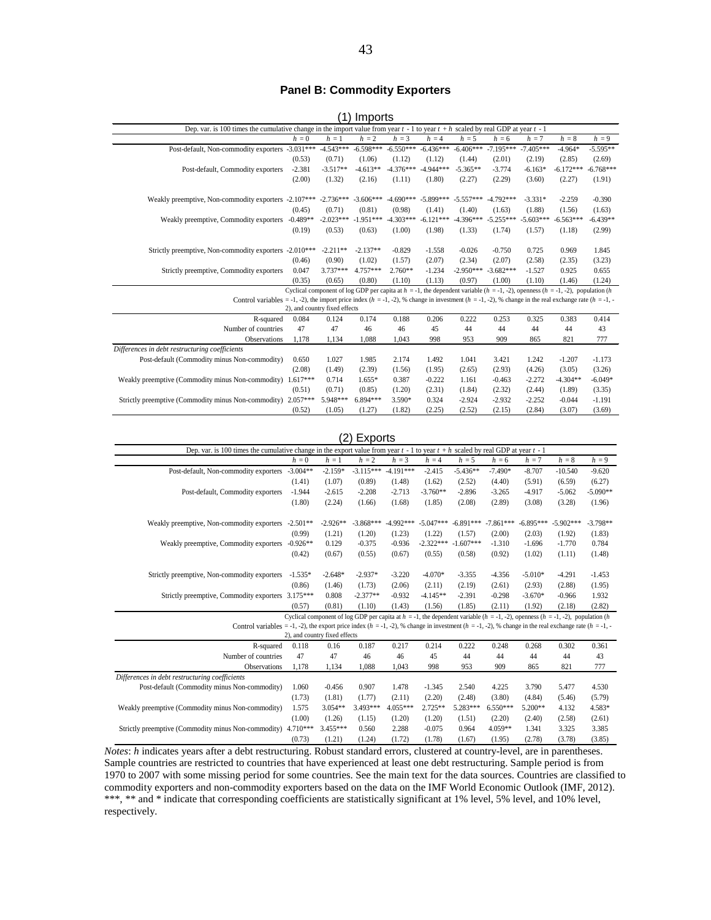### Panel B: Commodity Exporters

(1) Imports

| Dep. var. is 100 times the cumulative change in the import value from year $t$ - 1 to year $t + h$ scaled by real GDP at year $t$ - 1 | | | | | | | | | | |
|---|---|---|---|---|---|---|---|---|---|---|
| | $h = 0$ | $h = 1$ | $h = 2$ | $h = 3$ | $h = 4$ | $h = 5$ | $h = 6$ | $h = 7$ | $h = 8$ | $h = 9$ |
| Post-default, Non-commodity exporters | -3.031*** | -4.543*** | -6.598*** | -6.550*** | -6.436*** | -6.406*** | -7.195*** | -7.405*** | -4.964* | -5.595** |
| | (0.53) | (0.71) | (1.06) | (1.12) | (1.12) | (1.44) | (2.01) | (2.19) | (2.85) | (2.69) |
| Post-default, Commodity exporters | -2.381 | -3.517** | -4.613** | -4.376*** | -4.944*** | -5.365** | -3.774 | -6.163* | -6.172*** | -6.768*** |
| | (2.00) | (1.32) | (2.16) | (1.11) | (1.80) | (2.27) | (2.29) | (3.60) | (2.27) | (1.91) |
| Weakly preemptive, Non-commodity exporters | -2.107*** | -2.736*** | -3.606*** | -4.690*** | -5.899*** | -5.557*** | -4.792*** | -3.331* | -2.259 | -0.390 |
| | (0.45) | (0.71) | (0.81) | (0.98) | (1.41) | (1.40) | (1.63) | (1.88) | (1.56) | (1.63) |
| Weakly preemptive, Commodity exporters | -0.489** | -2.023*** | -1.951*** | -4.303*** | -6.121*** | -4.396*** | -5.255*** | -5.603*** | -6.563*** | -6.439** |
| | (0.19) | (0.53) | (0.63) | (1.00) | (1.98) | (1.33) | (1.74) | (1.57) | (1.18) | (2.99) |
| Strictly preemptive, Non-commodity exporters | -2.010*** | -2.211** | -2.137** | -0.829 | -1.558 | -0.026 | -0.750 | 0.725 | 0.969 | 1.845 |
| | (0.46) | (0.90) | (1.02) | (1.57) | (2.07) | (2.34) | (2.07) | (2.58) | (2.35) | (3.23) |
| Strictly preemptive, Commodity exporters | 0.047 | 3.737*** | 4.757*** | 2.760** | -1.234 | -2.950*** | -3.682*** | -1.527 | 0.925 | 0.655 |
| | (0.35) | (0.65) | (0.80) | (1.10) | (1.13) | (0.97) | (1.00) | (1.10) | (1.46) | (1.24) |
| Control variables | Cyclical component of log GDP per capita at $h$ = -1, the dependent variable ($h$ = -1, -2), openness ($h$ = -1, -2), population ($h$ = -1, -2), the import price index ($h$ = -1, -2), % change in investment ($h$ = -1, -2), % change in the real exchange rate ($h$ = -1, -2), and country fixed effects | | | | | | | | | |
| R-squared | 0.084 | 0.124 | 0.174 | 0.188 | 0.206 | 0.222 | 0.253 | 0.325 | 0.383 | 0.414 |
| Number of countries | 47 | 47 | 46 | 46 | 45 | 44 | 44 | 44 | 44 | 43 |
| Observations | 1,178 | 1,134 | 1,088 | 1,043 | 998 | 953 | 909 | 865 | 821 | 777 |
| *Differences in debt restructuring coefficients* | | | | | | | | | | |
| Post-default (Commodity minus Non-commodity) | 0.650 | 1.027 | 1.985 | 2.174 | 1.492 | 1.041 | 3.421 | 1.242 | -1.207 | -1.173 |
| | (2.08) | (1.49) | (2.39) | (1.56) | (1.95) | (2.65) | (2.93) | (4.26) | (3.05) | (3.26) |
| Weakly preemptive (Commodity minus Non-commodity) | 1.617*** | 0.714 | 1.655* | 0.387 | -0.222 | 1.161 | -0.463 | -2.272 | -4.304** | -6.049* |
| | (0.51) | (0.71) | (0.85) | (1.20) | (2.31) | (1.84) | (2.32) | (2.44) | (1.89) | (3.35) |
| Strictly preemptive (Commodity minus Non-commodity) | 2.057*** | 5.948*** | 6.894*** | 3.590* | 0.324 | -2.924 | -2.932 | -2.252 | -0.044 | -1.191 |
| | (0.52) | (1.05) | (1.27) | (1.82) | (2.25) | (2.52) | (2.15) | (2.84) | (3.07) | (3.69) |

(2) Exports

| Dep. var. is 100 times the cumulative change in the export value from year $t$ - 1 to year $t + h$ scaled by real GDP at year $t$ - 1 | | | | | | | | | | |
|---|---|---|---|---|---|---|---|---|---|---|
| | $h = 0$ | $h = 1$ | $h = 2$ | $h = 3$ | $h = 4$ | $h = 5$ | $h = 6$ | $h = 7$ | $h = 8$ | $h = 9$ |
| Post-default, Non-commodity exporters | -3.004** | -2.159* | -3.115*** | -4.191*** | -2.415 | -5.436** | -7.490* | -8.707 | -10.540 | -9.620 |
| | (1.41) | (1.07) | (0.89) | (1.48) | (1.62) | (2.52) | (4.40) | (5.91) | (6.59) | (6.27) |
| Post-default, Commodity exporters | -1.944 | -2.615 | -2.208 | -2.713 | -3.760** | -2.896 | -3.265 | -4.917 | -5.062 | -5.090** |
| | (1.80) | (2.24) | (1.66) | (1.68) | (1.85) | (2.08) | (2.89) | (3.08) | (3.28) | (1.96) |
| Weakly preemptive, Non-commodity exporters | -2.501** | -2.926** | -3.868*** | -4.992*** | -5.047*** | -6.891*** | -7.861*** | -6.895*** | -5.902*** | -3.798** |
| | (0.99) | (1.21) | (1.20) | (1.23) | (1.22) | (1.57) | (2.00) | (2.03) | (1.92) | (1.83) |
| Weakly preemptive, Commodity exporters | -0.926** | 0.129 | -0.375 | -0.936 | -2.322*** | -1.607*** | -1.310 | -1.696 | -1.770 | 0.784 |
| | (0.42) | (0.67) | (0.55) | (0.67) | (0.55) | (0.58) | (0.92) | (1.02) | (1.11) | (1.48) |
| Strictly preemptive, Non-commodity exporters | -1.535* | -2.648* | -2.937* | -3.220 | -4.070* | -3.355 | -4.356 | -5.010* | -4.291 | -1.453 |
| | (0.86) | (1.46) | (1.73) | (2.06) | (2.11) | (2.19) | (2.61) | (2.93) | (2.88) | (1.95) |
| Strictly preemptive, Commodity exporters | 3.175*** | 0.808 | -2.377** | -0.932 | -4.145** | -2.391 | -0.298 | -3.670* | -0.966 | 1.932 |
| | (0.57) | (0.81) | (1.10) | (1.43) | (1.56) | (1.85) | (2.11) | (1.92) | (2.18) | (2.82) |
| Control variables | Cyclical component of log GDP per capita at $h$ = -1, the dependent variable ($h$ = -1, -2), openness ($h$ = -1, -2), population ($h$ = -1, -2), the export price index ($h$ = -1, -2), % change in investment ($h$ = -1, -2), % change in the real exchange rate ($h$ = -1, -2), and country fixed effects | | | | | | | | | |
| R-squared | 0.118 | 0.16 | 0.187 | 0.217 | 0.214 | 0.222 | 0.248 | 0.268 | 0.302 | 0.361 |
| Number of countries | 47 | 47 | 46 | 46 | 45 | 44 | 44 | 44 | 44 | 43 |
| Observations | 1,178 | 1,134 | 1,088 | 1,043 | 998 | 953 | 909 | 865 | 821 | 777 |
| *Differences in debt restructuring coefficients* | | | | | | | | | | |
| Post-default (Commodity minus Non-commodity) | 1.060 | -0.456 | 0.907 | 1.478 | -1.345 | 2.540 | 4.225 | 3.790 | 5.477 | 4.530 |
| | (1.73) | (1.81) | (1.77) | (2.11) | (2.20) | (2.48) | (3.80) | (4.84) | (5.46) | (5.79) |
| Weakly preemptive (Commodity minus Non-commodity) | 1.575 | 3.054** | 3.493*** | 4.055*** | 2.725** | 5.283*** | 6.550*** | 5.200** | 4.132 | 4.583* |
| | (1.00) | (1.26) | (1.15) | (1.20) | (1.20) | (1.51) | (2.20) | (2.40) | (2.58) | (2.61) |
| Strictly preemptive (Commodity minus Non-commodity) | 4.710*** | 3.455*** | 0.560 | 2.288 | -0.075 | 0.964 | 4.059** | 1.341 | 3.325 | 3.385 |
| | (0.73) | (1.21) | (1.24) | (1.72) | (1.78) | (1.67) | (1.95) | (2.78) | (3.78) | (3.85) |

*Notes*: $h$ indicates years after a debt restructuring. Robust standard errors, clustered at country-level, are in parentheses. Sample countries are restricted to countries that have experienced at least one debt restructuring. Sample period is from 1970 to 2007 with some missing period for some countries. See the main text for the data sources. Countries are classified to commodity exporters and non-commodity exporters based on the data on the IMF World Economic Outlook (IMF, 2012). ***, ** and * indicate that corresponding coefficients are statistically significant at 1% level, 5% level, and 10% level, respectively.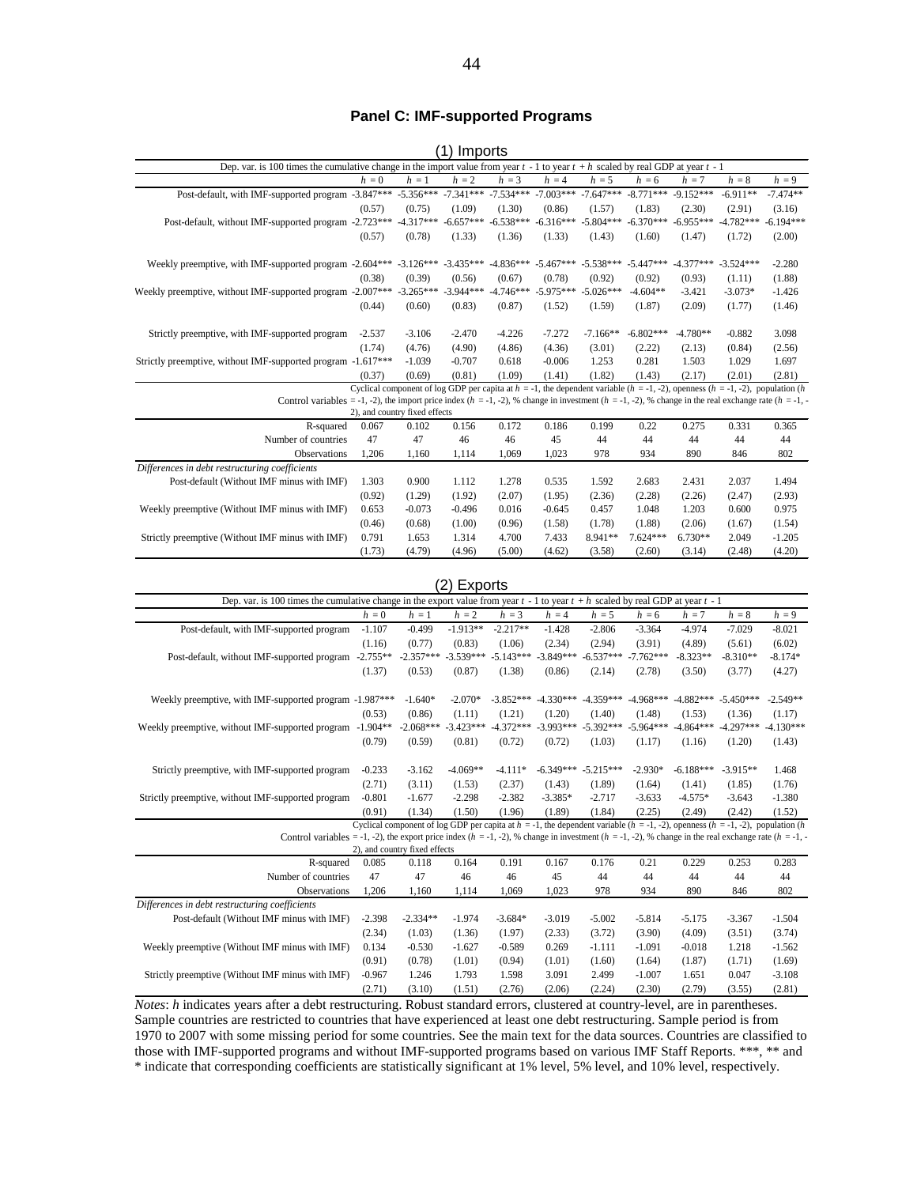### Panel C: IMF-supported Programs

(1) Imports

| Dep. var. is 100 times the cumulative change in the import value from year $t$ - 1 to year $t + h$ scaled by real GDP at year $t$ - 1 | | | | | | | | | | |
|---|---|---|---|---|---|---|---|---|---|---|
| | $h = 0$ | $h = 1$ | $h = 2$ | $h = 3$ | $h = 4$ | $h = 5$ | $h = 6$ | $h = 7$ | $h = 8$ | $h = 9$ |
| Post-default, with IMF-supported program | -3.847*** | -5.356*** | -7.341*** | -7.534*** | -7.003*** | -7.647*** | -8.771*** | -9.152*** | -6.911** | -7.474** |
| | (0.57) | (0.75) | (1.09) | (1.30) | (0.86) | (1.57) | (1.83) | (2.30) | (2.91) | (3.16) |
| Post-default, without IMF-supported program | -2.723*** | -4.317*** | -6.657*** | -6.538*** | -6.316*** | -5.804*** | -6.370*** | -6.955*** | -4.782*** | -6.194*** |
| | (0.57) | (0.78) | (1.33) | (1.36) | (1.33) | (1.43) | (1.60) | (1.47) | (1.72) | (2.00) |
| Weekly preemptive, with IMF-supported program | -2.604*** | -3.126*** | -3.435*** | -4.836*** | -5.467*** | -5.538*** | -5.447*** | -4.377*** | -3.524*** | -2.280 |
| | (0.38) | (0.39) | (0.56) | (0.67) | (0.78) | (0.92) | (0.92) | (0.93) | (1.11) | (1.88) |
| Weekly preemptive, without IMF-supported program | -2.007*** | -3.265*** | -3.944*** | -4.746*** | -5.975*** | -5.026*** | -4.604** | -3.421 | -3.073* | -1.426 |
| | (0.44) | (0.60) | (0.83) | (0.87) | (1.52) | (1.59) | (1.87) | (2.09) | (1.77) | (1.46) |
| Strictly preemptive, with IMF-supported program | -2.537 | -3.106 | -2.470 | -4.226 | -7.272 | -7.166** | -6.802*** | -4.780** | -0.882 | 3.098 |
| | (1.74) | (4.76) | (4.90) | (4.86) | (4.36) | (3.01) | (2.22) | (2.13) | (0.84) | (2.56) |
| Strictly preemptive, without IMF-supported program | -1.617*** | -1.039 | -0.707 | 0.618 | -0.006 | 1.253 | 0.281 | 1.503 | 1.029 | 1.697 |
| | (0.37) | (0.69) | (0.81) | (1.09) | (1.41) | (1.82) | (1.43) | (2.17) | (2.01) | (2.81) |
| Control variables | Cyclical component of log GDP per capita at $h$ = -1, the dependent variable ($h$ = -1, -2), openness ($h$ = -1, -2), population ($h$ = -1, -2), the import price index ($h$ = -1, -2), % change in investment ($h$ = -1, -2), % change in the real exchange rate ($h$ = -1, -2), and country fixed effects | | | | | | | | | |
| R-squared | 0.067 | 0.102 | 0.156 | 0.172 | 0.186 | 0.199 | 0.22 | 0.275 | 0.331 | 0.365 |
| Number of countries | 47 | 47 | 46 | 46 | 45 | 44 | 44 | 44 | 44 | 44 |
| Observations | 1,206 | 1,160 | 1,114 | 1,069 | 1,023 | 978 | 934 | 890 | 846 | 802 |
| *Differences in debt restructuring coefficients* | | | | | | | | | | |
| Post-default (Without IMF minus with IMF) | 1.303 | 0.900 | 1.112 | 1.278 | 0.535 | 1.592 | 2.683 | 2.431 | 2.037 | 1.494 |
| | (0.92) | (1.29) | (1.92) | (2.07) | (1.95) | (2.36) | (2.28) | (2.26) | (2.47) | (2.93) |
| Weekly preemptive (Without IMF minus with IMF) | 0.653 | -0.073 | -0.496 | 0.016 | -0.645 | 0.457 | 1.048 | 1.203 | 0.600 | 0.975 |
| | (0.46) | (0.68) | (1.00) | (0.96) | (1.58) | (1.78) | (1.88) | (2.06) | (1.67) | (1.54) |
| Strictly preemptive (Without IMF minus with IMF) | 0.791 | 1.653 | 1.314 | 4.700 | 7.433 | 8.941** | 7.624*** | 6.730** | 2.049 | -1.205 |
| | (1.73) | (4.79) | (4.96) | (5.00) | (4.62) | (3.58) | (2.60) | (3.14) | (2.48) | (4.20) |

(2) Exports

| Dep. var. is 100 times the cumulative change in the export value from year $t$ - 1 to year $t + h$ scaled by real GDP at year $t$ - 1 | | | | | | | | | | |
|---|---|---|---|---|---|---|---|---|---|---|
| | $h = 0$ | $h = 1$ | $h = 2$ | $h = 3$ | $h = 4$ | $h = 5$ | $h = 6$ | $h = 7$ | $h = 8$ | $h = 9$ |
| Post-default, with IMF-supported program | -1.107 | -0.499 | -1.913** | -2.217** | -1.428 | -2.806 | -3.364 | -4.974 | -7.029 | -8.021 |
| | (1.16) | (0.77) | (0.83) | (1.06) | (2.34) | (2.94) | (3.91) | (4.89) | (5.61) | (6.02) |
| Post-default, without IMF-supported program | -2.755** | -2.357*** | -3.539*** | -5.143*** | -3.849*** | -6.537*** | -7.762*** | -8.323** | -8.310** | -8.174* |
| | (1.37) | (0.53) | (0.87) | (1.38) | (0.86) | (2.14) | (2.78) | (3.50) | (3.77) | (4.27) |
| Weekly preemptive, with IMF-supported program | -1.987*** | -1.640* | -2.070* | -3.852*** | -4.330*** | -4.359*** | -4.968*** | -4.882*** | -5.450*** | -2.549** |
| | (0.53) | (0.86) | (1.11) | (1.21) | (1.20) | (1.40) | (1.48) | (1.53) | (1.36) | (1.17) |
| Weekly preemptive, without IMF-supported program | -1.904** | -2.068*** | -3.423*** | -4.372*** | -3.993*** | -5.392*** | -5.964*** | -4.864*** | -4.297*** | -4.130*** |
| | (0.79) | (0.59) | (0.81) | (0.72) | (0.72) | (1.03) | (1.17) | (1.16) | (1.20) | (1.43) |
| Strictly preemptive, with IMF-supported program | -0.233 | -3.162 | -4.069** | -4.111* | -6.349*** | -5.215*** | -2.930* | -6.188*** | -3.915** | 1.468 |
| | (2.71) | (3.11) | (1.53) | (2.37) | (1.43) | (1.89) | (1.64) | (1.41) | (1.85) | (1.76) |
| Strictly preemptive, without IMF-supported program | -0.801 | -1.677 | -2.298 | -2.382 | -3.385* | -2.717 | -3.633 | -4.575* | -3.643 | -1.380 |
| | (0.91) | (1.34) | (1.50) | (1.96) | (1.89) | (1.84) | (2.25) | (2.49) | (2.42) | (1.52) |
| Control variables | Cyclical component of log GDP per capita at $h$ = -1, the dependent variable ($h$ = -1, -2), openness ($h$ = -1, -2), population ($h$ = -1, -2), the export price index ($h$ = -1, -2), % change in investment ($h$ = -1, -2), % change in the real exchange rate ($h$ = -1, -2), and country fixed effects | | | | | | | | | |
| R-squared | 0.085 | 0.118 | 0.164 | 0.191 | 0.167 | 0.176 | 0.21 | 0.229 | 0.253 | 0.283 |
| Number of countries | 47 | 47 | 46 | 46 | 45 | 44 | 44 | 44 | 44 | 44 |
| Observations | 1,206 | 1,160 | 1,114 | 1,069 | 1,023 | 978 | 934 | 890 | 846 | 802 |
| *Differences in debt restructuring coefficients* | | | | | | | | | | |
| Post-default (Without IMF minus with IMF) | -2.398 | -2.334** | -1.974 | -3.684* | -3.019 | -5.002 | -5.814 | -5.175 | -3.367 | -1.504 |
| | (2.34) | (1.03) | (1.36) | (1.97) | (2.33) | (3.72) | (3.90) | (4.09) | (3.51) | (3.74) |
| Weekly preemptive (Without IMF minus with IMF) | 0.134 | -0.530 | -1.627 | -0.589 | 0.269 | -1.111 | -1.091 | -0.018 | 1.218 | -1.562 |
| | (0.91) | (0.78) | (1.01) | (0.94) | (1.01) | (1.60) | (1.64) | (1.87) | (1.71) | (1.69) |
| Strictly preemptive (Without IMF minus with IMF) | -0.967 | 1.246 | 1.793 | 1.598 | 3.091 | 2.499 | -1.007 | 1.651 | 0.047 | -3.108 |
| | (2.71) | (3.10) | (1.51) | (2.76) | (2.06) | (2.24) | (2.30) | (2.79) | (3.55) | (2.81) |

*Notes*: $h$ indicates years after a debt restructuring. Robust standard errors, clustered at country-level, are in parentheses. Sample countries are restricted to countries that have experienced at least one debt restructuring. Sample period is from 1970 to 2007 with some missing period for some countries. See the main text for the data sources. Countries are classified to those with IMF-supported programs and without IMF-supported programs based on various IMF Staff Reports. ***, ** and * indicate that corresponding coefficients are statistically significant at 1% level, 5% level, and 10% level, respectively.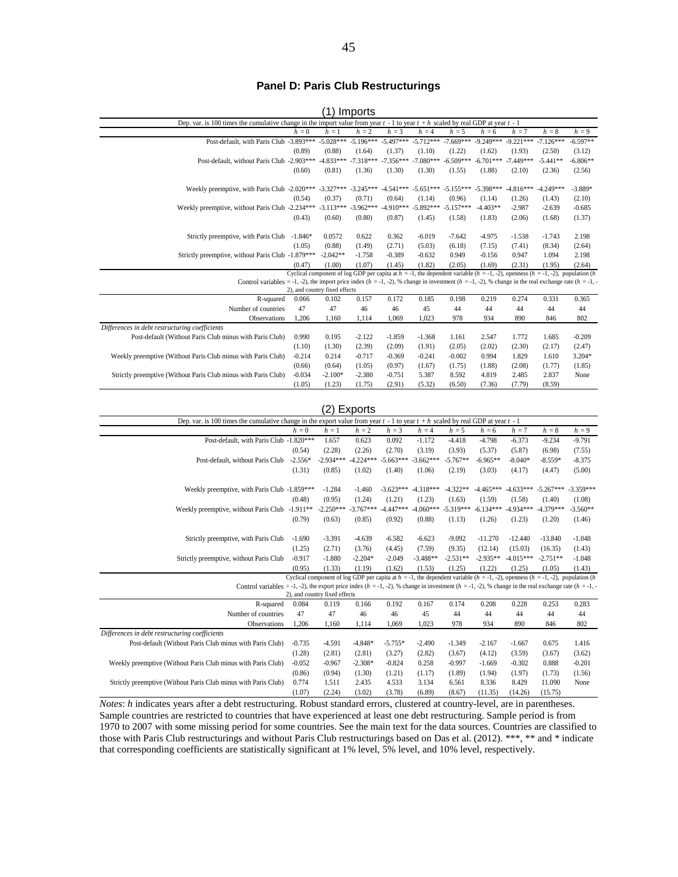### Panel D: Paris Club Restructurings

(1) Imports

| Dep. var. is 100 times the cumulative change in the import value from year $t$ - 1 to year $t$ + $h$ scaled by real GDP at year $t$ - 1 | | | | | | | | | | |
|---|---|---|---|---|---|---|---|---|---|---|
| | $h$ = 0 | $h$ = 1 | $h$ = 2 | $h$ = 3 | $h$ = 4 | $h$ = 5 | $h$ = 6 | $h$ = 7 | $h$ = 8 | $h$ = 9 |
| Post-default, with Paris Club | -3.893*** | -5.028*** | -5.196*** | -5.497*** | -5.712*** | -7.669*** | -9.249*** | -9.221*** | -7.126*** | -6.597** |
| | (0.89) | (0.88) | (1.64) | (1.37) | (1.10) | (1.22) | (1.62) | (1.93) | (2.50) | (3.12) |
| Post-default, without Paris Club | -2.903*** | -4.833*** | -7.318*** | -7.356*** | -7.080*** | -6.509*** | -6.701*** | -7.449*** | -5.441** | -6.806** |
| | (0.60) | (0.81) | (1.36) | (1.30) | (1.30) | (1.55) | (1.88) | (2.10) | (2.36) | (2.56) |
| Weekly preemptive, with Paris Club | -2.020*** | -3.327*** | -3.245*** | -4.541*** | -5.651*** | -5.155*** | -5.398*** | -4.816*** | -4.249*** | -3.889* |
| | (0.54) | (0.37) | (0.71) | (0.64) | (1.14) | (0.96) | (1.14) | (1.26) | (1.43) | (2.10) |
| Weekly preemptive, without Paris Club | -2.234*** | -3.113*** | -3.962*** | -4.910*** | -5.892*** | -5.157*** | -4.403** | -2.987 | -2.639 | -0.685 |
| | (0.43) | (0.60) | (0.80) | (0.87) | (1.45) | (1.58) | (1.83) | (2.06) | (1.68) | (1.37) |
| Strictly preemptive, with Paris Club | -1.846* | 0.0572 | 0.622 | 0.362 | -6.019 | -7.642 | -4.975 | -1.538 | -1.743 | 2.198 |
| | (1.05) | (0.88) | (1.49) | (2.71) | (5.03) | (6.18) | (7.15) | (7.41) | (8.34) | (2.64) |
| Strictly preemptive, without Paris Club | -1.879*** | -2.042** | -1.758 | -0.389 | -0.632 | 0.949 | -0.156 | 0.947 | 1.094 | 2.198 |
| | (0.47) | (1.00) | (1.07) | (1.45) | (1.82) | (2.05) | (1.69) | (2.31) | (1.95) | (2.64) |
| Control variables | Cyclical component of log GDP per capita at $h$ = -1, the dependent variable ($h$ = -1, -2), openness ($h$ = -1, -2), population ($h$ = -1, -2), the import price index ($h$ = -1, -2), % change in investment ($h$ = -1, -2), % change in the real exchange rate ($h$ = -1, -2), and country fixed effects | | | | | | | | | |
| R-squared | 0.066 | 0.102 | 0.157 | 0.172 | 0.185 | 0.198 | 0.219 | 0.274 | 0.331 | 0.365 |
| Number of countries | 47 | 47 | 46 | 46 | 45 | 44 | 44 | 44 | 44 | 44 |
| Observations | 1,206 | 1,160 | 1,114 | 1,069 | 1,023 | 978 | 934 | 890 | 846 | 802 |
| *Differences in debt restructuring coefficients* | | | | | | | | | | |
| Post-default (Without Paris Club minus with Paris Club) | 0.990 | 0.195 | -2.122 | -1.859 | -1.368 | 1.161 | 2.547 | 1.772 | 1.685 | -0.209 |
| | (1.10) | (1.30) | (2.39) | (2.09) | (1.91) | (2.05) | (2.02) | (2.30) | (2.17) | (2.47) |
| Weekly preemptive (Without Paris Club minus with Paris Club) | -0.214 | 0.214 | -0.717 | -0.369 | -0.241 | -0.002 | 0.994 | 1.829 | 1.610 | 3.204* |
| | (0.66) | (0.64) | (1.05) | (0.97) | (1.67) | (1.75) | (1.88) | (2.08) | (1.77) | (1.85) |
| Strictly preemptive (Without Paris Club minus with Paris Club) | -0.034 | -2.100* | -2.380 | -0.751 | 5.387 | 8.592 | 4.819 | 2.485 | 2.837 | None |
| | (1.05) | (1.23) | (1.75) | (2.91) | (5.32) | (6.50) | (7.36) | (7.79) | (8.59) | |

(2) Exports

| Dep. var. is 100 times the cumulative change in the export value from year $t$ - 1 to year $t$ + $h$ scaled by real GDP at year $t$ - 1 | | | | | | | | | | |
|---|---|---|---|---|---|---|---|---|---|---|
| | $h$ = 0 | $h$ = 1 | $h$ = 2 | $h$ = 3 | $h$ = 4 | $h$ = 5 | $h$ = 6 | $h$ = 7 | $h$ = 8 | $h$ = 9 |
| Post-default, with Paris Club | -1.820*** | 1.657 | 0.623 | 0.092 | -1.172 | -4.418 | -4.798 | -6.373 | -9.234 | -9.791 |
| | (0.54) | (2.28) | (2.26) | (2.70) | (3.19) | (3.93) | (5.37) | (5.87) | (6.98) | (7.55) |
| Post-default, without Paris Club | -2.556* | -2.934*** | -4.224*** | -5.663*** | -3.662*** | -5.767** | -6.965** | -8.040* | -8.559* | -8.375 |
| | (1.31) | (0.85) | (1.02) | (1.40) | (1.06) | (2.19) | (3.03) | (4.17) | (4.47) | (5.00) |
| Weekly preemptive, with Paris Club | -1.859*** | -1.284 | -1.460 | -3.623*** | -4.318*** | -4.322** | -4.465*** | -4.633*** | -5.267*** | -3.359*** |
| | (0.48) | (0.95) | (1.24) | (1.21) | (1.23) | (1.63) | (1.59) | (1.58) | (1.40) | (1.08) |
| Weekly preemptive, without Paris Club | -1.911** | -2.250*** | -3.767*** | -4.447*** | -4.060*** | -5.319*** | -6.134*** | -4.934*** | -4.379*** | -3.560** |
| | (0.79) | (0.63) | (0.85) | (0.92) | (0.88) | (1.13) | (1.26) | (1.23) | (1.20) | (1.46) |
| Strictly preemptive, with Paris Club | -1.690 | -3.391 | -4.639 | -6.582 | -6.623 | -9.092 | -11.270 | -12.440 | -13.840 | -1.048 |
| | (1.25) | (2.71) | (3.76) | (4.45) | (7.59) | (9.35) | (12.14) | (15.03) | (16.35) | (1.43) |
| Strictly preemptive, without Paris Club | -0.917 | -1.880 | -2.204* | -2.049 | -3.488** | -2.531** | -2.935** | -4.015*** | -2.751** | -1.048 |
| | (0.95) | (1.33) | (1.19) | (1.62) | (1.53) | (1.25) | (1.22) | (1.25) | (1.05) | (1.43) |
| Control variables | Cyclical component of log GDP per capita at $h$ = -1, the dependent variable ($h$ = -1, -2), openness ($h$ = -1, -2), population ($h$ = -1, -2), the export price index ($h$ = -1, -2), % change in investment ($h$ = -1, -2), % change in the real exchange rate ($h$ = -1, -2), and country fixed effects | | | | | | | | | |
| R-squared | 0.084 | 0.119 | 0.166 | 0.192 | 0.167 | 0.174 | 0.208 | 0.228 | 0.253 | 0.283 |
| Number of countries | 47 | 47 | 46 | 46 | 45 | 44 | 44 | 44 | 44 | 44 |
| Observations | 1,206 | 1,160 | 1,114 | 1,069 | 1,023 | 978 | 934 | 890 | 846 | 802 |
| *Differences in debt restructuring coefficients* | | | | | | | | | | |
| Post-default (Without Paris Club minus with Paris Club) | -0.735 | -4.591 | -4.848* | -5.755* | -2.490 | -1.349 | -2.167 | -1.667 | 0.675 | 1.416 |
| | (1.28) | (2.81) | (2.81) | (3.27) | (2.82) | (3.67) | (4.12) | (3.59) | (3.67) | (3.62) |
| Weekly preemptive (Without Paris Club minus with Paris Club) | -0.052 | -0.967 | -2.308* | -0.824 | 0.258 | -0.997 | -1.669 | -0.302 | 0.888 | -0.201 |
| | (0.86) | (0.94) | (1.30) | (1.21) | (1.17) | (1.89) | (1.94) | (1.97) | (1.73) | (1.56) |
| Strictly preemptive (Without Paris Club minus with Paris Club) | 0.774 | 1.511 | 2.435 | 4.533 | 3.134 | 6.561 | 8.336 | 8.429 | 11.090 | None |
| | (1.07) | (2.24) | (3.02) | (3.78) | (6.89) | (8.67) | (11.35) | (14.26) | (15.75) | |

*Notes*: $h$ indicates years after a debt restructuring. Robust standard errors, clustered at country-level, are in parentheses. Sample countries are restricted to countries that have experienced at least one debt restructuring. Sample period is from 1970 to 2007 with some missing period for some countries. See the main text for the data sources. Countries are classified to those with Paris Club restructurings and without Paris Club restructurings based on Das et al. (2012). ***, ** and * indicate that corresponding coefficients are statistically significant at 1% level, 5% level, and 10% level, respectively.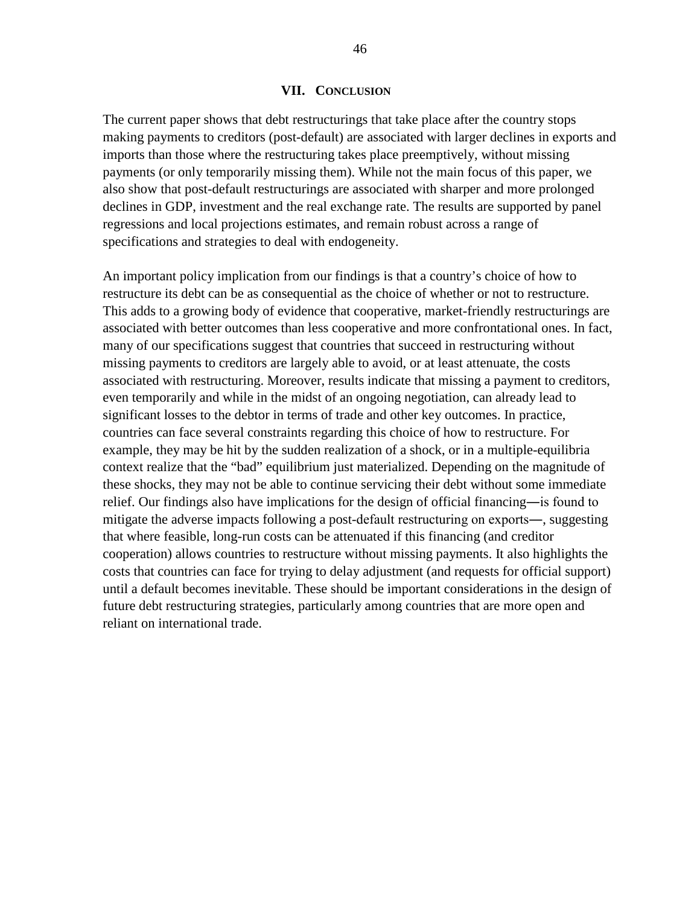## VII. CONCLUSION

The current paper shows that debt restructurings that take place after the country stops making payments to creditors (post-default) are associated with larger declines in exports and imports than those where the restructuring takes place preemptively, without missing payments (or only temporarily missing them). While not the main focus of this paper, we also show that post-default restructurings are associated with sharper and more prolonged declines in GDP, investment and the real exchange rate. The results are supported by panel regressions and local projections estimates, and remain robust across a range of specifications and strategies to deal with endogeneity.

An important policy implication from our findings is that a country's choice of how to restructure its debt can be as consequential as the choice of whether or not to restructure. This adds to a growing body of evidence that cooperative, market-friendly restructurings are associated with better outcomes than less cooperative and more confrontational ones. In fact, many of our specifications suggest that countries that succeed in restructuring without missing payments to creditors are largely able to avoid, or at least attenuate, the costs associated with restructuring. Moreover, results indicate that missing a payment to creditors, even temporarily and while in the midst of an ongoing negotiation, can already lead to significant losses to the debtor in terms of trade and other key outcomes. In practice, countries can face several constraints regarding this choice of how to restructure. For example, they may be hit by the sudden realization of a shock, or in a multiple-equilibria context realize that the "bad" equilibrium just materialized. Depending on the magnitude of these shocks, they may not be able to continue servicing their debt without some immediate relief. Our findings also have implications for the design of official financing—is found to mitigate the adverse impacts following a post-default restructuring on exports—, suggesting that where feasible, long-run costs can be attenuated if this financing (and creditor cooperation) allows countries to restructure without missing payments. It also highlights the costs that countries can face for trying to delay adjustment (and requests for official support) until a default becomes inevitable. These should be important considerations in the design of future debt restructuring strategies, particularly among countries that are more open and reliant on international trade.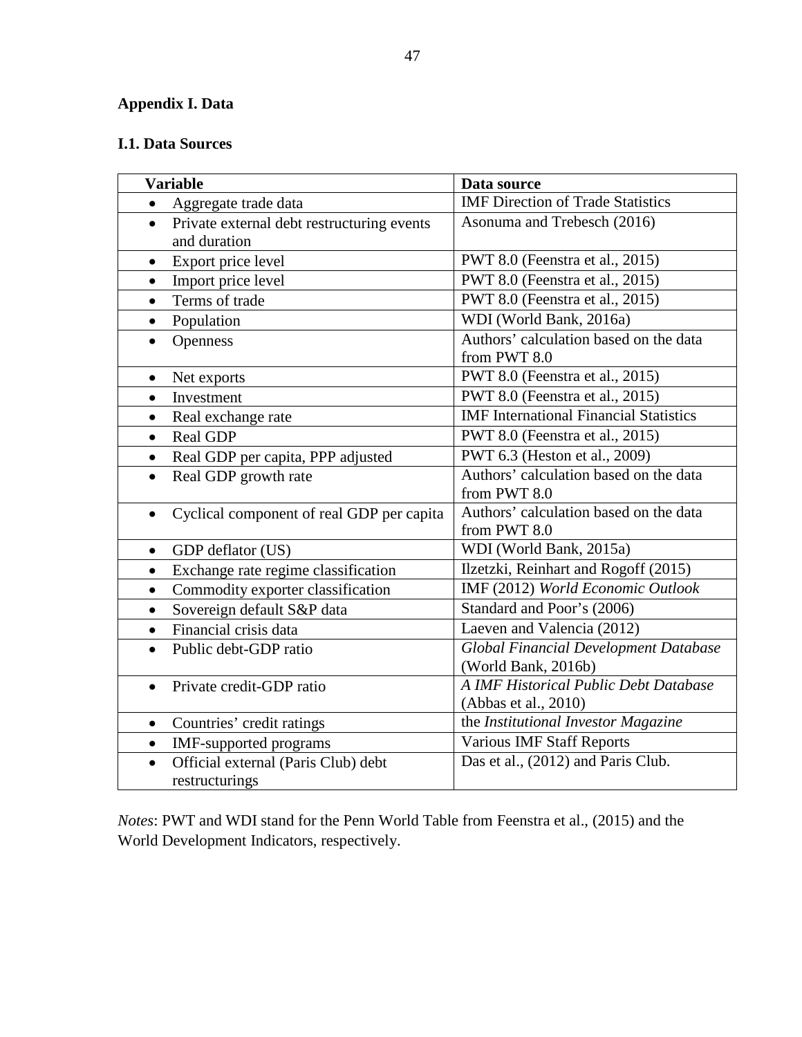## Appendix I. Data

### I.1. Data Sources

| Variable | Data source |
|---|---|
| • Aggregate trade data | IMF Direction of Trade Statistics |
| • Private external debt restructuring events and duration | Asonuma and Trebesch (2016) |
| • Export price level | PWT 8.0 (Feenstra et al., 2015) |
| • Import price level | PWT 8.0 (Feenstra et al., 2015) |
| • Terms of trade | PWT 8.0 (Feenstra et al., 2015) |
| • Population | WDI (World Bank, 2016a) |
| • Openness | Authors' calculation based on the data from PWT 8.0 |
| • Net exports | PWT 8.0 (Feenstra et al., 2015) |
| • Investment | PWT 8.0 (Feenstra et al., 2015) |
| • Real exchange rate | IMF International Financial Statistics |
| • Real GDP | PWT 8.0 (Feenstra et al., 2015) |
| • Real GDP per capita, PPP adjusted | PWT 6.3 (Heston et al., 2009) |
| • Real GDP growth rate | Authors' calculation based on the data from PWT 8.0 |
| • Cyclical component of real GDP per capita | Authors' calculation based on the data from PWT 8.0 |
| • GDP deflator (US) | WDI (World Bank, 2015a) |
| • Exchange rate regime classification | Ilzetzki, Reinhart and Rogoff (2015) |
| • Commodity exporter classification | IMF (2012) *World Economic Outlook* |
| • Sovereign default S&P data | Standard and Poor's (2006) |
| • Financial crisis data | Laeven and Valencia (2012) |
| • Public debt-GDP ratio | *Global Financial Development Database* (World Bank, 2016b) |
| • Private credit-GDP ratio | *A IMF Historical Public Debt Database* (Abbas et al., 2010) |
| • Countries' credit ratings | the *Institutional Investor Magazine* |
| • IMF-supported programs | Various IMF Staff Reports |
| • Official external (Paris Club) debt restructurings | Das et al., (2012) and Paris Club. |

*Notes*: PWT and WDI stand for the Penn World Table from Feenstra et al., (2015) and the World Development Indicators, respectively.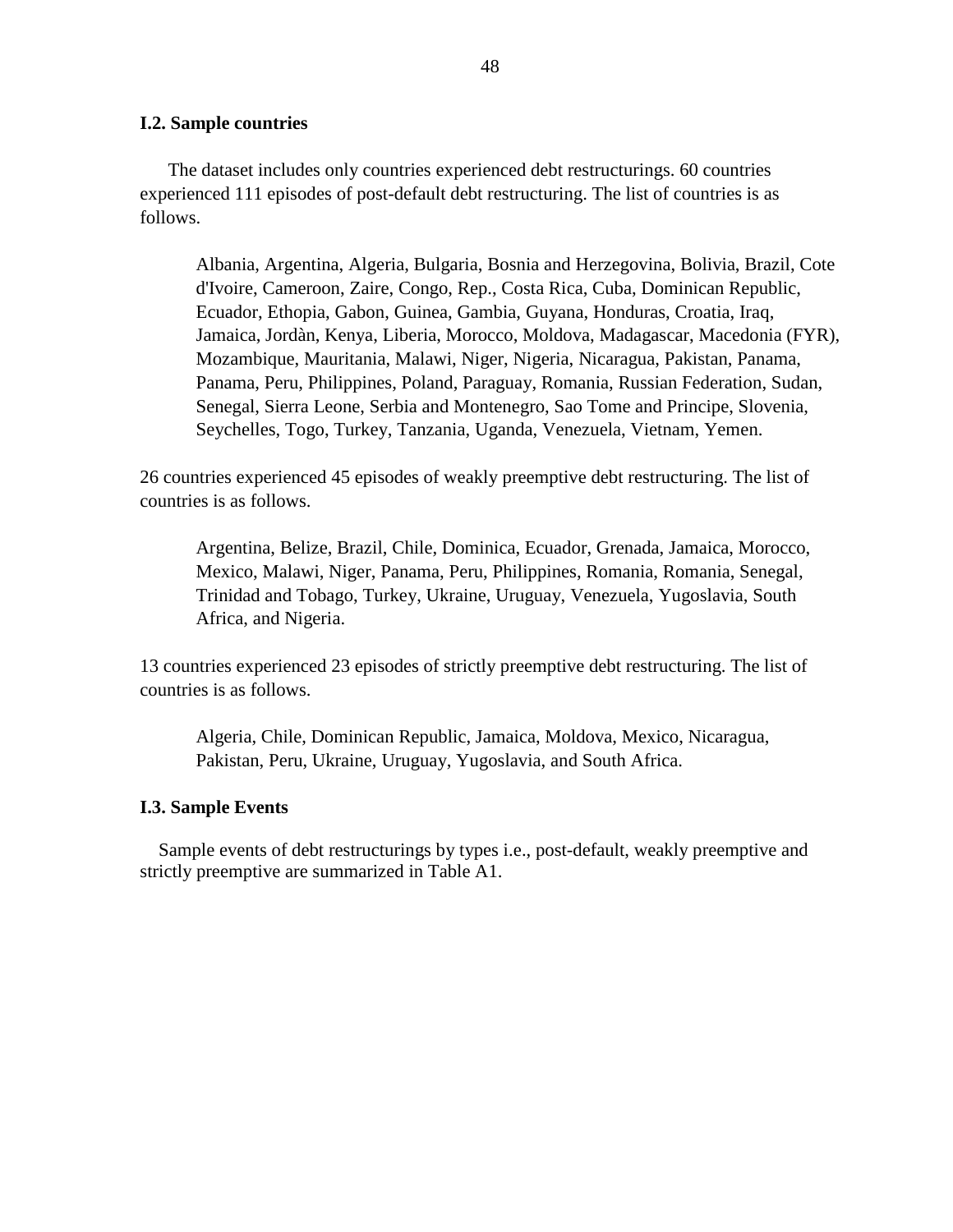### I.2. Sample countries

The dataset includes only countries experienced debt restructurings. 60 countries experienced 111 episodes of post-default debt restructuring. The list of countries is as follows.

> Albania, Argentina, Algeria, Bulgaria, Bosnia and Herzegovina, Bolivia, Brazil, Cote d'Ivoire, Cameroon, Zaire, Congo, Rep., Costa Rica, Cuba, Dominican Republic, Ecuador, Ethopia, Gabon, Guinea, Gambia, Guyana, Honduras, Croatia, Iraq, Jamaica, Jordàn, Kenya, Liberia, Morocco, Moldova, Madagascar, Macedonia (FYR), Mozambique, Mauritania, Malawi, Niger, Nigeria, Nicaragua, Pakistan, Panama, Panama, Peru, Philippines, Poland, Paraguay, Romania, Russian Federation, Sudan, Senegal, Sierra Leone, Serbia and Montenegro, Sao Tome and Principe, Slovenia, Seychelles, Togo, Turkey, Tanzania, Uganda, Venezuela, Vietnam, Yemen.

26 countries experienced 45 episodes of weakly preemptive debt restructuring. The list of countries is as follows.

> Argentina, Belize, Brazil, Chile, Dominica, Ecuador, Grenada, Jamaica, Morocco, Mexico, Malawi, Niger, Panama, Peru, Philippines, Romania, Romania, Senegal, Trinidad and Tobago, Turkey, Ukraine, Uruguay, Venezuela, Yugoslavia, South Africa, and Nigeria.

13 countries experienced 23 episodes of strictly preemptive debt restructuring. The list of countries is as follows.

> Algeria, Chile, Dominican Republic, Jamaica, Moldova, Mexico, Nicaragua, Pakistan, Peru, Ukraine, Uruguay, Yugoslavia, and South Africa.

### I.3. Sample Events

Sample events of debt restructurings by types i.e., post-default, weakly preemptive and strictly preemptive are summarized in Table A1.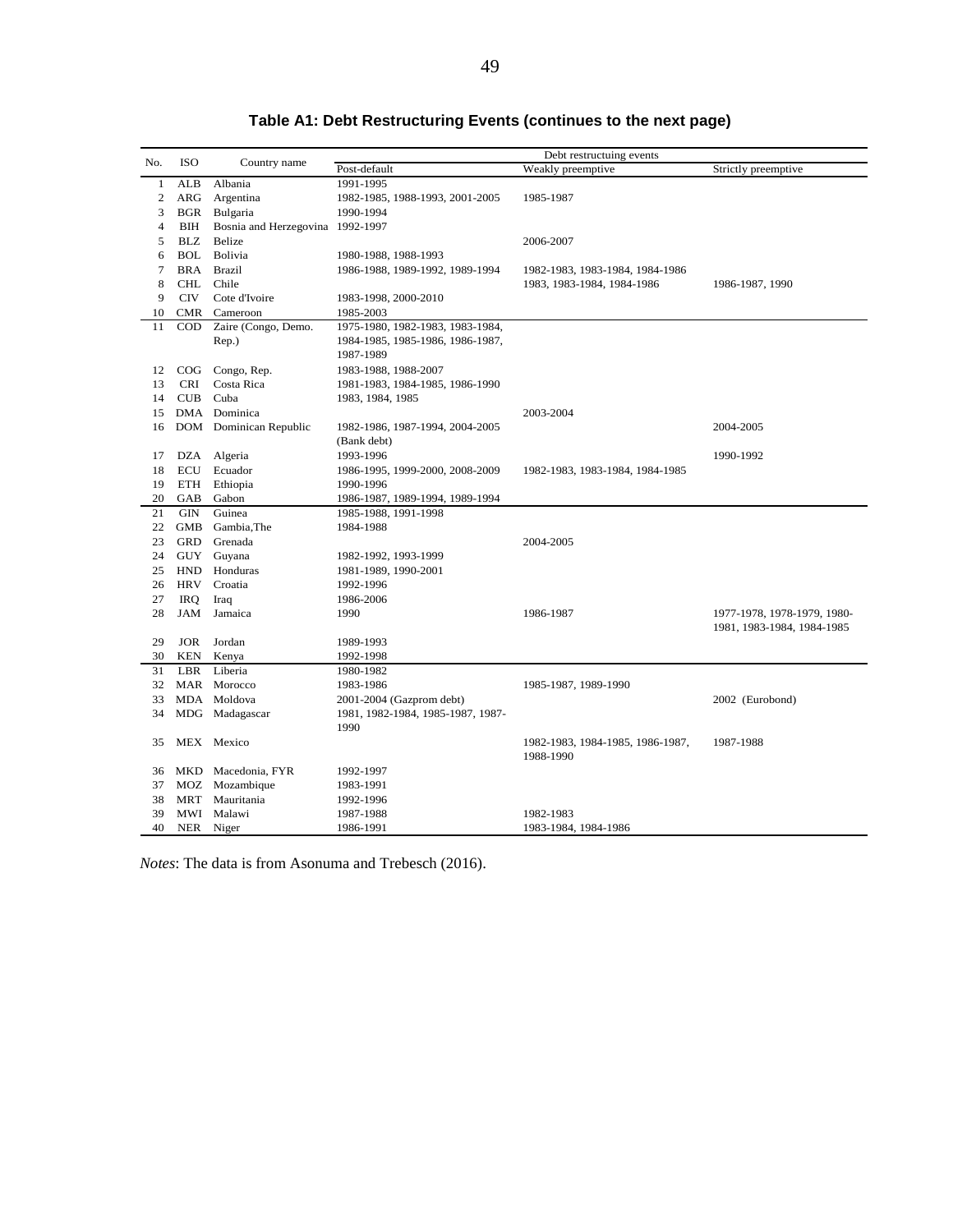**Table A1: Debt Restructuring Events (continues to the next page)**

| No. | ISO | Country name | Debt restructuting events | | |
|---|---|---|---|---|---|
| | | | Post-default | Weakly preemptive | Strictly preemptive |
| 1 | ALB | Albania | 1991-1995 | | |
| 2 | ARG | Argentina | 1982-1985, 1988-1993, 2001-2005 | 1985-1987 | |
| 3 | BGR | Bulgaria | 1990-1994 | | |
| 4 | BIH | Bosnia and Herzegovina | 1992-1997 | | |
| 5 | BLZ | Belize | | 2006-2007 | |
| 6 | BOL | Bolivia | 1980-1988, 1988-1993 | | |
| 7 | BRA | Brazil | 1986-1988, 1989-1992, 1989-1994 | 1982-1983, 1983-1984, 1984-1986 | |
| 8 | CHL | Chile | | 1983, 1983-1984, 1984-1986 | 1986-1987, 1990 |
| 9 | CIV | Cote d'Ivoire | 1983-1998, 2000-2010 | | |
| 10 | CMR | Cameroon | 1985-2003 | | |
| 11 | COD | Zaire (Congo, Demo. Rep.) | 1975-1980, 1982-1983, 1983-1984, 1984-1985, 1985-1986, 1986-1987, 1987-1989 | | |
| 12 | COG | Congo, Rep. | 1983-1988, 1988-2007 | | |
| 13 | CRI | Costa Rica | 1981-1983, 1984-1985, 1986-1990 | | |
| 14 | CUB | Cuba | 1983, 1984, 1985 | | |
| 15 | DMA | Dominica | | 2003-2004 | |
| 16 | DOM | Dominican Republic | 1982-1986, 1987-1994, 2004-2005 (Bank debt) | | 2004-2005 |
| 17 | DZA | Algeria | 1993-1996 | | 1990-1992 |
| 18 | ECU | Ecuador | 1986-1995, 1999-2000, 2008-2009 | 1982-1983, 1983-1984, 1984-1985 | |
| 19 | ETH | Ethiopia | 1990-1996 | | |
| 20 | GAB | Gabon | 1986-1987, 1989-1994, 1989-1994 | | |
| 21 | GIN | Guinea | 1985-1988, 1991-1998 | | |
| 22 | GMB | Gambia,The | 1984-1988 | | |
| 23 | GRD | Grenada | | 2004-2005 | |
| 24 | GUY | Guyana | 1982-1992, 1993-1999 | | |
| 25 | HND | Honduras | 1981-1989, 1990-2001 | | |
| 26 | HRV | Croatia | 1992-1996 | | |
| 27 | IRQ | Iraq | 1986-2006 | | |
| 28 | JAM | Jamaica | 1990 | 1986-1987 | 1977-1978, 1978-1979, 1980-1981, 1983-1984, 1984-1985 |
| 29 | JOR | Jordan | 1989-1993 | | |
| 30 | KEN | Kenya | 1992-1998 | | |
| 31 | LBR | Liberia | 1980-1982 | | |
| 32 | MAR | Morocco | 1983-1986 | 1985-1987, 1989-1990 | |
| 33 | MDA | Moldova | 2001-2004 (Gazprom debt) | | 2002 (Eurobond) |
| 34 | MDG | Madagascar | 1981, 1982-1984, 1985-1987, 1987-1990 | | |
| 35 | MEX | Mexico | | 1982-1983, 1984-1985, 1986-1987, 1988-1990 | 1987-1988 |
| 36 | MKD | Macedonia, FYR | 1992-1997 | | |
| 37 | MOZ | Mozambique | 1983-1991 | | |
| 38 | MRT | Mauritania | 1992-1996 | | |
| 39 | MWI | Malawi | 1987-1988 | 1982-1983 | |
| 40 | NER | Niger | 1986-1991 | 1983-1984, 1984-1986 | |

*Notes*: The data is from Asonuma and Trebesch (2016).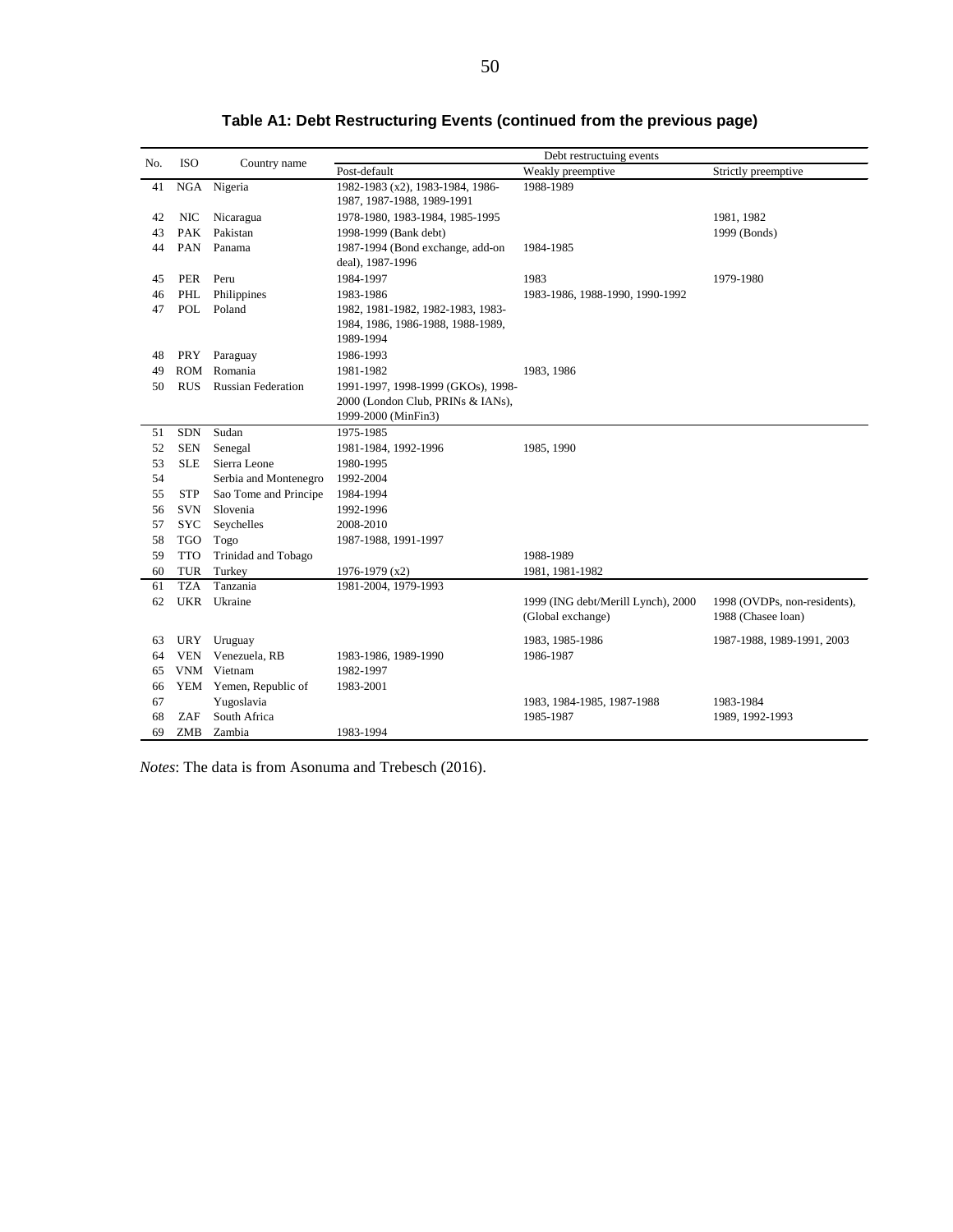**Table A1: Debt Restructuring Events (continued from the previous page)**

| No. | ISO | Country name | Debt restructuing events | | |
|---|---|---|---|---|---|
| | | | Post-default | Weakly preemptive | Strictly preemptive |
| 41 | NGA | Nigeria | 1982-1983 (x2), 1983-1984, 1986-1987, 1987-1988, 1989-1991 | 1988-1989 | |
| 42 | NIC | Nicaragua | 1978-1980, 1983-1984, 1985-1995 | | 1981, 1982 |
| 43 | PAK | Pakistan | 1998-1999 (Bank debt) | | 1999 (Bonds) |
| 44 | PAN | Panama | 1987-1994 (Bond exchange, add-on deal), 1987-1996 | 1984-1985 | |
| 45 | PER | Peru | 1984-1997 | 1983 | 1979-1980 |
| 46 | PHL | Philippines | 1983-1986 | 1983-1986, 1988-1990, 1990-1992 | |
| 47 | POL | Poland | 1982, 1981-1982, 1982-1983, 1983-1984, 1986, 1986-1988, 1988-1989, 1989-1994 | | |
| 48 | PRY | Paraguay | 1986-1993 | | |
| 49 | ROM | Romania | 1981-1982 | 1983, 1986 | |
| 50 | RUS | Russian Federation | 1991-1997, 1998-1999 (GKOs), 1998-2000 (London Club, PRINs & IANs), 1999-2000 (MinFin3) | | |
| 51 | SDN | Sudan | 1975-1985 | | |
| 52 | SEN | Senegal | 1981-1984, 1992-1996 | 1985, 1990 | |
| 53 | SLE | Sierra Leone | 1980-1995 | | |
| 54 | | Serbia and Montenegro | 1992-2004 | | |
| 55 | STP | Sao Tome and Principe | 1984-1994 | | |
| 56 | SVN | Slovenia | 1992-1996 | | |
| 57 | SYC | Seychelles | 2008-2010 | | |
| 58 | TGO | Togo | 1987-1988, 1991-1997 | | |
| 59 | TTO | Trinidad and Tobago | | 1988-1989 | |
| 60 | TUR | Turkey | 1976-1979 (x2) | 1981, 1981-1982 | |
| 61 | TZA | Tanzania | 1981-2004, 1979-1993 | | |
| 62 | UKR | Ukraine | | 1999 (ING debt/Merill Lynch), 2000 (Global exchange) | 1998 (OVDPs, non-residents), 1988 (Chasee loan) |
| 63 | URY | Uruguay | | 1983, 1985-1986 | 1987-1988, 1989-1991, 2003 |
| 64 | VEN | Venezuela, RB | 1983-1986, 1989-1990 | 1986-1987 | |
| 65 | VNM | Vietnam | 1982-1997 | | |
| 66 | YEM | Yemen, Republic of | 1983-2001 | | |
| 67 | | Yugoslavia | | 1983, 1984-1985, 1987-1988 | 1983-1984 |
| 68 | ZAF | South Africa | | 1985-1987 | 1989, 1992-1993 |
| 69 | ZMB | Zambia | 1983-1994 | | |

*Notes*: The data is from Asonuma and Trebesch (2016).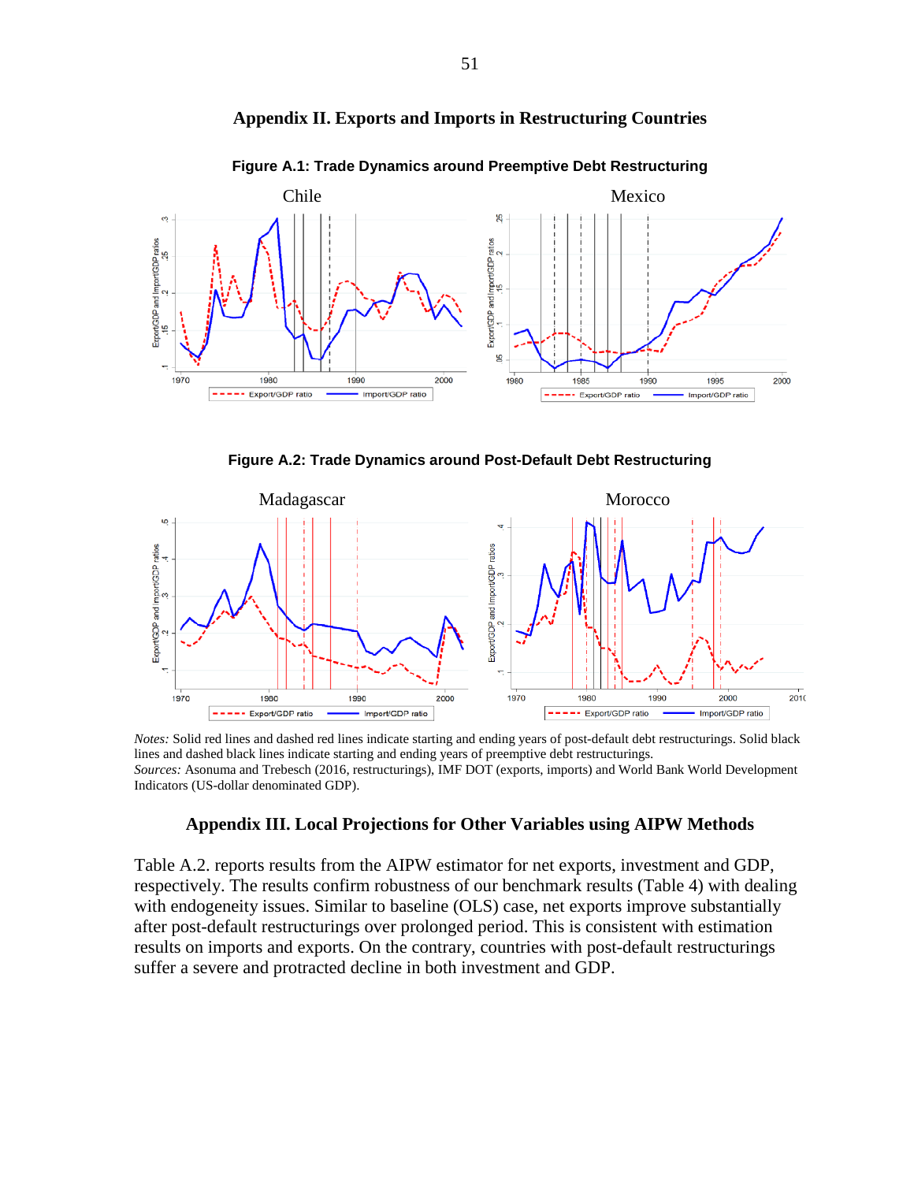## Appendix II. Exports and Imports in Restructuring Countries

**Figure A.1: Trade Dynamics around Preemptive Debt Restructuring**

Chile

Mexico

**Figure A.2: Trade Dynamics around Post-Default Debt Restructuring**

Madagascar

Morocco

*Notes:* Solid red lines and dashed red lines indicate starting and ending years of post-default debt restructurings. Solid black lines and dashed black lines indicate starting and ending years of preemptive debt restructurings.
*Sources:* Asonuma and Trebesch (2016, restructurings), IMF DOT (exports, imports) and World Bank World Development Indicators (US-dollar denominated GDP).

## Appendix III. Local Projections for Other Variables using AIPW Methods

Table A.2. reports results from the AIPW estimator for net exports, investment and GDP, respectively. The results confirm robustness of our benchmark results (Table 4) with dealing with endogeneity issues. Similar to baseline (OLS) case, net exports improve substantially after post-default restructurings over prolonged period. This is consistent with estimation results on imports and exports. On the contrary, countries with post-default restructurings suffer a severe and protracted decline in both investment and GDP.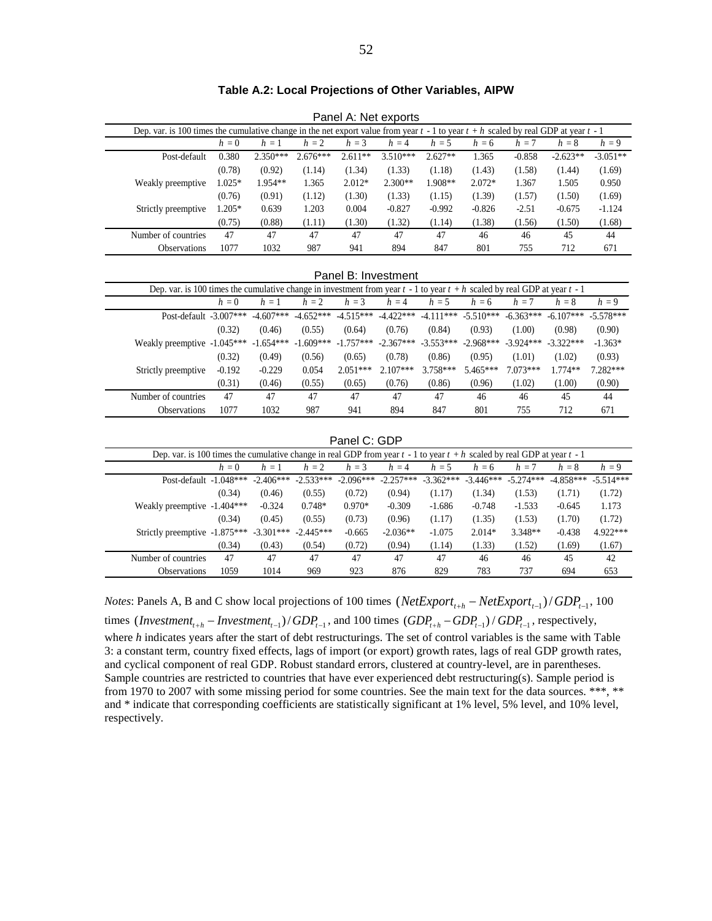**Table A.2: Local Projections of Other Variables, AIPW**

Panel A: Net exports

| Dep. var. is 100 times the cumulative change in the net export value from year $t$ - 1 to year $t + h$ scaled by real GDP at year $t$ - 1 | | | | | | | | | | |
|---|---|---|---|---|---|---|---|---|---|---|
| | $h = 0$ | $h = 1$ | $h = 2$ | $h = 3$ | $h = 4$ | $h = 5$ | $h = 6$ | $h = 7$ | $h = 8$ | $h = 9$ |
| Post-default | 0.380 | 2.350*** | 2.676*** | 2.611** | 3.510*** | 2.627** | 1.365 | -0.858 | -2.623** | -3.051** |
| | (0.78) | (0.92) | (1.14) | (1.34) | (1.33) | (1.18) | (1.43) | (1.58) | (1.44) | (1.69) |
| Weakly preemptive | 1.025* | 1.954** | 1.365 | 2.012* | 2.300** | 1.908** | 2.072* | 1.367 | 1.505 | 0.950 |
| | (0.76) | (0.91) | (1.12) | (1.30) | (1.33) | (1.15) | (1.39) | (1.57) | (1.50) | (1.69) |
| Strictly preemptive | 1.205* | 0.639 | 1.203 | 0.004 | -0.827 | -0.992 | -0.826 | -2.51 | -0.675 | -1.124 |
| | (0.75) | (0.88) | (1.11) | (1.30) | (1.32) | (1.14) | (1.38) | (1.56) | (1.50) | (1.68) |
| Number of countries | 47 | 47 | 47 | 47 | 47 | 47 | 46 | 46 | 45 | 44 |
| Observations | 1077 | 1032 | 987 | 941 | 894 | 847 | 801 | 755 | 712 | 671 |

Panel B: Investment

| Dep. var. is 100 times the cumulative change in investment from year $t$ - 1 to year $t + h$ scaled by real GDP at year $t$ - 1 | | | | | | | | | | |
|---|---|---|---|---|---|---|---|---|---|---|
| | $h = 0$ | $h = 1$ | $h = 2$ | $h = 3$ | $h = 4$ | $h = 5$ | $h = 6$ | $h = 7$ | $h = 8$ | $h = 9$ |
| Post-default | -3.007*** | -4.607*** | -4.652*** | -4.515*** | -4.422*** | -4.111*** | -5.510*** | -6.363*** | -6.107*** | -5.578*** |
| | (0.32) | (0.46) | (0.55) | (0.64) | (0.76) | (0.84) | (0.93) | (1.00) | (0.98) | (0.90) |
| Weakly preemptive | -1.045*** | -1.654*** | -1.609*** | -1.757*** | -2.367*** | -3.553*** | -2.968*** | -3.924*** | -3.322*** | -1.363* |
| | (0.32) | (0.49) | (0.56) | (0.65) | (0.78) | (0.86) | (0.95) | (1.01) | (1.02) | (0.93) |
| Strictly preemptive | -0.192 | -0.229 | 0.054 | 2.051*** | 2.107*** | 3.758*** | 5.465*** | 7.073*** | 1.774** | 7.282*** |
| | (0.31) | (0.46) | (0.55) | (0.65) | (0.76) | (0.86) | (0.96) | (1.02) | (1.00) | (0.90) |
| Number of countries | 47 | 47 | 47 | 47 | 47 | 47 | 46 | 46 | 45 | 44 |
| Observations | 1077 | 1032 | 987 | 941 | 894 | 847 | 801 | 755 | 712 | 671 |

Panel C: GDP

| Dep. var. is 100 times the cumulative change in real GDP from year $t$ - 1 to year $t + h$ scaled by real GDP at year $t$ - 1 | | | | | | | | | | |
|---|---|---|---|---|---|---|---|---|---|---|
| | $h = 0$ | $h = 1$ | $h = 2$ | $h = 3$ | $h = 4$ | $h = 5$ | $h = 6$ | $h = 7$ | $h = 8$ | $h = 9$ |
| Post-default | -1.048*** | -2.406*** | -2.533*** | -2.096*** | -2.257*** | -3.362*** | -3.446*** | -5.274*** | -4.858*** | -5.514*** |
| | (0.34) | (0.46) | (0.55) | (0.72) | (0.94) | (1.17) | (1.34) | (1.53) | (1.71) | (1.72) |
| Weakly preemptive | -1.404*** | -0.324 | 0.748* | 0.970* | -0.309 | -1.686 | -0.748 | -1.533 | -0.645 | 1.173 |
| | (0.34) | (0.45) | (0.55) | (0.73) | (0.96) | (1.17) | (1.35) | (1.53) | (1.70) | (1.72) |
| Strictly preemptive | -1.875*** | -3.301*** | -2.445*** | -0.665 | -2.036** | -1.075 | 2.014* | 3.348** | -0.438 | 4.922*** |
| | (0.34) | (0.43) | (0.54) | (0.72) | (0.94) | (1.14) | (1.33) | (1.52) | (1.69) | (1.67) |
| Number of countries | 47 | 47 | 47 | 47 | 47 | 47 | 46 | 46 | 45 | 42 |
| Observations | 1059 | 1014 | 969 | 923 | 876 | 829 | 783 | 737 | 694 | 653 |

*Notes*: Panels A, B and C show local projections of 100 times $(NetExport_{t+h} - NetExport_{t-1})/GDP_{t-1}$, 100 times $(Investment_{t+h} - Investment_{t-1})/GDP_{t-1}$, and 100 times $(GDP_{t+h} - GDP_{t-1})/GDP_{t-1}$, respectively, where $h$ indicates years after the start of debt restructurings. The set of control variables is the same with Table 3: a constant term, country fixed effects, lags of import (or export) growth rates, lags of real GDP growth rates, and cyclical component of real GDP. Robust standard errors, clustered at country-level, are in parentheses. Sample countries are restricted to countries that have ever experienced debt restructuring(s). Sample period is from 1970 to 2007 with some missing period for some countries. See the main text for the data sources. ***, ** and * indicate that corresponding coefficients are statistically significant at 1% level, 5% level, and 10% level, respectively.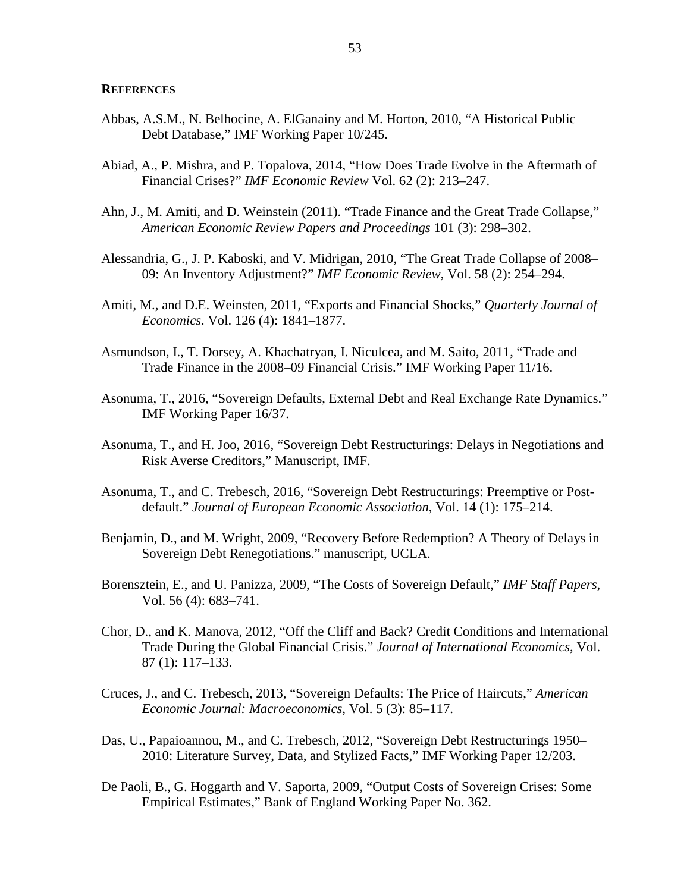**References**

Abbas, A.S.M., N. Belhocine, A. ElGanainy and M. Horton, 2010, "A Historical Public Debt Database," IMF Working Paper 10/245.

Abiad, A., P. Mishra, and P. Topalova, 2014, "How Does Trade Evolve in the Aftermath of Financial Crises?" *IMF Economic Review* Vol. 62 (2): 213–247.

Ahn, J., M. Amiti, and D. Weinstein (2011). "Trade Finance and the Great Trade Collapse," *American Economic Review Papers and Proceedings* 101 (3): 298–302.

Alessandria, G., J. P. Kaboski, and V. Midrigan, 2010, "The Great Trade Collapse of 2008–09: An Inventory Adjustment?" *IMF Economic Review*, Vol. 58 (2): 254–294.

Amiti, M., and D.E. Weinsten, 2011, "Exports and Financial Shocks," *Quarterly Journal of Economics*. Vol. 126 (4): 1841–1877.

Asmundson, I., T. Dorsey, A. Khachatryan, I. Niculcea, and M. Saito, 2011, "Trade and Trade Finance in the 2008–09 Financial Crisis." IMF Working Paper 11/16.

Asonuma, T., 2016, "Sovereign Defaults, External Debt and Real Exchange Rate Dynamics." IMF Working Paper 16/37.

Asonuma, T., and H. Joo, 2016, "Sovereign Debt Restructurings: Delays in Negotiations and Risk Averse Creditors," Manuscript, IMF.

Asonuma, T., and C. Trebesch, 2016, "Sovereign Debt Restructurings: Preemptive or Post-default." *Journal of European Economic Association*, Vol. 14 (1): 175–214.

Benjamin, D., and M. Wright, 2009, "Recovery Before Redemption? A Theory of Delays in Sovereign Debt Renegotiations." manuscript, UCLA.

Borensztein, E., and U. Panizza, 2009, "The Costs of Sovereign Default," *IMF Staff Papers*, Vol. 56 (4): 683–741.

Chor, D., and K. Manova, 2012, "Off the Cliff and Back? Credit Conditions and International Trade During the Global Financial Crisis." *Journal of International Economics*, Vol. 87 (1): 117–133.

Cruces, J., and C. Trebesch, 2013, "Sovereign Defaults: The Price of Haircuts," *American Economic Journal: Macroeconomics*, Vol. 5 (3): 85–117.

Das, U., Papaioannou, M., and C. Trebesch, 2012, "Sovereign Debt Restructurings 1950–2010: Literature Survey, Data, and Stylized Facts," IMF Working Paper 12/203.

De Paoli, B., G. Hoggarth and V. Saporta, 2009, "Output Costs of Sovereign Crises: Some Empirical Estimates," Bank of England Working Paper No. 362.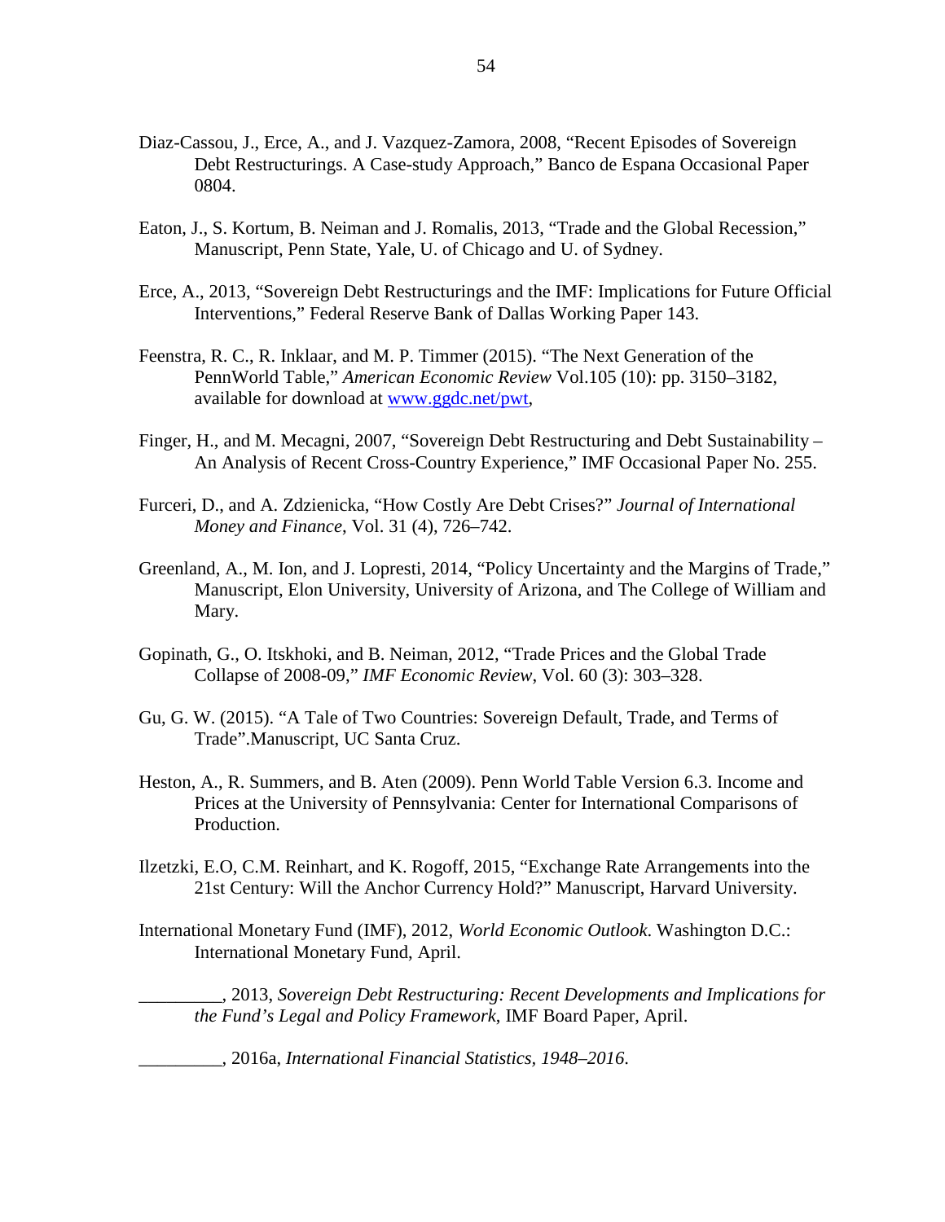Diaz-Cassou, J., Erce, A., and J. Vazquez-Zamora, 2008, "Recent Episodes of Sovereign Debt Restructurings. A Case-study Approach," Banco de Espana Occasional Paper 0804.

Eaton, J., S. Kortum, B. Neiman and J. Romalis, 2013, "Trade and the Global Recession," Manuscript, Penn State, Yale, U. of Chicago and U. of Sydney.

Erce, A., 2013, "Sovereign Debt Restructurings and the IMF: Implications for Future Official Interventions," Federal Reserve Bank of Dallas Working Paper 143.

Feenstra, R. C., R. Inklaar, and M. P. Timmer (2015). "The Next Generation of the PennWorld Table," *American Economic Review* Vol.105 (10): pp. 3150–3182, available for download at [www.ggdc.net/pwt](www.ggdc.net/pwt),

Finger, H., and M. Mecagni, 2007, "Sovereign Debt Restructuring and Debt Sustainability – An Analysis of Recent Cross-Country Experience," IMF Occasional Paper No. 255.

Furceri, D., and A. Zdzienicka, "How Costly Are Debt Crises?" *Journal of International Money and Finance*, Vol. 31 (4), 726–742.

Greenland, A., M. Ion, and J. Lopresti, 2014, "Policy Uncertainty and the Margins of Trade," Manuscript, Elon University, University of Arizona, and The College of William and Mary.

Gopinath, G., O. Itskhoki, and B. Neiman, 2012, "Trade Prices and the Global Trade Collapse of 2008-09," *IMF Economic Review*, Vol. 60 (3): 303–328.

Gu, G. W. (2015). "A Tale of Two Countries: Sovereign Default, Trade, and Terms of Trade".Manuscript, UC Santa Cruz.

Heston, A., R. Summers, and B. Aten (2009). Penn World Table Version 6.3. Income and Prices at the University of Pennsylvania: Center for International Comparisons of Production.

Ilzetzki, E.O, C.M. Reinhart, and K. Rogoff, 2015, "Exchange Rate Arrangements into the 21st Century: Will the Anchor Currency Hold?" Manuscript, Harvard University.

International Monetary Fund (IMF), 2012, *World Economic Outlook*. Washington D.C.: International Monetary Fund, April.

_________, 2013, *Sovereign Debt Restructuring: Recent Developments and Implications for the Fund's Legal and Policy Framework*, IMF Board Paper, April.

_________, 2016a, *International Financial Statistics, 1948–2016*.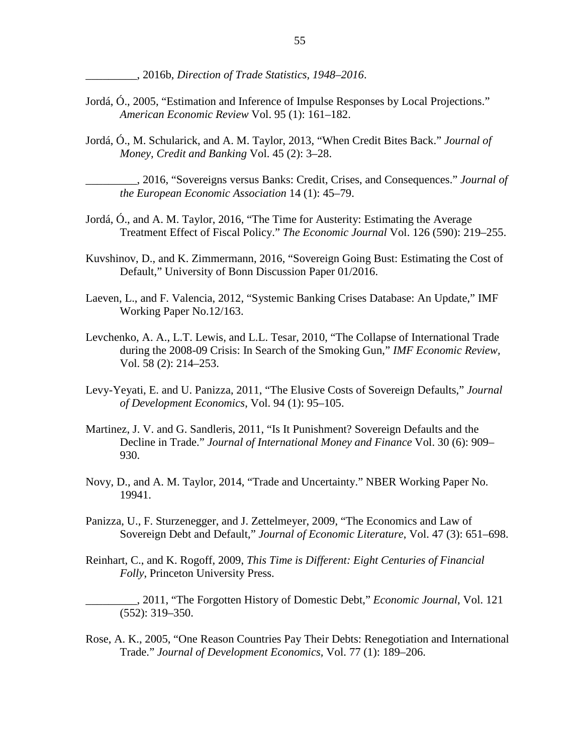_________, 2016b, *Direction of Trade Statistics, 1948–2016*.

Jordá, Ó., 2005, "Estimation and Inference of Impulse Responses by Local Projections." *American Economic Review* Vol. 95 (1): 161–182.

Jordá, Ó., M. Schularick, and A. M. Taylor, 2013, "When Credit Bites Back." *Journal of Money, Credit and Banking* Vol. 45 (2): 3–28.

_________, 2016, "Sovereigns versus Banks: Credit, Crises, and Consequences." *Journal of the European Economic Association* 14 (1): 45–79.

Jordá, Ó., and A. M. Taylor, 2016, "The Time for Austerity: Estimating the Average Treatment Effect of Fiscal Policy." *The Economic Journal* Vol. 126 (590): 219–255.

Kuvshinov, D., and K. Zimmermann, 2016, "Sovereign Going Bust: Estimating the Cost of Default," University of Bonn Discussion Paper 01/2016.

Laeven, L., and F. Valencia, 2012, "Systemic Banking Crises Database: An Update," IMF Working Paper No.12/163.

Levchenko, A. A., L.T. Lewis, and L.L. Tesar, 2010, "The Collapse of International Trade during the 2008-09 Crisis: In Search of the Smoking Gun," *IMF Economic Review*, Vol. 58 (2): 214–253.

Levy-Yeyati, E. and U. Panizza, 2011, "The Elusive Costs of Sovereign Defaults," *Journal of Development Economics*, Vol. 94 (1): 95–105.

Martinez, J. V. and G. Sandleris, 2011, "Is It Punishment? Sovereign Defaults and the Decline in Trade." *Journal of International Money and Finance* Vol. 30 (6): 909–930.

Novy, D., and A. M. Taylor, 2014, "Trade and Uncertainty." NBER Working Paper No. 19941.

Panizza, U., F. Sturzenegger, and J. Zettelmeyer, 2009, "The Economics and Law of Sovereign Debt and Default," *Journal of Economic Literature*, Vol. 47 (3): 651–698.

Reinhart, C., and K. Rogoff, 2009, *This Time is Different: Eight Centuries of Financial Folly*, Princeton University Press.

_________, 2011, "The Forgotten History of Domestic Debt," *Economic Journal*, Vol. 121 (552): 319–350.

Rose, A. K., 2005, "One Reason Countries Pay Their Debts: Renegotiation and International Trade." *Journal of Development Economics*, Vol. 77 (1): 189–206.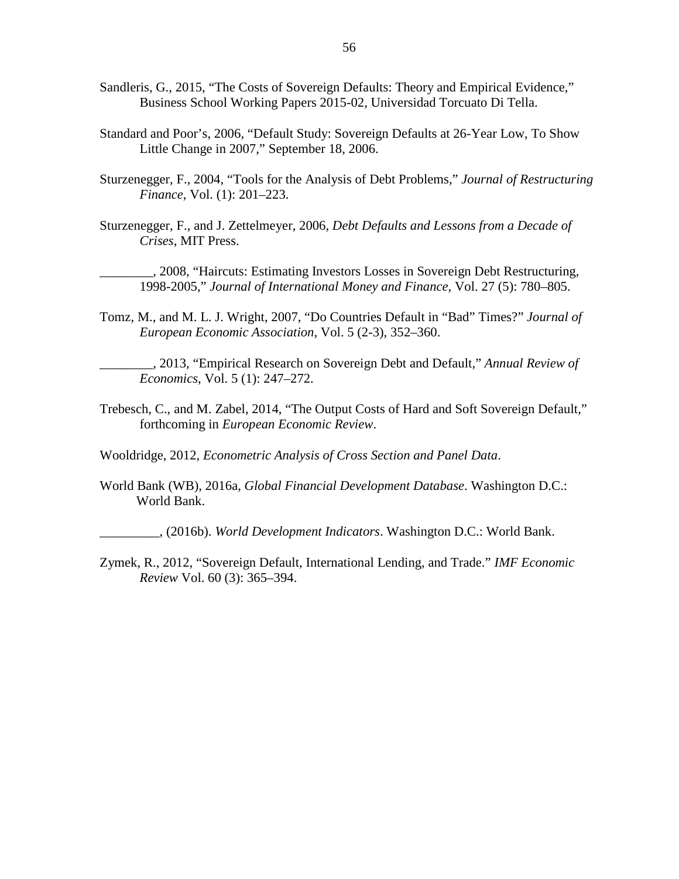Sandleris, G., 2015, "The Costs of Sovereign Defaults: Theory and Empirical Evidence," Business School Working Papers 2015-02, Universidad Torcuato Di Tella.

Standard and Poor's, 2006, "Default Study: Sovereign Defaults at 26-Year Low, To Show Little Change in 2007," September 18, 2006.

Sturzenegger, F., 2004, "Tools for the Analysis of Debt Problems," *Journal of Restructuring Finance*, Vol. (1): 201–223.

Sturzenegger, F., and J. Zettelmeyer, 2006, *Debt Defaults and Lessons from a Decade of Crises*, MIT Press.

________, 2008, "Haircuts: Estimating Investors Losses in Sovereign Debt Restructuring, 1998-2005," *Journal of International Money and Finance*, Vol. 27 (5): 780–805.

Tomz, M., and M. L. J. Wright, 2007, "Do Countries Default in "Bad" Times?" *Journal of European Economic Association*, Vol. 5 (2-3), 352–360.

________, 2013, "Empirical Research on Sovereign Debt and Default," *Annual Review of Economics*, Vol. 5 (1): 247–272.

Trebesch, C., and M. Zabel, 2014, "The Output Costs of Hard and Soft Sovereign Default," forthcoming in *European Economic Review*.

Wooldridge, 2012, *Econometric Analysis of Cross Section and Panel Data*.

World Bank (WB), 2016a, *Global Financial Development Database*. Washington D.C.: World Bank.

_________, (2016b). *World Development Indicators*. Washington D.C.: World Bank.

Zymek, R., 2012, "Sovereign Default, International Lending, and Trade." *IMF Economic Review* Vol. 60 (3): 365–394.